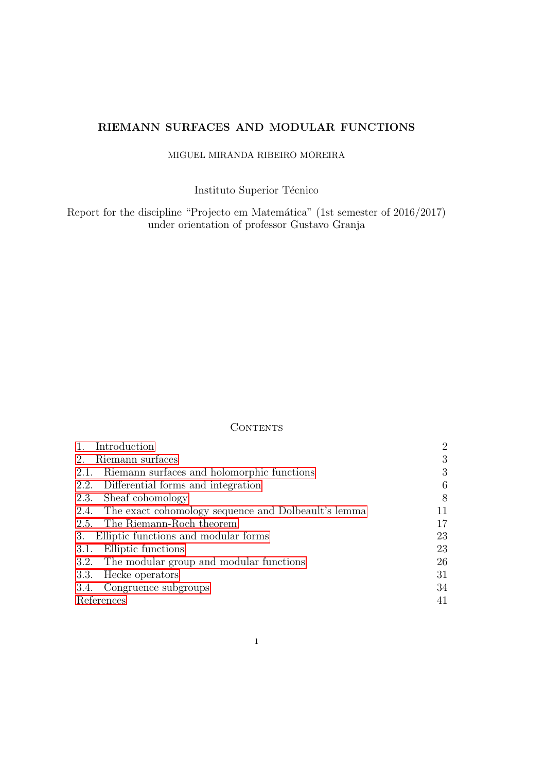# RIEMANN SURFACES AND MODULAR FUNCTIONS

MIGUEL MIRANDA RIBEIRO MOREIRA

Instituto Superior Técnico

Report for the discipline "Projecto em Matemática" (1st semester of 2016/2017)
under orientation of professor Gustavo Granja

## Contents

| | |
|---|---|
| 1. Introduction | 2 |
| 2. Riemann surfaces | 3 |
| 2.1. Riemann surfaces and holomorphic functions | 3 |
| 2.2. Differential forms and integration | 6 |
| 2.3. Sheaf cohomology | 8 |
| 2.4. The exact cohomology sequence and Dolbeault's lemma | 11 |
| 2.5. The Riemann-Roch theorem | 17 |
| 3. Elliptic functions and modular forms | 23 |
| 3.1. Elliptic functions | 23 |
| 3.2. The modular group and modular functions | 26 |
| 3.3. Hecke operators | 31 |
| 3.4. Congruence subgroups | 34 |
| References | 41 |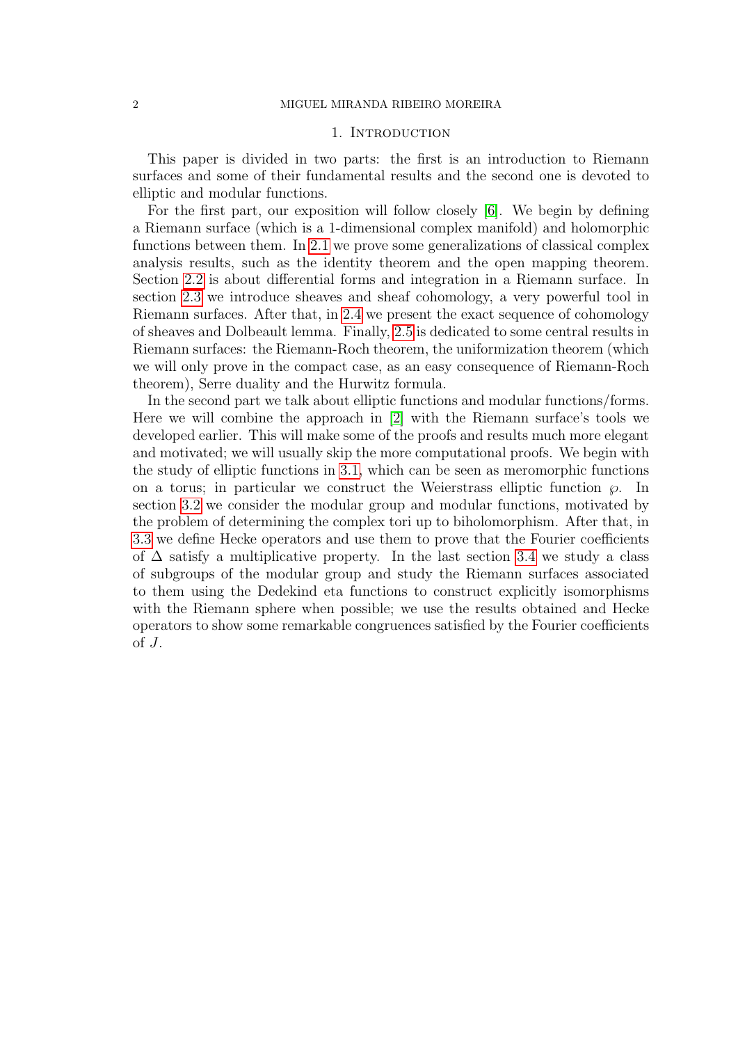# 1. Introduction

This paper is divided in two parts: the first is an introduction to Riemann surfaces and some of their fundamental results and the second one is devoted to elliptic and modular functions.

For the first part, our exposition will follow closely [6]. We begin by defining a Riemann surface (which is a 1-dimensional complex manifold) and holomorphic functions between them. In 2.1 we prove some generalizations of classical complex analysis results, such as the identity theorem and the open mapping theorem. Section 2.2 is about differential forms and integration in a Riemann surface. In section 2.3 we introduce sheaves and sheaf cohomology, a very powerful tool in Riemann surfaces. After that, in 2.4 we present the exact sequence of cohomology of sheaves and Dolbeault lemma. Finally, 2.5 is dedicated to some central results in Riemann surfaces: the Riemann-Roch theorem, the uniformization theorem (which we will only prove in the compact case, as an easy consequence of Riemann-Roch theorem), Serre duality and the Hurwitz formula.

In the second part we talk about elliptic functions and modular functions/forms. Here we will combine the approach in [2] with the Riemann surface's tools we developed earlier. This will make some of the proofs and results much more elegant and motivated; we will usually skip the more computational proofs. We begin with the study of elliptic functions in 3.1, which can be seen as meromorphic functions on a torus; in particular we construct the Weierstrass elliptic function $\wp$. In section 3.2 we consider the modular group and modular functions, motivated by the problem of determining the complex tori up to biholomorphism. After that, in 3.3 we define Hecke operators and use them to prove that the Fourier coefficients of $\Delta$ satisfy a multiplicative property. In the last section 3.4 we study a class of subgroups of the modular group and study the Riemann surfaces associated to them using the Dedekind eta functions to construct explicitly isomorphisms with the Riemann sphere when possible; we use the results obtained and Hecke operators to show some remarkable congruences satisfied by the Fourier coefficients of $J$.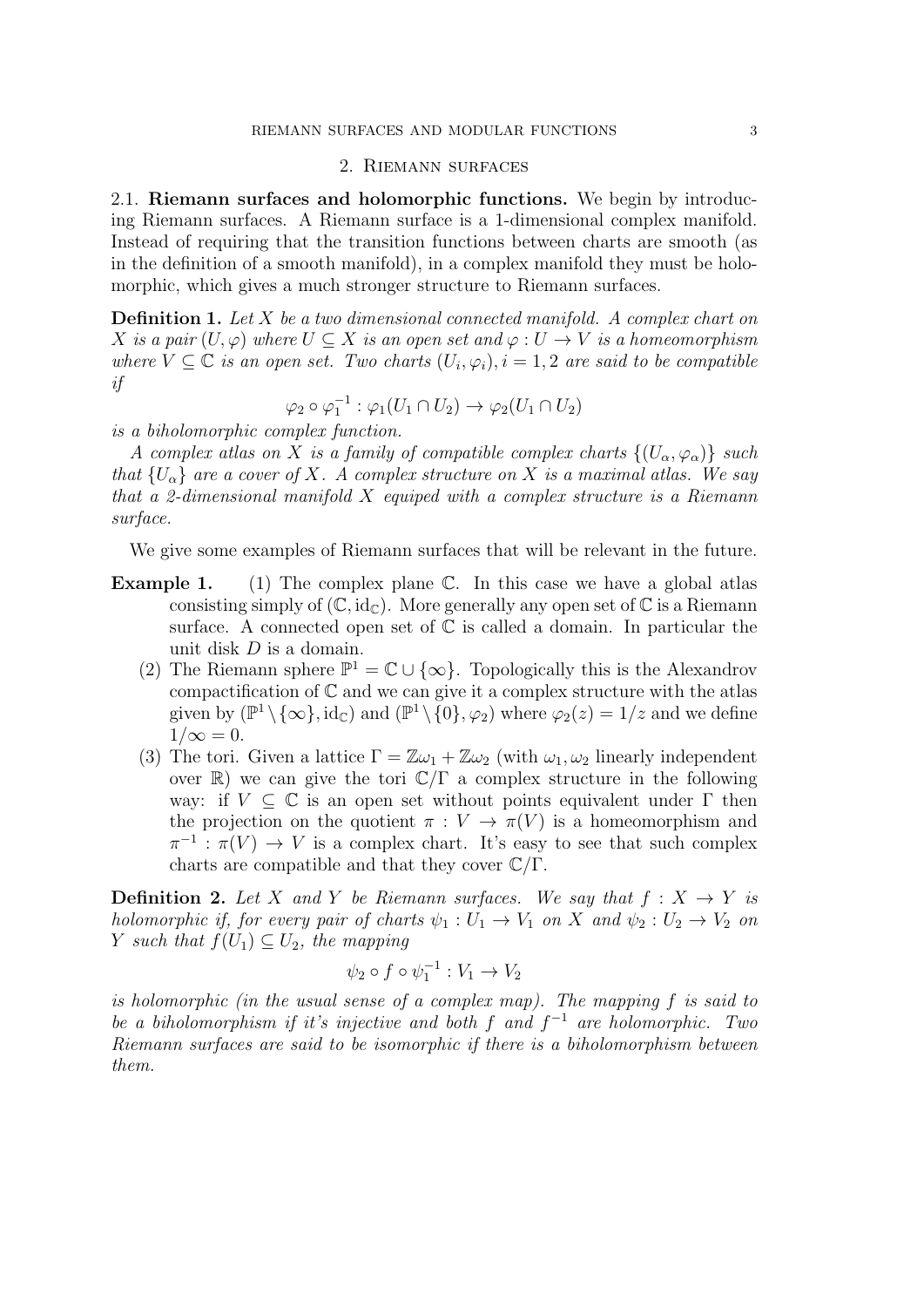## 2. Riemann surfaces

2.1. **Riemann surfaces and holomorphic functions.** We begin by introducing Riemann surfaces. A Riemann surface is a 1-dimensional complex manifold. Instead of requiring that the transition functions between charts are smooth (as in the definition of a smooth manifold), in a complex manifold they must be holomorphic, which gives a much stronger structure to Riemann surfaces.

**Definition 1.** *Let $X$ be a two dimensional connected manifold. A complex chart on $X$ is a pair $(U, \varphi)$ where $U \subseteq X$ is an open set and $\varphi : U \to V$ is a homeomorphism where $V \subseteq \mathbb{C}$ is an open set. Two charts $(U_i, \varphi_i), i = 1, 2$ are said to be compatible if*

$$\varphi_2 \circ \varphi_1^{-1} : \varphi_1(U_1 \cap U_2) \to \varphi_2(U_1 \cap U_2)$$

*is a biholomorphic complex function.*

*A complex atlas on $X$ is a family of compatible complex charts $\{(U_\alpha, \varphi_\alpha)\}$ such that $\{U_\alpha\}$ are a cover of $X$. A complex structure on $X$ is a maximal atlas. We say that a 2-dimensional manifold $X$ equiped with a complex structure is a Riemann surface.*

We give some examples of Riemann surfaces that will be relevant in the future.

**Example 1.**

1. The complex plane $\mathbb{C}$. In this case we have a global atlas consisting simply of $(\mathbb{C}, \mathrm{id}_{\mathbb{C}})$. More generally any open set of $\mathbb{C}$ is a Riemann surface. A connected open set of $\mathbb{C}$ is called a domain. In particular the unit disk $D$ is a domain.
2. The Riemann sphere $\mathbb{P}^1 = \mathbb{C} \cup \{\infty\}$. Topologically this is the Alexandrov compactification of $\mathbb{C}$ and we can give it a complex structure with the atlas given by $(\mathbb{P}^1 \setminus \{\infty\}, \mathrm{id}_{\mathbb{C}})$ and $(\mathbb{P}^1 \setminus \{0\}, \varphi_2)$ where $\varphi_2(z) = 1/z$ and we define $1/\infty = 0$.
3. The tori. Given a lattice $\Gamma = \mathbb{Z}\omega_1 + \mathbb{Z}\omega_2$ (with $\omega_1, \omega_2$ linearly independent over $\mathbb{R}$) we can give the tori $\mathbb{C}/\Gamma$ a complex structure in the following way: if $V \subseteq \mathbb{C}$ is an open set without points equivalent under $\Gamma$ then the projection on the quotient $\pi : V \to \pi(V)$ is a homeomorphism and $\pi^{-1} : \pi(V) \to V$ is a complex chart. It's easy to see that such complex charts are compatible and that they cover $\mathbb{C}/\Gamma$.

**Definition 2.** *Let $X$ and $Y$ be Riemann surfaces. We say that $f : X \to Y$ is holomorphic if, for every pair of charts $\psi_1 : U_1 \to V_1$ on $X$ and $\psi_2 : U_2 \to V_2$ on $Y$ such that $f(U_1) \subseteq U_2$, the mapping*

$$\psi_2 \circ f \circ \psi_1^{-1} : V_1 \to V_2$$

*is holomorphic (in the usual sense of a complex map). The mapping $f$ is said to be a biholomorphism if it's injective and both $f$ and $f^{-1}$ are holomorphic. Two Riemann surfaces are said to be isomorphic if there is a biholomorphism between them.*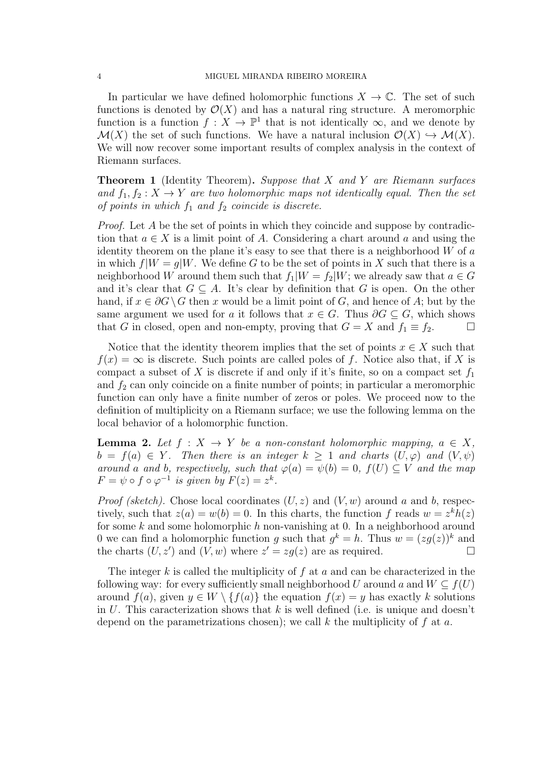In particular we have defined holomorphic functions $X \to \mathbb{C}$. The set of such functions is denoted by $\mathcal{O}(X)$ and has a natural ring structure. A meromorphic function is a function $f : X \to \mathbb{P}^1$ that is not identically $\infty$, and we denote by $\mathcal{M}(X)$ the set of such functions. We have a natural inclusion $\mathcal{O}(X) \hookrightarrow \mathcal{M}(X)$. We will now recover some important results of complex analysis in the context of Riemann surfaces.

**Theorem 1** (Identity Theorem)**.** *Suppose that $X$ and $Y$ are Riemann surfaces and $f_1, f_2 : X \to Y$ are two holomorphic maps not identically equal. Then the set of points in which $f_1$ and $f_2$ coincide is discrete.*

*Proof.* Let $A$ be the set of points in which they coincide and suppose by contradiction that $a \in X$ is a limit point of $A$. Considering a chart around $a$ and using the identity theorem on the plane it's easy to see that there is a neighborhood $W$ of $a$ in which $f|W = g|W$. We define $G$ to be the set of points in $X$ such that there is a neighborhood $W$ around them such that $f_1|W = f_2|W$; we already saw that $a \in G$ and it's clear that $G \subseteq A$. It's clear by definition that $G$ is open. On the other hand, if $x \in \partial G \setminus G$ then $x$ would be a limit point of $G$, and hence of $A$; but by the same argument we used for $a$ it follows that $x \in G$. Thus $\partial G \subseteq G$, which shows that $G$ in closed, open and non-empty, proving that $G = X$ and $f_1 \equiv f_2$. $\square$

Notice that the identity theorem implies that the set of points $x \in X$ such that $f(x) = \infty$ is discrete. Such points are called poles of $f$. Notice also that, if $X$ is compact a subset of $X$ is discrete if and only if it's finite, so on a compact set $f_1$ and $f_2$ can only coincide on a finite number of points; in particular a meromorphic function can only have a finite number of zeros or poles. We proceed now to the definition of multiplicity on a Riemann surface; we use the following lemma on the local behavior of a holomorphic function.

**Lemma 2.** *Let $f : X \to Y$ be a non-constant holomorphic mapping, $a \in X$, $b = f(a) \in Y$. Then there is an integer $k \geq 1$ and charts $(U, \varphi)$ and $(V, \psi)$ around $a$ and $b$, respectively, such that $\varphi(a) = \psi(b) = 0$, $f(U) \subseteq V$ and the map $F = \psi \circ f \circ \varphi^{-1}$ is given by $F(z) = z^k$.*

*Proof (sketch).* Chose local coordinates $(U, z)$ and $(V, w)$ around $a$ and $b$, respectively, such that $z(a) = w(b) = 0$. In this charts, the function $f$ reads $w = z^k h(z)$ for some $k$ and some holomorphic $h$ non-vanishing at 0. In a neighborhood around 0 we can find a holomorphic function $g$ such that $g^k = h$. Thus $w = (zg(z))^k$ and the charts $(U, z')$ and $(V, w)$ where $z' = zg(z)$ are as required. $\square$

The integer $k$ is called the multiplicity of $f$ at $a$ and can be characterized in the following way: for every sufficiently small neighborhood $U$ around $a$ and $W \subseteq f(U)$ around $f(a)$, given $y \in W \setminus \{f(a)\}$ the equation $f(x) = y$ has exactly $k$ solutions in $U$. This caracterization shows that $k$ is well defined (i.e. is unique and doesn't depend on the parametrizations chosen); we call $k$ the multiplicity of $f$ at $a$.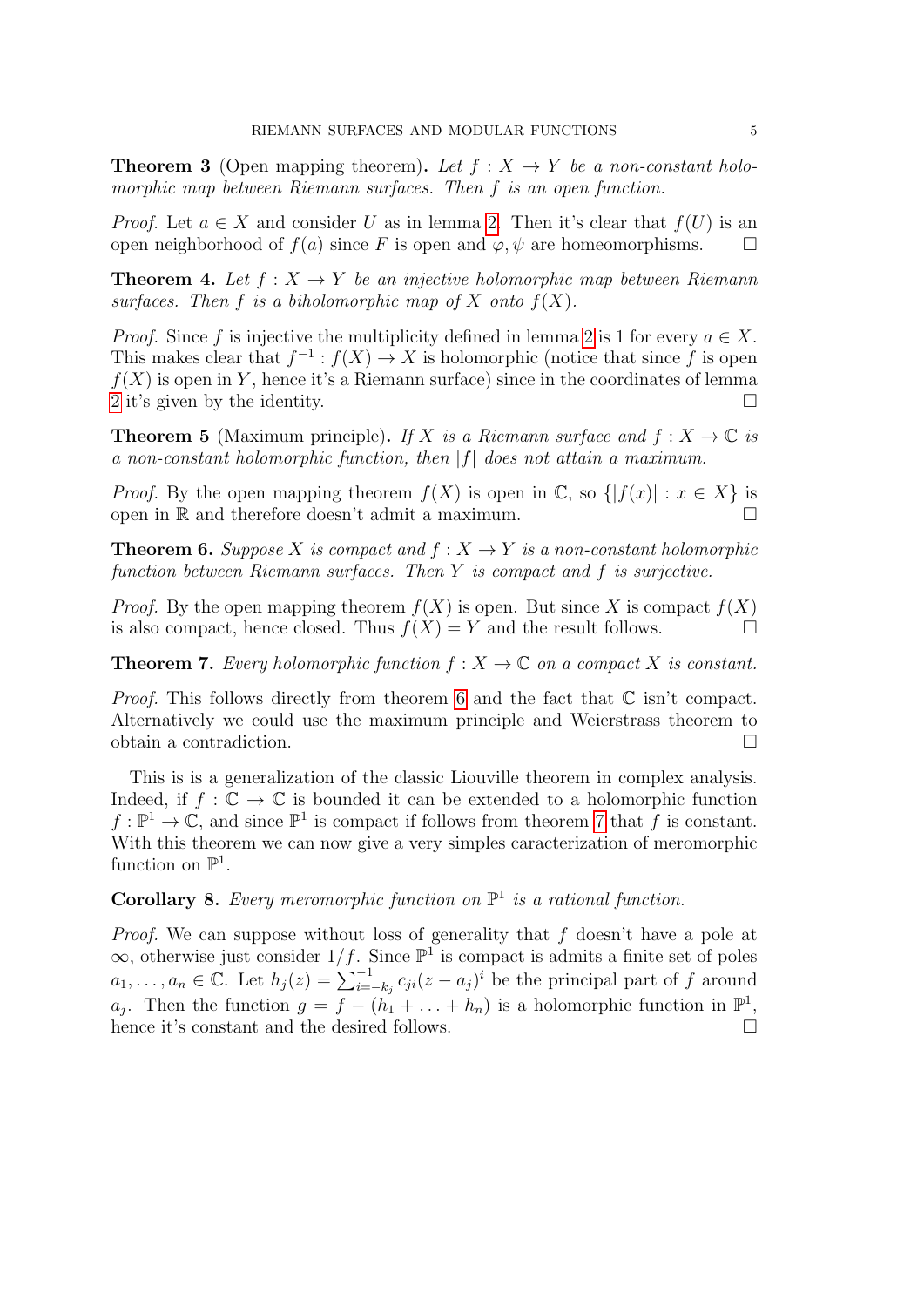**Theorem 3** (Open mapping theorem)**.** *Let $f : X \to Y$ be a non-constant holomorphic map between Riemann surfaces. Then $f$ is an open function.*

*Proof.* Let $a \in X$ and consider $U$ as in lemma 2. Then it's clear that $f(U)$ is an open neighborhood of $f(a)$ since $F$ is open and $\varphi, \psi$ are homeomorphisms. $\square$

**Theorem 4.** *Let $f : X \to Y$ be an injective holomorphic map between Riemann surfaces. Then $f$ is a biholomorphic map of $X$ onto $f(X)$.*

*Proof.* Since $f$ is injective the multiplicity defined in lemma 2 is 1 for every $a \in X$. This makes clear that $f^{-1} : f(X) \to X$ is holomorphic (notice that since $f$ is open $f(X)$ is open in $Y$, hence it's a Riemann surface) since in the coordinates of lemma 2 it's given by the identity. $\square$

**Theorem 5** (Maximum principle)**.** *If $X$ is a Riemann surface and $f : X \to \mathbb{C}$ is a non-constant holomorphic function, then $|f|$ does not attain a maximum.*

*Proof.* By the open mapping theorem $f(X)$ is open in $\mathbb{C}$, so $\{|f(x)| : x \in X\}$ is open in $\mathbb{R}$ and therefore doesn't admit a maximum. $\square$

**Theorem 6.** *Suppose $X$ is compact and $f : X \to Y$ is a non-constant holomorphic function between Riemann surfaces. Then $Y$ is compact and $f$ is surjective.*

*Proof.* By the open mapping theorem $f(X)$ is open. But since $X$ is compact $f(X)$ is also compact, hence closed. Thus $f(X) = Y$ and the result follows. $\square$

**Theorem 7.** *Every holomorphic function $f : X \to \mathbb{C}$ on a compact $X$ is constant.*

*Proof.* This follows directly from theorem 6 and the fact that $\mathbb{C}$ isn't compact. Alternatively we could use the maximum principle and Weierstrass theorem to obtain a contradiction. $\square$

This is is a generalization of the classic Liouville theorem in complex analysis. Indeed, if $f : \mathbb{C} \to \mathbb{C}$ is bounded it can be extended to a holomorphic function $f : \mathbb{P}^1 \to \mathbb{C}$, and since $\mathbb{P}^1$ is compact if follows from theorem 7 that $f$ is constant. With this theorem we can now give a very simples caracterization of meromorphic function on $\mathbb{P}^1$.

**Corollary 8.** *Every meromorphic function on $\mathbb{P}^1$ is a rational function.*

*Proof.* We can suppose without loss of generality that $f$ doesn't have a pole at $\infty$, otherwise just consider $1/f$. Since $\mathbb{P}^1$ is compact is admits a finite set of poles $a_1, \ldots, a_n \in \mathbb{C}$. Let $h_j(z) = \sum_{i=-k_j}^{-1} c_{ji}(z - a_j)^i$ be the principal part of $f$ around $a_j$. Then the function $g = f - (h_1 + \ldots + h_n)$ is a holomorphic function in $\mathbb{P}^1$, hence it's constant and the desired follows. $\square$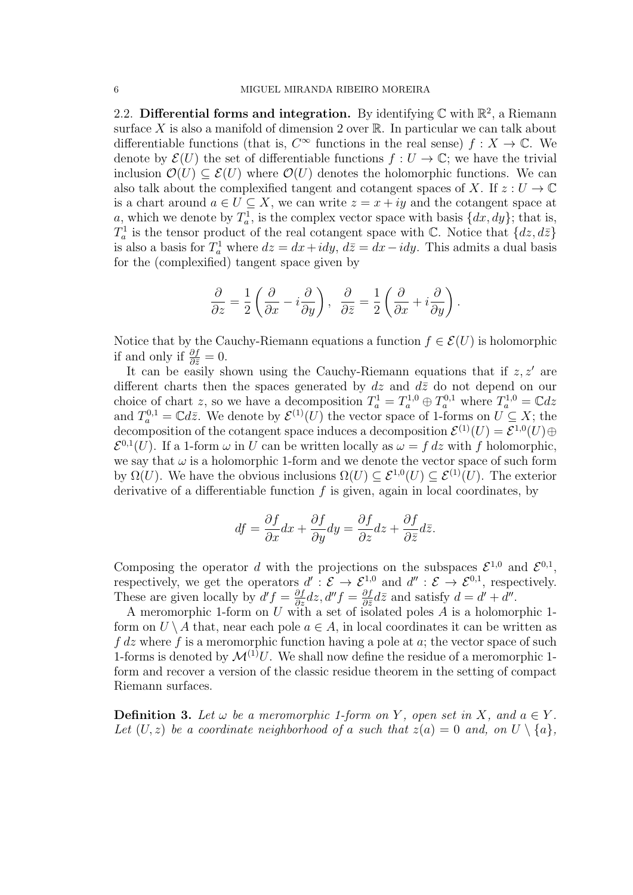### 2.2. Differential forms and integration.

By identifying $\mathbb{C}$ with $\mathbb{R}^2$, a Riemann surface $X$ is also a manifold of dimension 2 over $\mathbb{R}$. In particular we can talk about differentiable functions (that is, $C^\infty$ functions in the real sense) $f : X \to \mathbb{C}$. We denote by $\mathcal{E}(U)$ the set of differentiable functions $f : U \to \mathbb{C}$; we have the trivial inclusion $\mathcal{O}(U) \subseteq \mathcal{E}(U)$ where $\mathcal{O}(U)$ denotes the holomorphic functions. We can also talk about the complexified tangent and cotangent spaces of $X$. If $z : U \to \mathbb{C}$ is a chart around $a \in U \subseteq X$, we can write $z = x + iy$ and the cotangent space at $a$, which we denote by $T_a^1$, is the complex vector space with basis $\{dx, dy\}$; that is, $T_a^1$ is the tensor product of the real cotangent space with $\mathbb{C}$. Notice that $\{dz, d\bar{z}\}$ is also a basis for $T_a^1$ where $dz = dx + idy$, $d\bar{z} = dx - idy$. This admits a dual basis for the (complexified) tangent space given by

$$\frac{\partial}{\partial z} = \frac{1}{2}\left(\frac{\partial}{\partial x} - i\frac{\partial}{\partial y}\right), \quad \frac{\partial}{\partial \bar{z}} = \frac{1}{2}\left(\frac{\partial}{\partial x} + i\frac{\partial}{\partial y}\right).$$

Notice that by the Cauchy-Riemann equations a function $f \in \mathcal{E}(U)$ is holomorphic if and only if $\frac{\partial f}{\partial \bar{z}} = 0$.

It can be easily shown using the Cauchy-Riemann equations that if $z, z'$ are different charts then the spaces generated by $dz$ and $d\bar{z}$ do not depend on our choice of chart $z$, so we have a decomposition $T_a^1 = T_a^{1,0} \oplus T_a^{0,1}$ where $T_a^{1,0} = \mathbb{C}dz$ and $T_a^{0,1} = \mathbb{C}d\bar{z}$. We denote by $\mathcal{E}^{(1)}(U)$ the vector space of 1-forms on $U \subseteq X$; the decomposition of the cotangent space induces a decomposition $\mathcal{E}^{(1)}(U) = \mathcal{E}^{1,0}(U) \oplus \mathcal{E}^{0,1}(U)$. If a 1-form $\omega$ in $U$ can be written locally as $\omega = f\, dz$ with $f$ holomorphic, we say that $\omega$ is a holomorphic 1-form and we denote the vector space of such form by $\Omega(U)$. We have the obvious inclusions $\Omega(U) \subseteq \mathcal{E}^{1,0}(U) \subseteq \mathcal{E}^{(1)}(U)$. The exterior derivative of a differentiable function $f$ is given, again in local coordinates, by

$$df = \frac{\partial f}{\partial x}dx + \frac{\partial f}{\partial y}dy = \frac{\partial f}{\partial z}dz + \frac{\partial f}{\partial \bar{z}}d\bar{z}.$$

Composing the operator $d$ with the projections on the subspaces $\mathcal{E}^{1,0}$ and $\mathcal{E}^{0,1}$, respectively, we get the operators $d' : \mathcal{E} \to \mathcal{E}^{1,0}$ and $d'' : \mathcal{E} \to \mathcal{E}^{0,1}$, respectively. These are given locally by $d'f = \frac{\partial f}{\partial z}dz, d''f = \frac{\partial f}{\partial \bar{z}}d\bar{z}$ and satisfy $d = d' + d''$.

A meromorphic 1-form on $U$ with a set of isolated poles $A$ is a holomorphic 1-form on $U \setminus A$ that, near each pole $a \in A$, in local coordinates it can be written as $f\, dz$ where $f$ is a meromorphic function having a pole at $a$; the vector space of such 1-forms is denoted by $\mathcal{M}^{(1)}U$. We shall now define the residue of a meromorphic 1-form and recover a version of the classic residue theorem in the setting of compact Riemann surfaces.

**Definition 3.** *Let $\omega$ be a meromorphic 1-form on $Y$, open set in $X$, and $a \in Y$. Let $(U, z)$ be a coordinate neighborhood of $a$ such that $z(a) = 0$ and, on $U \setminus \{a\}$,*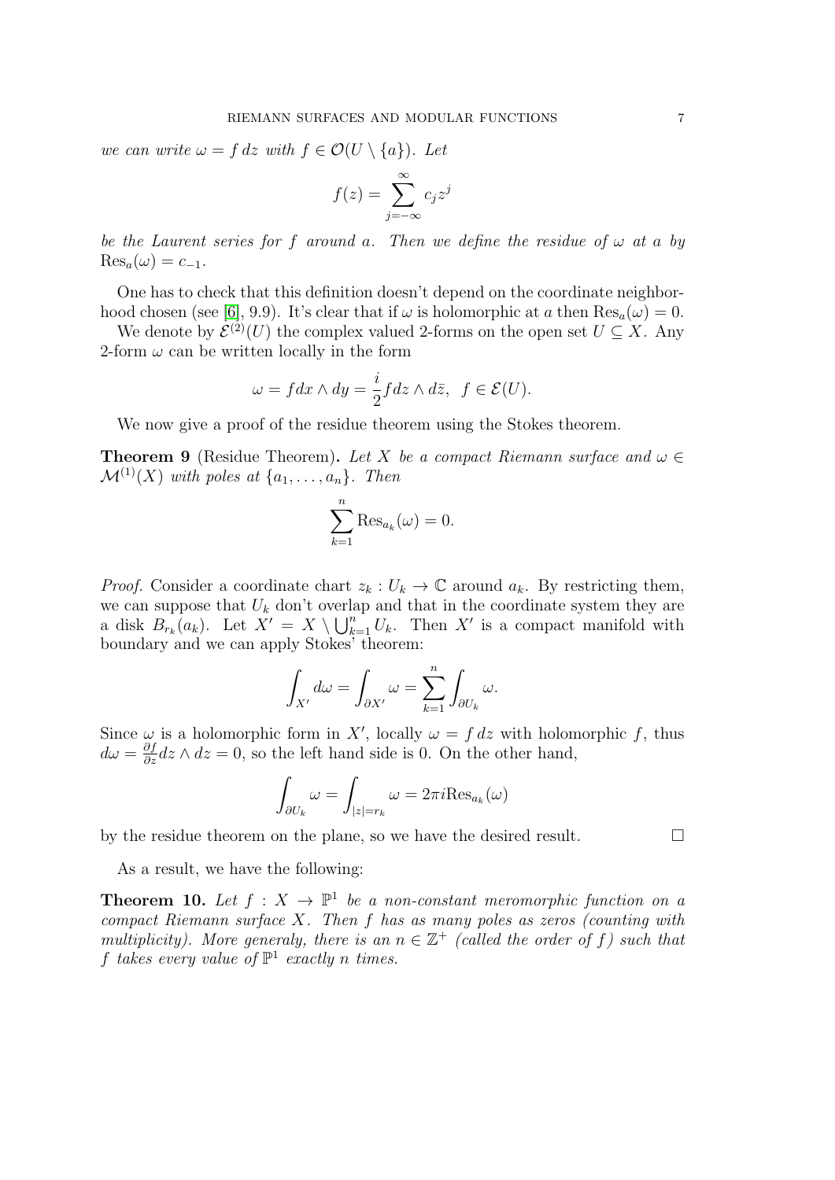*we can write $\omega = f\,dz$ with $f \in \mathcal{O}(U \setminus \{a\})$. Let*

$$f(z) = \sum_{j=-\infty}^{\infty} c_j z^j$$

*be the Laurent series for $f$ around $a$. Then we define the residue of $\omega$ at $a$ by $\mathrm{Res}_a(\omega) = c_{-1}$.*

One has to check that this definition doesn't depend on the coordinate neighborhood chosen (see [6], 9.9). It's clear that if $\omega$ is holomorphic at $a$ then $\mathrm{Res}_a(\omega) = 0$.

We denote by $\mathcal{E}^{(2)}(U)$ the complex valued 2-forms on the open set $U \subseteq X$. Any 2-form $\omega$ can be written locally in the form

$$\omega = f dx \wedge dy = \frac{i}{2} f dz \wedge d\bar{z}, \;\; f \in \mathcal{E}(U).$$

We now give a proof of the residue theorem using the Stokes theorem.

**Theorem 9** (Residue Theorem). *Let $X$ be a compact Riemann surface and $\omega \in \mathcal{M}^{(1)}(X)$ with poles at $\{a_1, \ldots, a_n\}$. Then*

$$\sum_{k=1}^{n} \mathrm{Res}_{a_k}(\omega) = 0.$$

*Proof.* Consider a coordinate chart $z_k : U_k \to \mathbb{C}$ around $a_k$. By restricting them, we can suppose that $U_k$ don't overlap and that in the coordinate system they are a disk $B_{r_k}(a_k)$. Let $X' = X \setminus \bigcup_{k=1}^{n} U_k$. Then $X'$ is a compact manifold with boundary and we can apply Stokes' theorem:

$$\int_{X'} d\omega = \int_{\partial X'} \omega = \sum_{k=1}^{n} \int_{\partial U_k} \omega.$$

Since $\omega$ is a holomorphic form in $X'$, locally $\omega = f\,dz$ with holomorphic $f$, thus $d\omega = \frac{\partial f}{\partial z} dz \wedge dz = 0$, so the left hand side is 0. On the other hand,

$$\int_{\partial U_k} \omega = \int_{|z|=r_k} \omega = 2\pi i \mathrm{Res}_{a_k}(\omega)$$

by the residue theorem on the plane, so we have the desired result. $\square$

As a result, we have the following:

**Theorem 10.** *Let $f : X \to \mathbb{P}^1$ be a non-constant meromorphic function on a compact Riemann surface $X$. Then $f$ has as many poles as zeros (counting with multiplicity). More generaly, there is an $n \in \mathbb{Z}^+$ (called the order of $f$) such that $f$ takes every value of $\mathbb{P}^1$ exactly $n$ times.*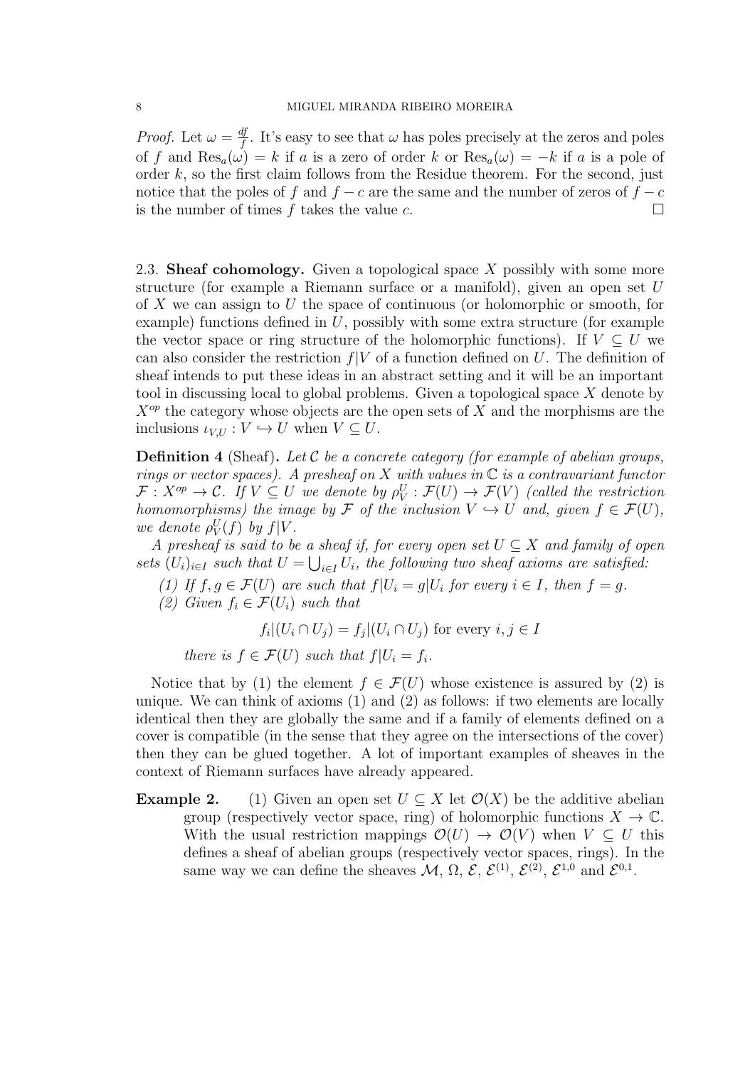*Proof.* Let $\omega = \frac{df}{f}$. It's easy to see that $\omega$ has poles precisely at the zeros and poles of $f$ and $\text{Res}_a(\omega) = k$ if $a$ is a zero of order $k$ or $\text{Res}_a(\omega) = -k$ if $a$ is a pole of order $k$, so the first claim follows from the Residue theorem. For the second, just notice that the poles of $f$ and $f - c$ are the same and the number of zeros of $f - c$ is the number of times $f$ takes the value $c$. □

### 2.3. Sheaf cohomology.

Given a topological space $X$ possibly with some more structure (for example a Riemann surface or a manifold), given an open set $U$ of $X$ we can assign to $U$ the space of continuous (or holomorphic or smooth, for example) functions defined in $U$, possibly with some extra structure (for example the vector space or ring structure of the holomorphic functions). If $V \subseteq U$ we can also consider the restriction $f|V$ of a function defined on $U$. The definition of sheaf intends to put these ideas in an abstract setting and it will be an important tool in discussing local to global problems. Given a topological space $X$ denote by $X^{op}$ the category whose objects are the open sets of $X$ and the morphisms are the inclusions $\iota_{V,U} : V \hookrightarrow U$ when $V \subseteq U$.

**Definition 4** (Sheaf)**.** *Let $\mathcal{C}$ be a concrete category (for example of abelian groups, rings or vector spaces). A presheaf on $X$ with values in $\mathbb{C}$ is a contravariant functor $\mathcal{F} : X^{op} \to \mathcal{C}$. If $V \subseteq U$ we denote by $\rho^U_V : \mathcal{F}(U) \to \mathcal{F}(V)$ (called the restriction homomorphisms) the image by $\mathcal{F}$ of the inclusion $V \hookrightarrow U$ and, given $f \in \mathcal{F}(U)$, we denote $\rho^U_V(f)$ by $f|V$.*

*A presheaf is said to be a sheaf if, for every open set $U \subseteq X$ and family of open sets $(U_i)_{i \in I}$ such that $U = \bigcup_{i \in I} U_i$, the following two sheaf axioms are satisfied:*

*(1) If $f, g \in \mathcal{F}(U)$ are such that $f|U_i = g|U_i$ for every $i \in I$, then $f = g$.*

*(2) Given $f_i \in \mathcal{F}(U_i)$ such that*

$$f_i|(U_i \cap U_j) = f_j|(U_i \cap U_j) \text{ for every } i, j \in I$$

*there is $f \in \mathcal{F}(U)$ such that $f|U_i = f_i$.*

Notice that by (1) the element $f \in \mathcal{F}(U)$ whose existence is assured by (2) is unique. We can think of axioms (1) and (2) as follows: if two elements are locally identical then they are globally the same and if a family of elements defined on a cover is compatible (in the sense that they agree on the intersections of the cover) then they can be glued together. A lot of important examples of sheaves in the context of Riemann surfaces have already appeared.

**Example 2.** (1) Given an open set $U \subseteq X$ let $\mathcal{O}(X)$ be the additive abelian group (respectively vector space, ring) of holomorphic functions $X \to \mathbb{C}$. With the usual restriction mappings $\mathcal{O}(U) \to \mathcal{O}(V)$ when $V \subseteq U$ this defines a sheaf of abelian groups (respectively vector spaces, rings). In the same way we can define the sheaves $\mathcal{M}$, $\Omega$, $\mathcal{E}$, $\mathcal{E}^{(1)}$, $\mathcal{E}^{(2)}$, $\mathcal{E}^{1,0}$ and $\mathcal{E}^{0,1}$.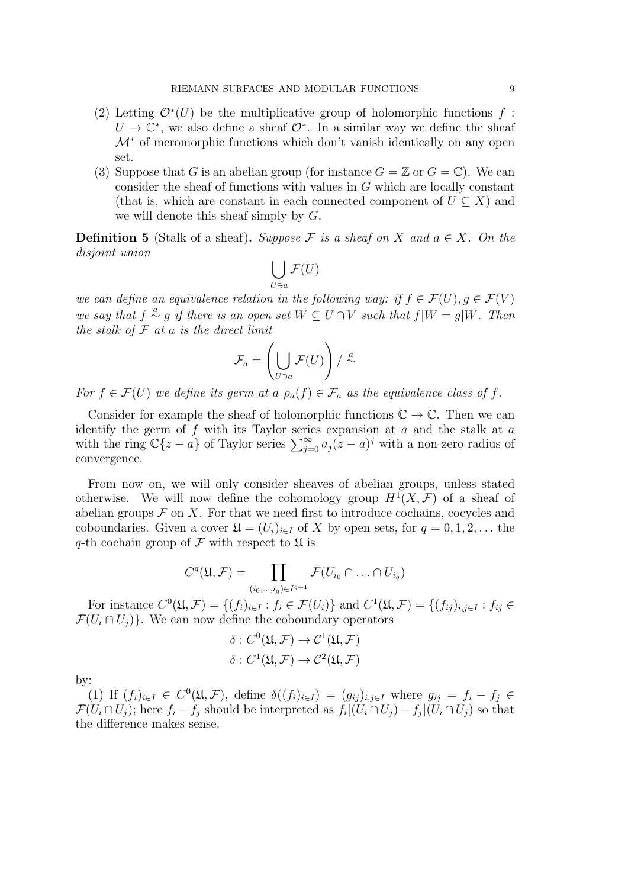(2) Letting $\mathcal{O}^*(U)$ be the multiplicative group of holomorphic functions $f : U \to \mathbb{C}^*$, we also define a sheaf $\mathcal{O}^*$. In a similar way we define the sheaf $\mathcal{M}^*$ of meromorphic functions which don't vanish identically on any open set.

(3) Suppose that $G$ is an abelian group (for instance $G = \mathbb{Z}$ or $G = \mathbb{C}$). We can consider the sheaf of functions with values in $G$ which are locally constant (that is, which are constant in each connected component of $U \subseteq X$) and we will denote this sheaf simply by $G$.

**Definition 5** (Stalk of a sheaf)**.** *Suppose $\mathcal{F}$ is a sheaf on $X$ and $a \in X$. On the disjoint union*

$$\bigcup_{U \ni a} \mathcal{F}(U)$$

*we can define an equivalence relation in the following way: if $f \in \mathcal{F}(U), g \in \mathcal{F}(V)$ we say that $f \overset{a}{\sim} g$ if there is an open set $W \subseteq U \cap V$ such that $f|W = g|W$. Then the stalk of $\mathcal{F}$ at $a$ is the direct limit*

$$\mathcal{F}_a = \left( \bigcup_{U \ni a} \mathcal{F}(U) \right) / \overset{a}{\sim}$$

*For $f \in \mathcal{F}(U)$ we define its germ at $a$ $\rho_a(f) \in \mathcal{F}_a$ as the equivalence class of $f$.*

Consider for example the sheaf of holomorphic functions $\mathbb{C} \to \mathbb{C}$. Then we can identify the germ of $f$ with its Taylor series expansion at $a$ and the stalk at $a$ with the ring $\mathbb{C}\{z - a\}$ of Taylor series $\sum_{j=0}^{\infty} a_j(z - a)^j$ with a non-zero radius of convergence.

From now on, we will only consider sheaves of abelian groups, unless stated otherwise. We will now define the cohomology group $H^1(X, \mathcal{F})$ of a sheaf of abelian groups $\mathcal{F}$ on $X$. For that we need first to introduce cochains, cocycles and coboundaries. Given a cover $\mathfrak{U} = (U_i)_{i \in I}$ of $X$ by open sets, for $q = 0, 1, 2, \ldots$ the $q$-th cochain group of $\mathcal{F}$ with respect to $\mathfrak{U}$ is

$$C^q(\mathfrak{U}, \mathcal{F}) = \prod_{(i_0, \ldots, i_q) \in I^{q+1}} \mathcal{F}(U_{i_0} \cap \ldots \cap U_{i_q})$$

For instance $C^0(\mathfrak{U}, \mathcal{F}) = \{(f_i)_{i \in I} : f_i \in \mathcal{F}(U_i)\}$ and $C^1(\mathfrak{U}, \mathcal{F}) = \{(f_{ij})_{i,j \in I} : f_{ij} \in \mathcal{F}(U_i \cap U_j)\}$. We can now define the coboundary operators

$$\delta : C^0(\mathfrak{U}, \mathcal{F}) \to \mathcal{C}^1(\mathfrak{U}, \mathcal{F})$$
$$\delta : C^1(\mathfrak{U}, \mathcal{F}) \to \mathcal{C}^2(\mathfrak{U}, \mathcal{F})$$

by:

(1) If $(f_i)_{i \in I} \in C^0(\mathfrak{U}, \mathcal{F})$, define $\delta((f_i)_{i \in I}) = (g_{ij})_{i,j \in I}$ where $g_{ij} = f_i - f_j \in \mathcal{F}(U_i \cap U_j)$; here $f_i - f_j$ should be interpreted as $f_i|(U_i \cap U_j) - f_j|(U_i \cap U_j)$ so that the difference makes sense.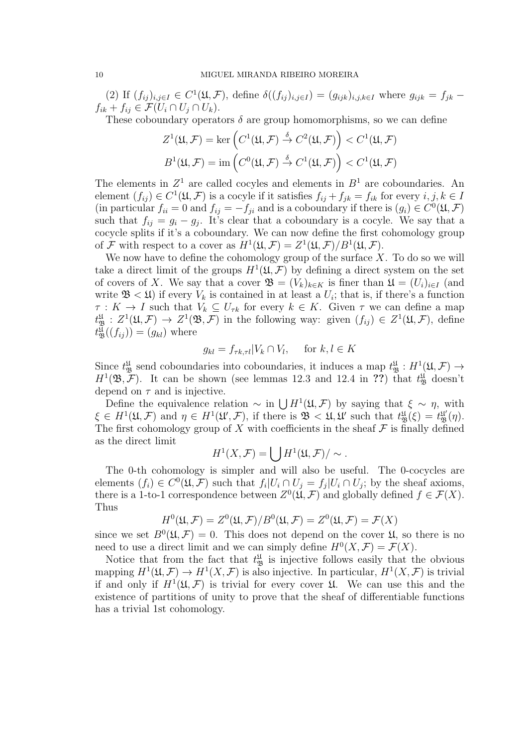(2) If $(f_{ij})_{i,j \in I} \in C^1(\mathfrak{U}, \mathcal{F})$, define $\delta((f_{ij})_{i,j\in I}) = (g_{ijk})_{i,j,k\in I}$ where $g_{ijk} = f_{jk} - f_{ik} + f_{ij} \in \mathcal{F}(U_i \cap U_j \cap U_k)$.

These coboundary operators $\delta$ are group homomorphisms, so we can define

$$Z^1(\mathfrak{U}, \mathcal{F}) = \ker\left(C^1(\mathfrak{U}, \mathcal{F}) \xrightarrow{\delta} C^2(\mathfrak{U}, \mathcal{F})\right) < C^1(\mathfrak{U}, \mathcal{F})$$
$$B^1(\mathfrak{U}, \mathcal{F}) = \operatorname{im}\left(C^0(\mathfrak{U}, \mathcal{F}) \xrightarrow{\delta} C^1(\mathfrak{U}, \mathcal{F})\right) < C^1(\mathfrak{U}, \mathcal{F})$$

The elements in $Z^1$ are called cocyles and elements in $B^1$ are coboundaries. An element $(f_{ij}) \in C^1(\mathfrak{U}, \mathcal{F})$ is a cocyle if it satisfies $f_{ij} + f_{jk} = f_{ik}$ for every $i, j, k \in I$ (in particular $f_{ii} = 0$ and $f_{ij} = -f_{ji}$ and is a coboundary if there is $(g_i) \in C^0(\mathfrak{U}, \mathcal{F})$ such that $f_{ij} = g_i - g_j$. It's clear that a coboundary is a cocyle. We say that a cocycle splits if it's a coboundary. We can now define the first cohomology group of $\mathcal{F}$ with respect to a cover as $H^1(\mathfrak{U}, \mathcal{F}) = Z^1(\mathfrak{U}, \mathcal{F})/B^1(\mathfrak{U}, \mathcal{F})$.

We now have to define the cohomology group of the surface $X$. To do so we will take a direct limit of the groups $H^1(\mathfrak{U}, \mathcal{F})$ by defining a direct system on the set of covers of $X$. We say that a cover $\mathfrak{B} = (V_k)_{k\in K}$ is finer than $\mathfrak{U} = (U_i)_{i\in I}$ (and write $\mathfrak{B} < \mathfrak{U}$) if every $V_k$ is contained in at least a $U_i$; that is, if there's a function $\tau : K \to I$ such that $V_k \subseteq U_{\tau k}$ for every $k \in K$. Given $\tau$ we can define a map $t^{\mathfrak{U}}_{\mathfrak{B}} : Z^1(\mathfrak{U}, \mathcal{F}) \to Z^1(\mathfrak{B}, \mathcal{F})$ in the following way: given $(f_{ij}) \in Z^1(\mathfrak{U}, \mathcal{F})$, define $t^{\mathfrak{U}}_{\mathfrak{B}}((f_{ij})) = (g_{kl})$ where

$$g_{kl} = f_{\tau k, \tau l} | V_k \cap V_l, \quad \text{for } k, l \in K$$

Since $t^{\mathfrak{U}}_{\mathfrak{B}}$ send coboundaries into coboundaries, it induces a map $t^{\mathfrak{U}}_{\mathfrak{B}} : H^1(\mathfrak{U}, \mathcal{F}) \to H^1(\mathfrak{B}, \mathcal{F})$. It can be shown (see lemmas 12.3 and 12.4 in **??**) that $t^{\mathfrak{U}}_{\mathfrak{B}}$ doesn't depend on $\tau$ and is injective.

Define the equivalence relation $\sim$ in $\bigcup H^1(\mathfrak{U}, \mathcal{F})$ by saying that $\xi \sim \eta$, with $\xi \in H^1(\mathfrak{U}, \mathcal{F})$ and $\eta \in H^1(\mathfrak{U}', \mathcal{F})$, if there is $\mathfrak{B} < \mathfrak{U}, \mathfrak{U}'$ such that $t^{\mathfrak{U}}_{\mathfrak{B}}(\xi) = t^{\mathfrak{U}'}_{\mathfrak{B}}(\eta)$. The first cohomology group of $X$ with coefficients in the sheaf $\mathcal{F}$ is finally defined as the direct limit

$$H^1(X, \mathcal{F}) = \bigcup H^1(\mathfrak{U}, \mathcal{F})/\sim .$$

The 0-th cohomology is simpler and will also be useful. The 0-cocycles are elements $(f_i) \in C^0(\mathfrak{U}, \mathcal{F})$ such that $f_i | U_i \cap U_j = f_j | U_i \cap U_j$; by the sheaf axioms, there is a 1-to-1 correspondence between $Z^0(\mathfrak{U}, \mathcal{F})$ and globally defined $f \in \mathcal{F}(X)$. Thus

$$H^0(\mathfrak{U}, \mathcal{F}) = Z^0(\mathfrak{U}, \mathcal{F})/B^0(\mathfrak{U}, \mathcal{F}) = Z^0(\mathfrak{U}, \mathcal{F}) = \mathcal{F}(X)$$

since we set $B^0(\mathfrak{U}, \mathcal{F}) = 0$. This does not depend on the cover $\mathfrak{U}$, so there is no need to use a direct limit and we can simply define $H^0(X, \mathcal{F}) = \mathcal{F}(X)$.

Notice that from the fact that $t^{\mathfrak{U}}_{\mathfrak{B}}$ is injective follows easily that the obvious mapping $H^1(\mathfrak{U}, \mathcal{F}) \to H^1(X, \mathcal{F})$ is also injective. In particular, $H^1(X, \mathcal{F})$ is trivial if and only if $H^1(\mathfrak{U}, \mathcal{F})$ is trivial for every cover $\mathfrak{U}$. We can use this and the existence of partitions of unity to prove that the sheaf of differentiable functions has a trivial 1st cohomology.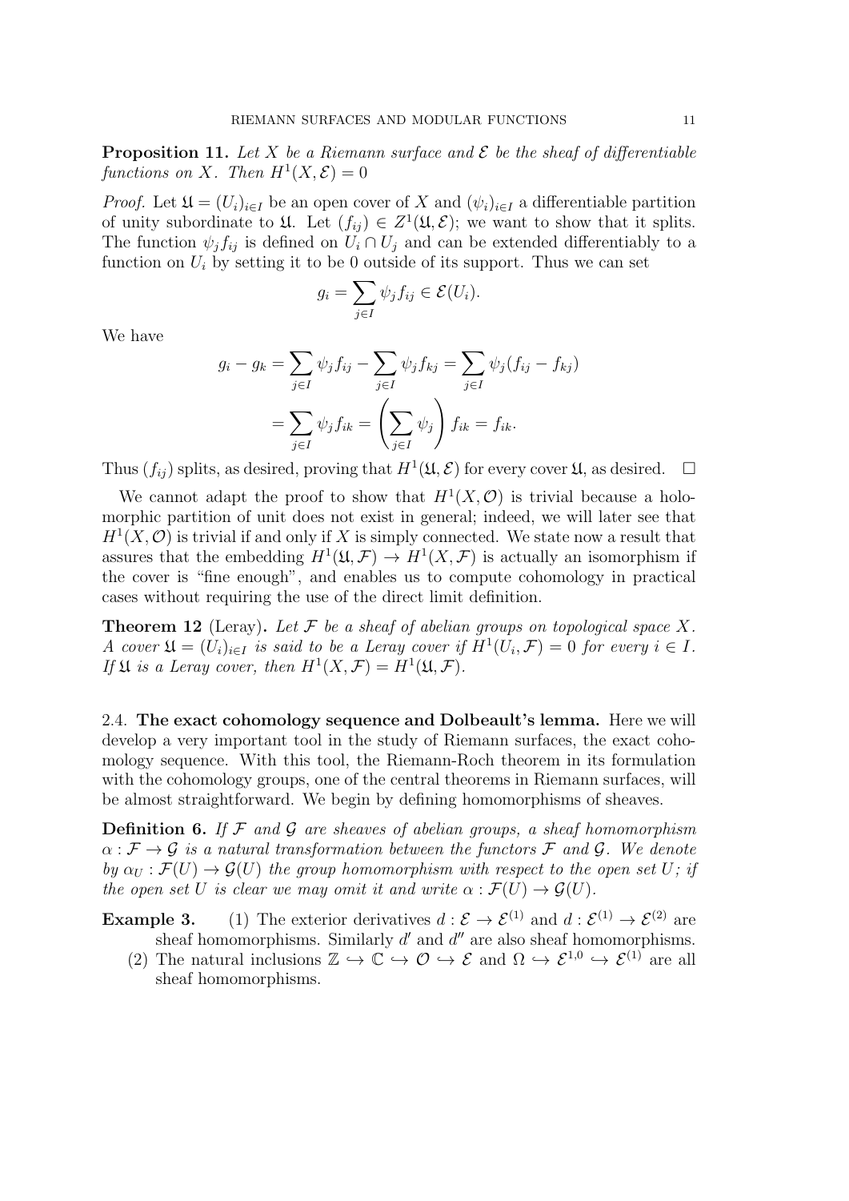**Proposition 11.** *Let $X$ be a Riemann surface and $\mathcal{E}$ be the sheaf of differentiable functions on $X$. Then $H^1(X, \mathcal{E}) = 0$*

*Proof.* Let $\mathfrak{U} = (U_i)_{i \in I}$ be an open cover of $X$ and $(\psi_i)_{i \in I}$ a differentiable partition of unity subordinate to $\mathfrak{U}$. Let $(f_{ij}) \in Z^1(\mathfrak{U}, \mathcal{E})$; we want to show that it splits. The function $\psi_j f_{ij}$ is defined on $U_i \cap U_j$ and can be extended differentiably to a function on $U_i$ by setting it to be 0 outside of its support. Thus we can set

$$g_i = \sum_{j \in I} \psi_j f_{ij} \in \mathcal{E}(U_i).$$

We have

$$\begin{aligned} g_i - g_k &= \sum_{j \in I} \psi_j f_{ij} - \sum_{j \in I} \psi_j f_{kj} = \sum_{j \in I} \psi_j (f_{ij} - f_{kj}) \\ &= \sum_{j \in I} \psi_j f_{ik} = \left( \sum_{j \in I} \psi_j \right) f_{ik} = f_{ik}. \end{aligned}$$

Thus $(f_{ij})$ splits, as desired, proving that $H^1(\mathfrak{U}, \mathcal{E})$ for every cover $\mathfrak{U}$, as desired. $\square$

We cannot adapt the proof to show that $H^1(X, \mathcal{O})$ is trivial because a holomorphic partition of unit does not exist in general; indeed, we will later see that $H^1(X, \mathcal{O})$ is trivial if and only if $X$ is simply connected. We state now a result that assures that the embedding $H^1(\mathfrak{U}, \mathcal{F}) \to H^1(X, \mathcal{F})$ is actually an isomorphism if the cover is "fine enough", and enables us to compute cohomology in practical cases without requiring the use of the direct limit definition.

**Theorem 12** (Leray)**.** *Let $\mathcal{F}$ be a sheaf of abelian groups on topological space $X$. A cover $\mathfrak{U} = (U_i)_{i \in I}$ is said to be a Leray cover if $H^1(U_i, \mathcal{F}) = 0$ for every $i \in I$. If $\mathfrak{U}$ is a Leray cover, then $H^1(X, \mathcal{F}) = H^1(\mathfrak{U}, \mathcal{F})$.*

### 2.4. The exact cohomology sequence and Dolbeault's lemma.

Here we will develop a very important tool in the study of Riemann surfaces, the exact cohomology sequence. With this tool, the Riemann-Roch theorem in its formulation with the cohomology groups, one of the central theorems in Riemann surfaces, will be almost straightforward. We begin by defining homomorphisms of sheaves.

**Definition 6.** *If $\mathcal{F}$ and $\mathcal{G}$ are sheaves of abelian groups, a sheaf homomorphism $\alpha : \mathcal{F} \to \mathcal{G}$ is a natural transformation between the functors $\mathcal{F}$ and $\mathcal{G}$. We denote by $\alpha_U : \mathcal{F}(U) \to \mathcal{G}(U)$ the group homomorphism with respect to the open set $U$; if the open set $U$ is clear we may omit it and write $\alpha : \mathcal{F}(U) \to \mathcal{G}(U)$.*

**Example 3.**

1. The exterior derivatives $d : \mathcal{E} \to \mathcal{E}^{(1)}$ and $d : \mathcal{E}^{(1)} \to \mathcal{E}^{(2)}$ are sheaf homomorphisms. Similarly $d'$ and $d''$ are also sheaf homomorphisms.
2. The natural inclusions $\mathbb{Z} \hookrightarrow \mathbb{C} \hookrightarrow \mathcal{O} \hookrightarrow \mathcal{E}$ and $\Omega \hookrightarrow \mathcal{E}^{1,0} \hookrightarrow \mathcal{E}^{(1)}$ are all sheaf homomorphisms.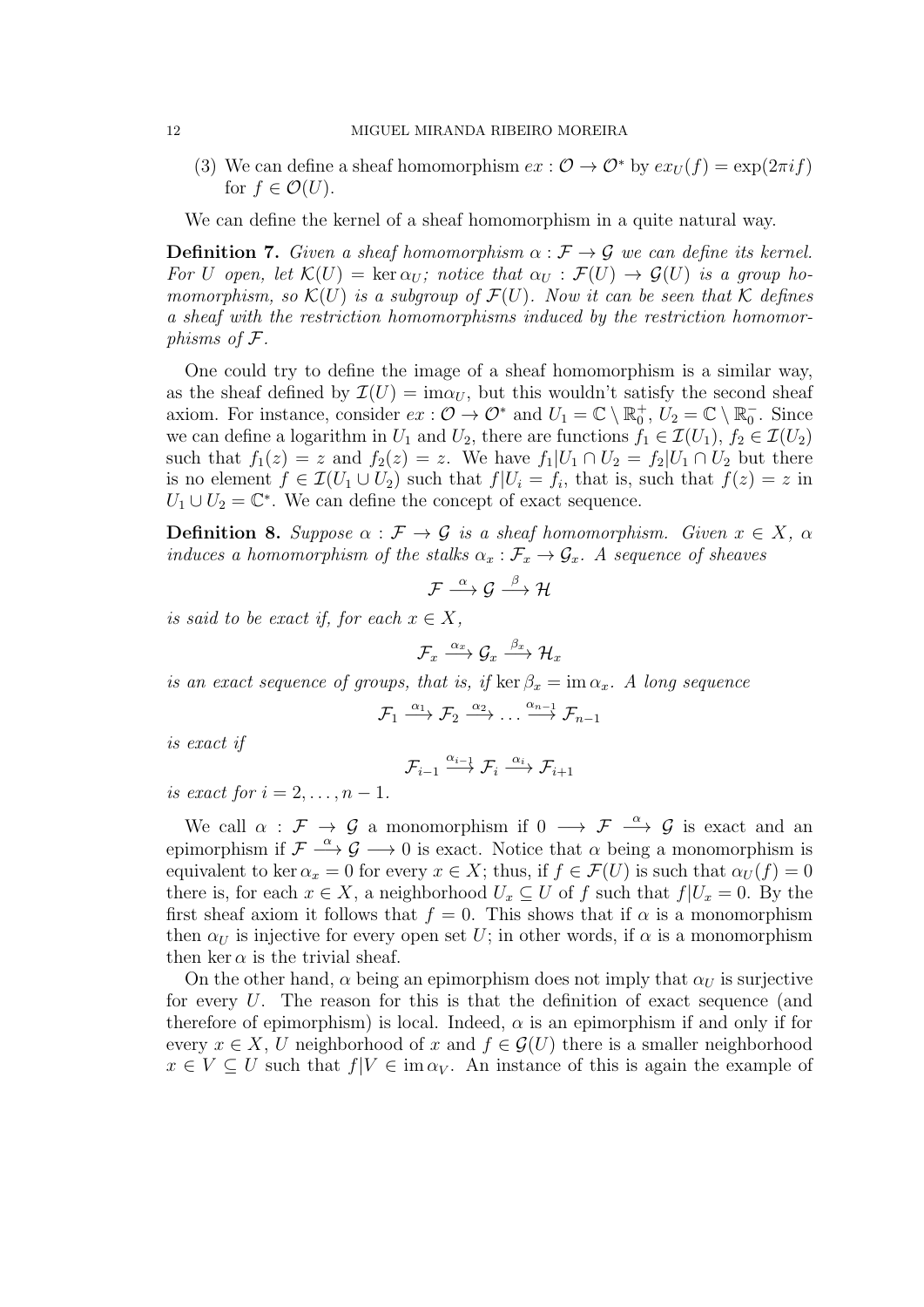(3) We can define a sheaf homomorphism $ex : \mathcal{O} \to \mathcal{O}^*$ by $ex_U(f) = \exp(2\pi i f)$ for $f \in \mathcal{O}(U)$.

We can define the kernel of a sheaf homomorphism in a quite natural way.

**Definition 7.** *Given a sheaf homomorphism $\alpha : \mathcal{F} \to \mathcal{G}$ we can define its kernel. For $U$ open, let $\mathcal{K}(U) = \ker \alpha_U$; notice that $\alpha_U : \mathcal{F}(U) \to \mathcal{G}(U)$ is a group homomorphism, so $\mathcal{K}(U)$ is a subgroup of $\mathcal{F}(U)$. Now it can be seen that $\mathcal{K}$ defines a sheaf with the restriction homomorphisms induced by the restriction homomorphisms of $\mathcal{F}$.*

One could try to define the image of a sheaf homomorphism is a similar way, as the sheaf defined by $\mathcal{I}(U) = \mathrm{im}\alpha_U$, but this wouldn't satisfy the second sheaf axiom. For instance, consider $ex : \mathcal{O} \to \mathcal{O}^*$ and $U_1 = \mathbb{C} \setminus \mathbb{R}_0^+$, $U_2 = \mathbb{C} \setminus \mathbb{R}_0^-$. Since we can define a logarithm in $U_1$ and $U_2$, there are functions $f_1 \in \mathcal{I}(U_1)$, $f_2 \in \mathcal{I}(U_2)$ such that $f_1(z) = z$ and $f_2(z) = z$. We have $f_1|U_1 \cap U_2 = f_2|U_1 \cap U_2$ but there is no element $f \in \mathcal{I}(U_1 \cup U_2)$ such that $f|U_i = f_i$, that is, such that $f(z) = z$ in $U_1 \cup U_2 = \mathbb{C}^*$. We can define the concept of exact sequence.

**Definition 8.** *Suppose $\alpha : \mathcal{F} \to \mathcal{G}$ is a sheaf homomorphism. Given $x \in X$, $\alpha$ induces a homomorphism of the stalks $\alpha_x : \mathcal{F}_x \to \mathcal{G}_x$. A sequence of sheaves*

$$\mathcal{F} \xrightarrow{\alpha} \mathcal{G} \xrightarrow{\beta} \mathcal{H}$$

*is said to be exact if, for each $x \in X$,*

$$\mathcal{F}_x \xrightarrow{\alpha_x} \mathcal{G}_x \xrightarrow{\beta_x} \mathcal{H}_x$$

*is an exact sequence of groups, that is, if $\ker \beta_x = \mathrm{im}\, \alpha_x$. A long sequence*

$$\mathcal{F}_1 \xrightarrow{\alpha_1} \mathcal{F}_2 \xrightarrow{\alpha_2} \dots \xrightarrow{\alpha_{n-1}} \mathcal{F}_{n-1}$$

*is exact if*

$$\mathcal{F}_{i-1} \xrightarrow{\alpha_{i-1}} \mathcal{F}_i \xrightarrow{\alpha_i} \mathcal{F}_{i+1}$$

*is exact for $i = 2, \dots, n-1$.*

We call $\alpha : \mathcal{F} \to \mathcal{G}$ a monomorphism if $0 \longrightarrow \mathcal{F} \xrightarrow{\alpha} \mathcal{G}$ is exact and an epimorphism if $\mathcal{F} \xrightarrow{\alpha} \mathcal{G} \longrightarrow 0$ is exact. Notice that $\alpha$ being a monomorphism is equivalent to $\ker \alpha_x = 0$ for every $x \in X$; thus, if $f \in \mathcal{F}(U)$ is such that $\alpha_U(f) = 0$ there is, for each $x \in X$, a neighborhood $U_x \subseteq U$ of $f$ such that $f|U_x = 0$. By the first sheaf axiom it follows that $f = 0$. This shows that if $\alpha$ is a monomorphism then $\alpha_U$ is injective for every open set $U$; in other words, if $\alpha$ is a monomorphism then $\ker \alpha$ is the trivial sheaf.

On the other hand, $\alpha$ being an epimorphism does not imply that $\alpha_U$ is surjective for every $U$. The reason for this is that the definition of exact sequence (and therefore of epimorphism) is local. Indeed, $\alpha$ is an epimorphism if and only if for every $x \in X$, $U$ neighborhood of $x$ and $f \in \mathcal{G}(U)$ there is a smaller neighborhood $x \in V \subseteq U$ such that $f|V \in \mathrm{im}\, \alpha_V$. An instance of this is again the example of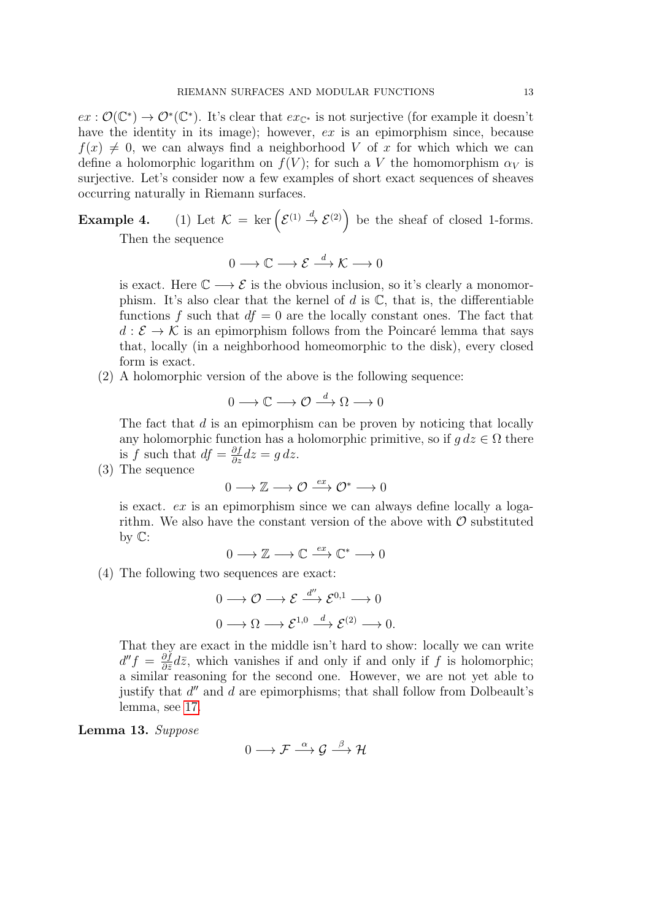$ex : \mathcal{O}(\mathbb{C}^*) \to \mathcal{O}^*(\mathbb{C}^*)$. It's clear that $ex_{\mathbb{C}^*}$ is not surjective (for example it doesn't have the identity in its image); however, $ex$ is an epimorphism since, because $f(x) \neq 0$, we can always find a neighborhood $V$ of $x$ for which which we can define a holomorphic logarithm on $f(V)$; for such a $V$ the homomorphism $\alpha_V$ is surjective. Let's consider now a few examples of short exact sequences of sheaves occurring naturally in Riemann surfaces.

**Example 4.** (1) Let $\mathcal{K} = \ker\left(\mathcal{E}^{(1)} \xrightarrow{d} \mathcal{E}^{(2)}\right)$ be the sheaf of closed 1-forms. Then the sequence

$$0 \longrightarrow \mathbb{C} \longrightarrow \mathcal{E} \xrightarrow{d} \mathcal{K} \longrightarrow 0$$

is exact. Here $\mathbb{C} \longrightarrow \mathcal{E}$ is the obvious inclusion, so it's clearly a monomorphism. It's also clear that the kernel of $d$ is $\mathbb{C}$, that is, the differentiable functions $f$ such that $df = 0$ are the locally constant ones. The fact that $d : \mathcal{E} \to \mathcal{K}$ is an epimorphism follows from the Poincaré lemma that says that, locally (in a neighborhood homeomorphic to the disk), every closed form is exact.

(2) A holomorphic version of the above is the following sequence:

$$0 \longrightarrow \mathbb{C} \longrightarrow \mathcal{O} \xrightarrow{d} \Omega \longrightarrow 0$$

The fact that $d$ is an epimorphism can be proven by noticing that locally any holomorphic function has a holomorphic primitive, so if $g\,dz \in \Omega$ there is $f$ such that $df = \frac{\partial f}{\partial z} dz = g\,dz$.

(3) The sequence

$$0 \longrightarrow \mathbb{Z} \longrightarrow \mathcal{O} \xrightarrow{ex} \mathcal{O}^* \longrightarrow 0$$

is exact. $ex$ is an epimorphism since we can always define locally a logarithm. We also have the constant version of the above with $\mathcal{O}$ substituted by $\mathbb{C}$:

$$0 \longrightarrow \mathbb{Z} \longrightarrow \mathbb{C} \xrightarrow{ex} \mathbb{C}^* \longrightarrow 0$$

(4) The following two sequences are exact:

$$0 \longrightarrow \mathcal{O} \longrightarrow \mathcal{E} \xrightarrow{d''} \mathcal{E}^{0,1} \longrightarrow 0$$

$$0 \longrightarrow \Omega \longrightarrow \mathcal{E}^{1,0} \xrightarrow{d} \mathcal{E}^{(2)} \longrightarrow 0.$$

That they are exact in the middle isn't hard to show: locally we can write $d''f = \frac{\partial f}{\partial \bar{z}} d\bar{z}$, which vanishes if and only if and only if $f$ is holomorphic; a similar reasoning for the second one. However, we are not yet able to justify that $d''$ and $d$ are epimorphisms; that shall follow from Dolbeault's lemma, see 17.

**Lemma 13.** *Suppose*

$$0 \longrightarrow \mathcal{F} \xrightarrow{\alpha} \mathcal{G} \xrightarrow{\beta} \mathcal{H}$$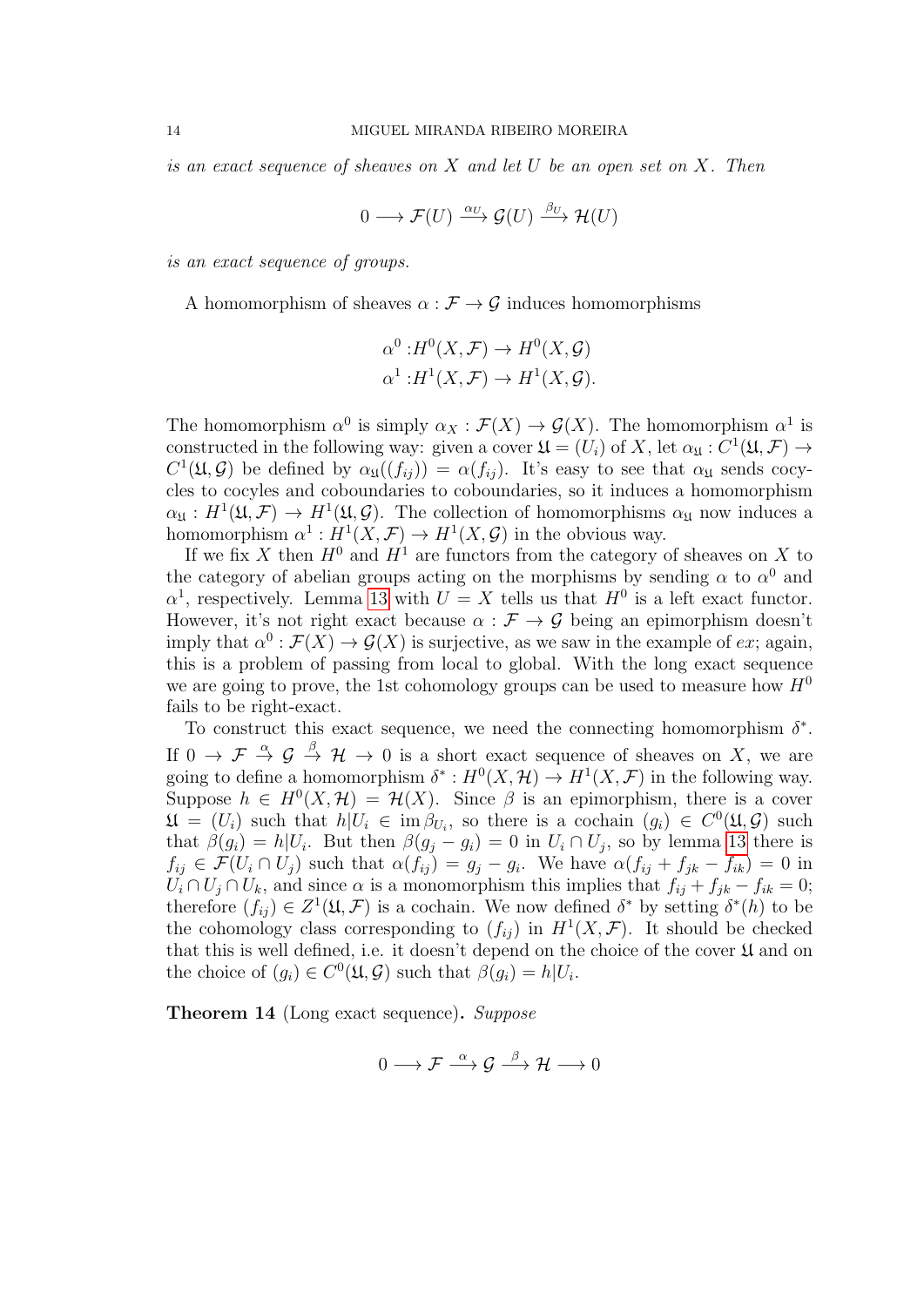*is an exact sequence of sheaves on $X$ and let $U$ be an open set on $X$. Then*

$$0 \longrightarrow \mathcal{F}(U) \xrightarrow{\alpha_U} \mathcal{G}(U) \xrightarrow{\beta_U} \mathcal{H}(U)$$

*is an exact sequence of groups.*

A homomorphism of sheaves $\alpha : \mathcal{F} \to \mathcal{G}$ induces homomorphisms

$$\begin{aligned} \alpha^0 &: H^0(X, \mathcal{F}) \to H^0(X, \mathcal{G}) \\ \alpha^1 &: H^1(X, \mathcal{F}) \to H^1(X, \mathcal{G}). \end{aligned}$$

The homomorphism $\alpha^0$ is simply $\alpha_X : \mathcal{F}(X) \to \mathcal{G}(X)$. The homomorphism $\alpha^1$ is constructed in the following way: given a cover $\mathfrak{U} = (U_i)$ of $X$, let $\alpha_{\mathfrak{U}} : C^1(\mathfrak{U}, \mathcal{F}) \to C^1(\mathfrak{U}, \mathcal{G})$ be defined by $\alpha_{\mathfrak{U}}((f_{ij})) = \alpha(f_{ij})$. It's easy to see that $\alpha_{\mathfrak{U}}$ sends cocycles to cocyles and coboundaries to coboundaries, so it induces a homomorphism $\alpha_{\mathfrak{U}} : H^1(\mathfrak{U}, \mathcal{F}) \to H^1(\mathfrak{U}, \mathcal{G})$. The collection of homomorphisms $\alpha_{\mathfrak{U}}$ now induces a homomorphism $\alpha^1 : H^1(X, \mathcal{F}) \to H^1(X, \mathcal{G})$ in the obvious way.

If we fix $X$ then $H^0$ and $H^1$ are functors from the category of sheaves on $X$ to the category of abelian groups acting on the morphisms by sending $\alpha$ to $\alpha^0$ and $\alpha^1$, respectively. Lemma 13 with $U = X$ tells us that $H^0$ is a left exact functor. However, it's not right exact because $\alpha : \mathcal{F} \to \mathcal{G}$ being an epimorphism doesn't imply that $\alpha^0 : \mathcal{F}(X) \to \mathcal{G}(X)$ is surjective, as we saw in the example of $ex$; again, this is a problem of passing from local to global. With the long exact sequence we are going to prove, the 1st cohomology groups can be used to measure how $H^0$ fails to be right-exact.

To construct this exact sequence, we need the connecting homomorphism $\delta^*$. If $0 \to \mathcal{F} \xrightarrow{\alpha} \mathcal{G} \xrightarrow{\beta} \mathcal{H} \to 0$ is a short exact sequence of sheaves on $X$, we are going to define a homomorphism $\delta^* : H^0(X, \mathcal{H}) \to H^1(X, \mathcal{F})$ in the following way. Suppose $h \in H^0(X, \mathcal{H}) = \mathcal{H}(X)$. Since $\beta$ is an epimorphism, there is a cover $\mathfrak{U} = (U_i)$ such that $h|U_i \in \operatorname{im} \beta_{U_i}$, so there is a cochain $(g_i) \in C^0(\mathfrak{U}, \mathcal{G})$ such that $\beta(g_i) = h|U_i$. But then $\beta(g_j - g_i) = 0$ in $U_i \cap U_j$, so by lemma 13 there is $f_{ij} \in \mathcal{F}(U_i \cap U_j)$ such that $\alpha(f_{ij}) = g_j - g_i$. We have $\alpha(f_{ij} + f_{jk} - f_{ik}) = 0$ in $U_i \cap U_j \cap U_k$, and since $\alpha$ is a monomorphism this implies that $f_{ij} + f_{jk} - f_{ik} = 0$; therefore $(f_{ij}) \in Z^1(\mathfrak{U}, \mathcal{F})$ is a cochain. We now defined $\delta^*$ by setting $\delta^*(h)$ to be the cohomology class corresponding to $(f_{ij})$ in $H^1(X, \mathcal{F})$. It should be checked that this is well defined, i.e. it doesn't depend on the choice of the cover $\mathfrak{U}$ and on the choice of $(g_i) \in C^0(\mathfrak{U}, \mathcal{G})$ such that $\beta(g_i) = h|U_i$.

**Theorem 14** (Long exact sequence)**.** *Suppose*

$$0 \longrightarrow \mathcal{F} \xrightarrow{\alpha} \mathcal{G} \xrightarrow{\beta} \mathcal{H} \longrightarrow 0$$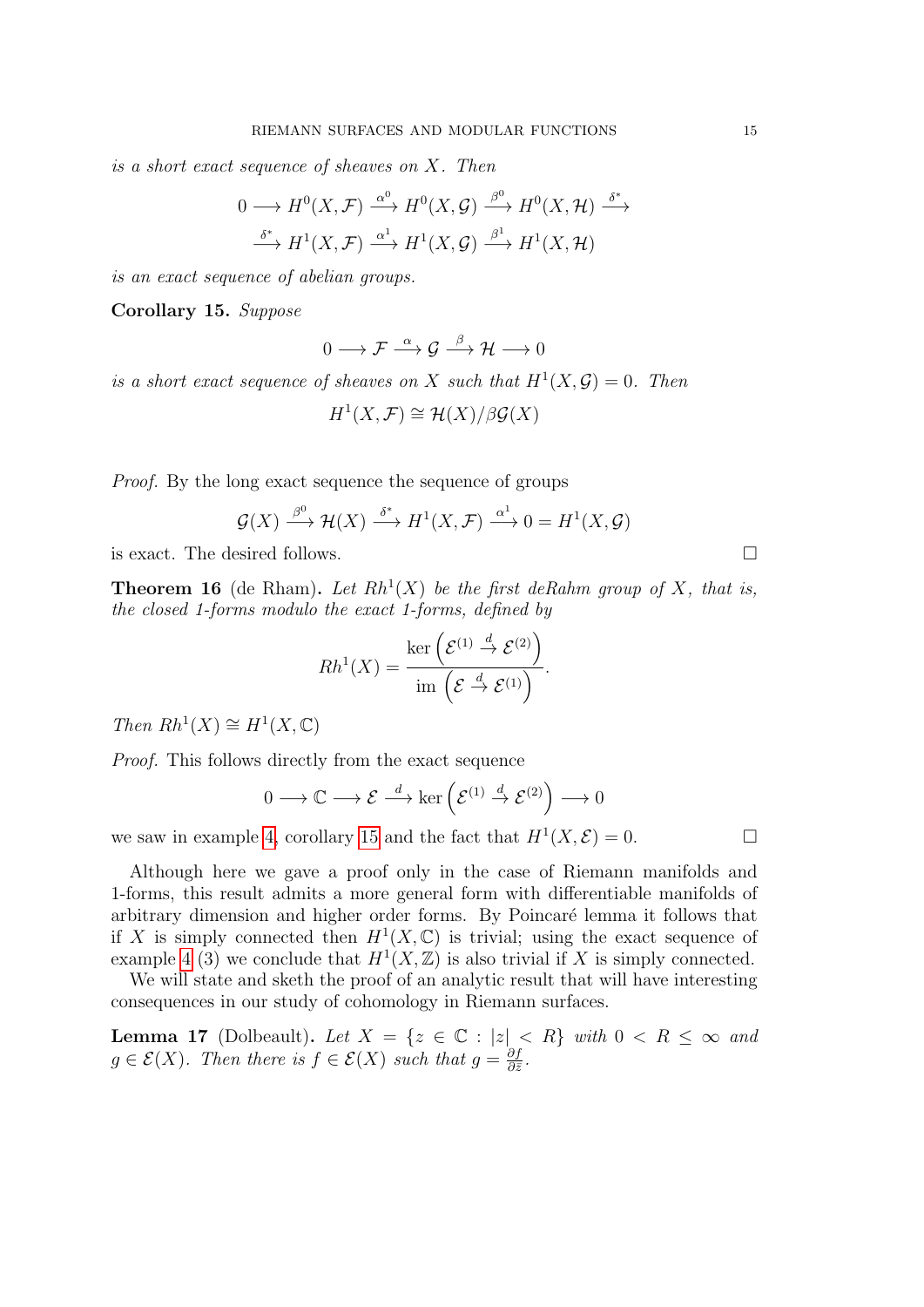*is a short exact sequence of sheaves on $X$. Then*

$$0 \longrightarrow H^0(X,\mathcal{F}) \xrightarrow{\alpha^0} H^0(X,\mathcal{G}) \xrightarrow{\beta^0} H^0(X,\mathcal{H}) \xrightarrow{\delta^*}$$
$$\xrightarrow{\delta^*} H^1(X,\mathcal{F}) \xrightarrow{\alpha^1} H^1(X,\mathcal{G}) \xrightarrow{\beta^1} H^1(X,\mathcal{H})$$

*is an exact sequence of abelian groups.*

**Corollary 15.** *Suppose*

$$0 \longrightarrow \mathcal{F} \xrightarrow{\alpha} \mathcal{G} \xrightarrow{\beta} \mathcal{H} \longrightarrow 0$$

*is a short exact sequence of sheaves on $X$ such that $H^1(X,\mathcal{G}) = 0$. Then*

$$H^1(X,\mathcal{F}) \cong \mathcal{H}(X)/\beta\mathcal{G}(X)$$

*Proof.* By the long exact sequence the sequence of groups

$$\mathcal{G}(X) \xrightarrow{\beta^0} \mathcal{H}(X) \xrightarrow{\delta^*} H^1(X,\mathcal{F}) \xrightarrow{\alpha^1} 0 = H^1(X,\mathcal{G})$$

is exact. The desired follows. □

**Theorem 16** (de Rham)**.** *Let $Rh^1(X)$ be the first deRahm group of $X$, that is, the closed 1-forms modulo the exact 1-forms, defined by*

$$Rh^1(X) = \frac{\ker\left(\mathcal{E}^{(1)} \xrightarrow{d} \mathcal{E}^{(2)}\right)}{\operatorname{im}\left(\mathcal{E} \xrightarrow{d} \mathcal{E}^{(1)}\right)}.$$

*Then $Rh^1(X) \cong H^1(X,\mathbb{C})$*

*Proof.* This follows directly from the exact sequence

$$0 \longrightarrow \mathbb{C} \longrightarrow \mathcal{E} \xrightarrow{d} \ker\left(\mathcal{E}^{(1)} \xrightarrow{d} \mathcal{E}^{(2)}\right) \longrightarrow 0$$

we saw in example 4, corollary 15 and the fact that $H^1(X,\mathcal{E}) = 0$. □

Although here we gave a proof only in the case of Riemann manifolds and 1-forms, this result admits a more general form with differentiable manifolds of arbitrary dimension and higher order forms. By Poincaré lemma it follows that if $X$ is simply connected then $H^1(X,\mathbb{C})$ is trivial; using the exact sequence of example 4 (3) we conclude that $H^1(X,\mathbb{Z})$ is also trivial if $X$ is simply connected.

We will state and sketh the proof of an analytic result that will have interesting consequences in our study of cohomology in Riemann surfaces.

**Lemma 17** (Dolbeault)**.** *Let $X = \{z \in \mathbb{C} : |z| < R\}$ with $0 < R \leq \infty$ and $g \in \mathcal{E}(X)$. Then there is $f \in \mathcal{E}(X)$ such that $g = \frac{\partial f}{\partial \bar{z}}$.*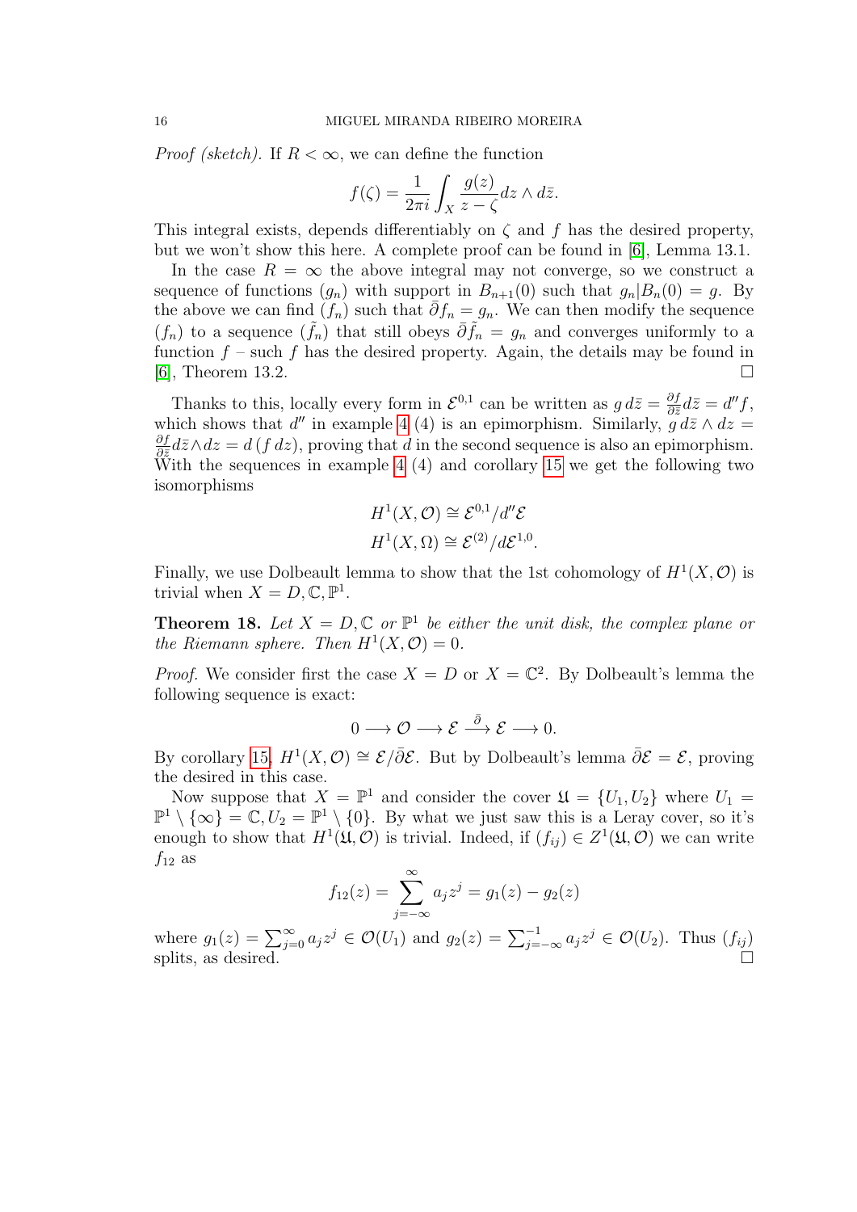*Proof (sketch).* If $R < \infty$, we can define the function

$$f(\zeta) = \frac{1}{2\pi i} \int_X \frac{g(z)}{z - \zeta} dz \wedge d\bar{z}.$$

This integral exists, depends differentiably on $\zeta$ and $f$ has the desired property, but we won't show this here. A complete proof can be found in [6], Lemma 13.1.

In the case $R = \infty$ the above integral may not converge, so we construct a sequence of functions $(g_n)$ with support in $B_{n+1}(0)$ such that $g_n|B_n(0) = g$. By the above we can find $(f_n)$ such that $\bar{\partial} f_n = g_n$. We can then modify the sequence $(f_n)$ to a sequence $(\tilde{f}_n)$ that still obeys $\bar{\partial}\tilde{f}_n = g_n$ and converges uniformly to a function $f$ – such $f$ has the desired property. Again, the details may be found in [6], Theorem 13.2. □

Thanks to this, locally every form in $\mathcal{E}^{0,1}$ can be written as $g\, d\bar{z} = \frac{\partial f}{\partial \bar{z}} d\bar{z} = d'' f$, which shows that $d''$ in example 4 (4) is an epimorphism. Similarly, $g\, d\bar{z} \wedge dz = \frac{\partial f}{\partial \bar{z}} d\bar{z} \wedge dz = d\,(f\, dz)$, proving that $d$ in the second sequence is also an epimorphism. With the sequences in example 4 (4) and corollary 15 we get the following two isomorphisms

$$H^1(X, \mathcal{O}) \cong \mathcal{E}^{0,1}/d''\mathcal{E}$$
$$H^1(X, \Omega) \cong \mathcal{E}^{(2)}/d\mathcal{E}^{1,0}.$$

Finally, we use Dolbeault lemma to show that the 1st cohomology of $H^1(X, \mathcal{O})$ is trivial when $X = D, \mathbb{C}, \mathbb{P}^1$.

**Theorem 18.** *Let $X = D, \mathbb{C}$ or $\mathbb{P}^1$ be either the unit disk, the complex plane or the Riemann sphere. Then $H^1(X, \mathcal{O}) = 0$.*

*Proof.* We consider first the case $X = D$ or $X = \mathbb{C}^2$. By Dolbeault's lemma the following sequence is exact:

$$0 \longrightarrow \mathcal{O} \longrightarrow \mathcal{E} \xrightarrow{\bar{\partial}} \mathcal{E} \longrightarrow 0.$$

By corollary 15, $H^1(X, \mathcal{O}) \cong \mathcal{E}/\bar{\partial}\mathcal{E}$. But by Dolbeault's lemma $\bar{\partial}\mathcal{E} = \mathcal{E}$, proving the desired in this case.

Now suppose that $X = \mathbb{P}^1$ and consider the cover $\mathfrak{U} = \{U_1, U_2\}$ where $U_1 = \mathbb{P}^1 \setminus \{\infty\} = \mathbb{C}, U_2 = \mathbb{P}^1 \setminus \{0\}$. By what we just saw this is a Leray cover, so it's enough to show that $H^1(\mathfrak{U}, \mathcal{O})$ is trivial. Indeed, if $(f_{ij}) \in Z^1(\mathfrak{U}, \mathcal{O})$ we can write $f_{12}$ as

$$f_{12}(z) = \sum_{j=-\infty}^{\infty} a_j z^j = g_1(z) - g_2(z)$$

where $g_1(z) = \sum_{j=0}^{\infty} a_j z^j \in \mathcal{O}(U_1)$ and $g_2(z) = \sum_{j=-\infty}^{-1} a_j z^j \in \mathcal{O}(U_2)$. Thus $(f_{ij})$ splits, as desired. □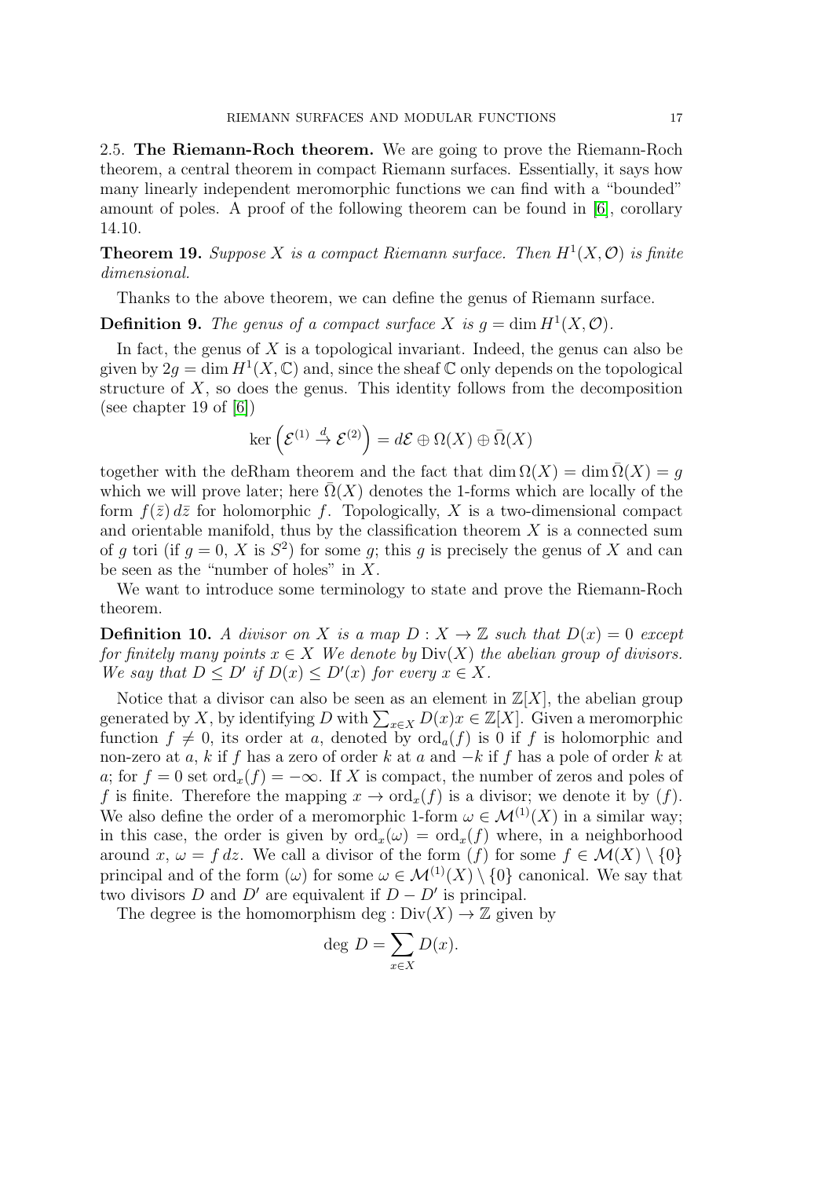2.5. **The Riemann-Roch theorem.** We are going to prove the Riemann-Roch theorem, a central theorem in compact Riemann surfaces. Essentially, it says how many linearly independent meromorphic functions we can find with a "bounded" amount of poles. A proof of the following theorem can be found in [6], corollary 14.10.

**Theorem 19.** *Suppose $X$ is a compact Riemann surface. Then $H^1(X, \mathcal{O})$ is finite dimensional.*

Thanks to the above theorem, we can define the genus of Riemann surface.

**Definition 9.** *The genus of a compact surface $X$ is $g = \dim H^1(X, \mathcal{O})$.*

In fact, the genus of $X$ is a topological invariant. Indeed, the genus can also be given by $2g = \dim H^1(X, \mathbb{C})$ and, since the sheaf $\mathbb{C}$ only depends on the topological structure of $X$, so does the genus. This identity follows from the decomposition (see chapter 19 of [6])

$$\ker\left(\mathcal{E}^{(1)} \xrightarrow{d} \mathcal{E}^{(2)}\right) = d\mathcal{E} \oplus \Omega(X) \oplus \bar{\Omega}(X)$$

together with the deRham theorem and the fact that $\dim \Omega(X) = \dim \bar{\Omega}(X) = g$ which we will prove later; here $\bar{\Omega}(X)$ denotes the 1-forms which are locally of the form $f(\bar{z})\, d\bar{z}$ for holomorphic $f$. Topologically, $X$ is a two-dimensional compact and orientable manifold, thus by the classification theorem $X$ is a connected sum of $g$ tori (if $g = 0$, $X$ is $S^2$) for some $g$; this $g$ is precisely the genus of $X$ and can be seen as the "number of holes" in $X$.

We want to introduce some terminology to state and prove the Riemann-Roch theorem.

**Definition 10.** *A divisor on $X$ is a map $D : X \to \mathbb{Z}$ such that $D(x) = 0$ except for finitely many points $x \in X$ We denote by $\mathrm{Div}(X)$ the abelian group of divisors. We say that $D \leq D'$ if $D(x) \leq D'(x)$ for every $x \in X$.*

Notice that a divisor can also be seen as an element in $\mathbb{Z}[X]$, the abelian group generated by $X$, by identifying $D$ with $\sum_{x \in X} D(x)x \in \mathbb{Z}[X]$. Given a meromorphic function $f \neq 0$, its order at $a$, denoted by $\mathrm{ord}_a(f)$ is 0 if $f$ is holomorphic and non-zero at $a$, $k$ if $f$ has a zero of order $k$ at $a$ and $-k$ if $f$ has a pole of order $k$ at $a$; for $f = 0$ set $\mathrm{ord}_x(f) = -\infty$. If $X$ is compact, the number of zeros and poles of $f$ is finite. Therefore the mapping $x \to \mathrm{ord}_x(f)$ is a divisor; we denote it by $(f)$. We also define the order of a meromorphic 1-form $\omega \in \mathcal{M}^{(1)}(X)$ in a similar way; in this case, the order is given by $\mathrm{ord}_x(\omega) = \mathrm{ord}_x(f)$ where, in a neighborhood around $x$, $\omega = f\, dz$. We call a divisor of the form $(f)$ for some $f \in \mathcal{M}(X) \setminus \{0\}$ principal and of the form $(\omega)$ for some $\omega \in \mathcal{M}^{(1)}(X) \setminus \{0\}$ canonical. We say that two divisors $D$ and $D'$ are equivalent if $D - D'$ is principal.

The degree is the homomorphism $\deg : \mathrm{Div}(X) \to \mathbb{Z}$ given by

$$\deg\, D = \sum_{x \in X} D(x).$$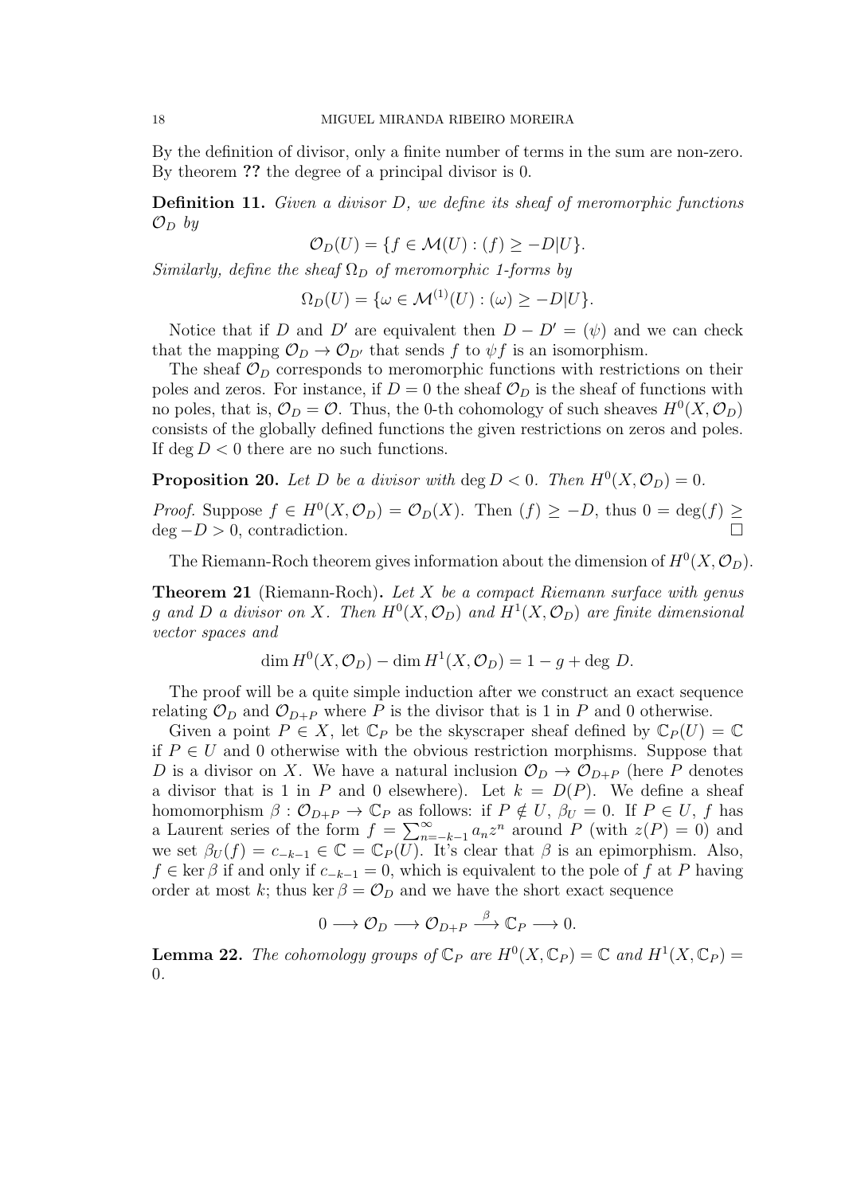By the definition of divisor, only a finite number of terms in the sum are non-zero. By theorem ?? the degree of a principal divisor is 0.

**Definition 11.** *Given a divisor $D$, we define its sheaf of meromorphic functions $\mathcal{O}_D$ by*

$$\mathcal{O}_D(U) = \{f \in \mathcal{M}(U) : (f) \geq -D|U\}.$$

*Similarly, define the sheaf $\Omega_D$ of meromorphic 1-forms by*

$$\Omega_D(U) = \{\omega \in \mathcal{M}^{(1)}(U) : (\omega) \geq -D|U\}.$$

Notice that if $D$ and $D'$ are equivalent then $D - D' = (\psi)$ and we can check that the mapping $\mathcal{O}_D \to \mathcal{O}_{D'}$ that sends $f$ to $\psi f$ is an isomorphism.

The sheaf $\mathcal{O}_D$ corresponds to meromorphic functions with restrictions on their poles and zeros. For instance, if $D = 0$ the sheaf $\mathcal{O}_D$ is the sheaf of functions with no poles, that is, $\mathcal{O}_D = \mathcal{O}$. Thus, the 0-th cohomology of such sheaves $H^0(X, \mathcal{O}_D)$ consists of the globally defined functions the given restrictions on zeros and poles. If $\deg D < 0$ there are no such functions.

**Proposition 20.** *Let $D$ be a divisor with $\deg D < 0$. Then $H^0(X, \mathcal{O}_D) = 0$.*

*Proof.* Suppose $f \in H^0(X, \mathcal{O}_D) = \mathcal{O}_D(X)$. Then $(f) \geq -D$, thus $0 = \deg(f) \geq \deg -D > 0$, contradiction. □

The Riemann-Roch theorem gives information about the dimension of $H^0(X, \mathcal{O}_D)$.

**Theorem 21** (Riemann-Roch)**.** *Let $X$ be a compact Riemann surface with genus $g$ and $D$ a divisor on $X$. Then $H^0(X, \mathcal{O}_D)$ and $H^1(X, \mathcal{O}_D)$ are finite dimensional vector spaces and*

$$\dim H^0(X, \mathcal{O}_D) - \dim H^1(X, \mathcal{O}_D) = 1 - g + \deg D.$$

The proof will be a quite simple induction after we construct an exact sequence relating $\mathcal{O}_D$ and $\mathcal{O}_{D+P}$ where $P$ is the divisor that is 1 in $P$ and 0 otherwise.

Given a point $P \in X$, let $\mathbb{C}_P$ be the skyscraper sheaf defined by $\mathbb{C}_P(U) = \mathbb{C}$ if $P \in U$ and 0 otherwise with the obvious restriction morphisms. Suppose that $D$ is a divisor on $X$. We have a natural inclusion $\mathcal{O}_D \to \mathcal{O}_{D+P}$ (here $P$ denotes a divisor that is 1 in $P$ and 0 elsewhere). Let $k = D(P)$. We define a sheaf homomorphism $\beta : \mathcal{O}_{D+P} \to \mathbb{C}_P$ as follows: if $P \notin U$, $\beta_U = 0$. If $P \in U$, $f$ has a Laurent series of the form $f = \sum_{n=-k-1}^{\infty} a_n z^n$ around $P$ (with $z(P) = 0$) and we set $\beta_U(f) = c_{-k-1} \in \mathbb{C} = \mathbb{C}_P(U)$. It's clear that $\beta$ is an epimorphism. Also, $f \in \ker \beta$ if and only if $c_{-k-1} = 0$, which is equivalent to the pole of $f$ at $P$ having order at most $k$; thus $\ker \beta = \mathcal{O}_D$ and we have the short exact sequence

$$0 \longrightarrow \mathcal{O}_D \longrightarrow \mathcal{O}_{D+P} \xrightarrow{\beta} \mathbb{C}_P \longrightarrow 0.$$

**Lemma 22.** *The cohomology groups of $\mathbb{C}_P$ are $H^0(X, \mathbb{C}_P) = \mathbb{C}$ and $H^1(X, \mathbb{C}_P) = 0$.*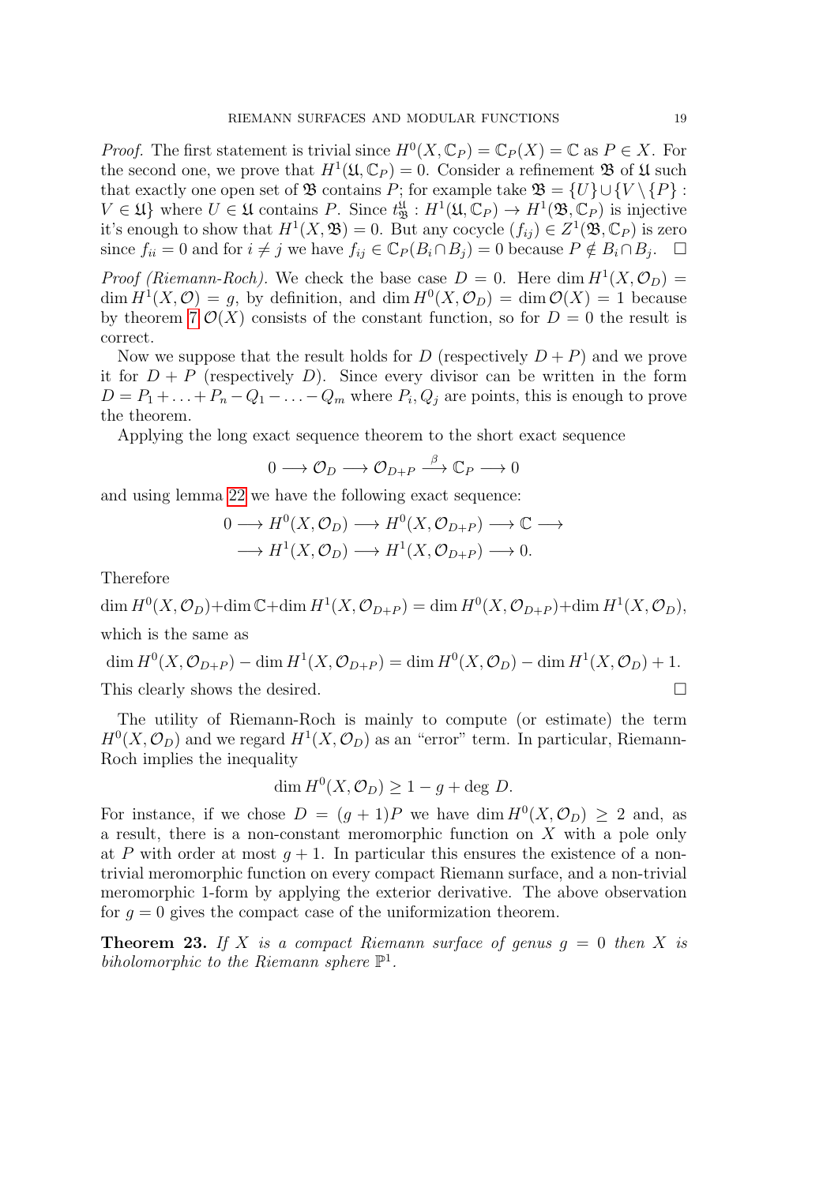*Proof.* The first statement is trivial since $H^0(X, \mathbb{C}_P) = \mathbb{C}_P(X) = \mathbb{C}$ as $P \in X$. For the second one, we prove that $H^1(\mathfrak{U}, \mathbb{C}_P) = 0$. Consider a refinement $\mathfrak{B}$ of $\mathfrak{U}$ such that exactly one open set of $\mathfrak{B}$ contains $P$; for example take $\mathfrak{B} = \{U\} \cup \{V \setminus \{P\} : V \in \mathfrak{U}\}$ where $U \in \mathfrak{U}$ contains $P$. Since $t^{\mathfrak{U}}_{\mathfrak{B}} : H^1(\mathfrak{U}, \mathbb{C}_P) \to H^1(\mathfrak{B}, \mathbb{C}_P)$ is injective it's enough to show that $H^1(X, \mathfrak{B}) = 0$. But any cocycle $(f_{ij}) \in Z^1(\mathfrak{B}, \mathbb{C}_P)$ is zero since $f_{ii} = 0$ and for $i \neq j$ we have $f_{ij} \in \mathbb{C}_P(B_i \cap B_j) = 0$ because $P \notin B_i \cap B_j$. $\square$

*Proof (Riemann-Roch).* We check the base case $D = 0$. Here $\dim H^1(X, \mathcal{O}_D) = \dim H^1(X, \mathcal{O}) = g$, by definition, and $\dim H^0(X, \mathcal{O}_D) = \dim \mathcal{O}(X) = 1$ because by theorem 7 $\mathcal{O}(X)$ consists of the constant function, so for $D = 0$ the result is correct.

Now we suppose that the result holds for $D$ (respectively $D + P$) and we prove it for $D + P$ (respectively $D$). Since every divisor can be written in the form $D = P_1 + \ldots + P_n - Q_1 - \ldots - Q_m$ where $P_i, Q_j$ are points, this is enough to prove the theorem.

Applying the long exact sequence theorem to the short exact sequence

$$0 \longrightarrow \mathcal{O}_D \longrightarrow \mathcal{O}_{D+P} \xrightarrow{\beta} \mathbb{C}_P \longrightarrow 0$$

and using lemma 22 we have the following exact sequence:

$$\begin{aligned} 0 \longrightarrow H^0(X, \mathcal{O}_D) \longrightarrow H^0(X, \mathcal{O}_{D+P}) \longrightarrow \mathbb{C} \longrightarrow \\ \longrightarrow H^1(X, \mathcal{O}_D) \longrightarrow H^1(X, \mathcal{O}_{D+P}) \longrightarrow 0. \end{aligned}$$

Therefore

$$\dim H^0(X, \mathcal{O}_D) + \dim \mathbb{C} + \dim H^1(X, \mathcal{O}_{D+P}) = \dim H^0(X, \mathcal{O}_{D+P}) + \dim H^1(X, \mathcal{O}_D),$$

which is the same as

$$\dim H^0(X, \mathcal{O}_{D+P}) - \dim H^1(X, \mathcal{O}_{D+P}) = \dim H^0(X, \mathcal{O}_D) - \dim H^1(X, \mathcal{O}_D) + 1.$$

This clearly shows the desired. $\square$

The utility of Riemann-Roch is mainly to compute (or estimate) the term $H^0(X, \mathcal{O}_D)$ and we regard $H^1(X, \mathcal{O}_D)$ as an "error" term. In particular, Riemann-Roch implies the inequality

$$\dim H^0(X, \mathcal{O}_D) \geq 1 - g + \deg D.$$

For instance, if we chose $D = (g + 1)P$ we have $\dim H^0(X, \mathcal{O}_D) \geq 2$ and, as a result, there is a non-constant meromorphic function on $X$ with a pole only at $P$ with order at most $g + 1$. In particular this ensures the existence of a non-trivial meromorphic function on every compact Riemann surface, and a non-trivial meromorphic 1-form by applying the exterior derivative. The above observation for $g = 0$ gives the compact case of the uniformization theorem.

**Theorem 23.** *If $X$ is a compact Riemann surface of genus $g = 0$ then $X$ is biholomorphic to the Riemann sphere $\mathbb{P}^1$.*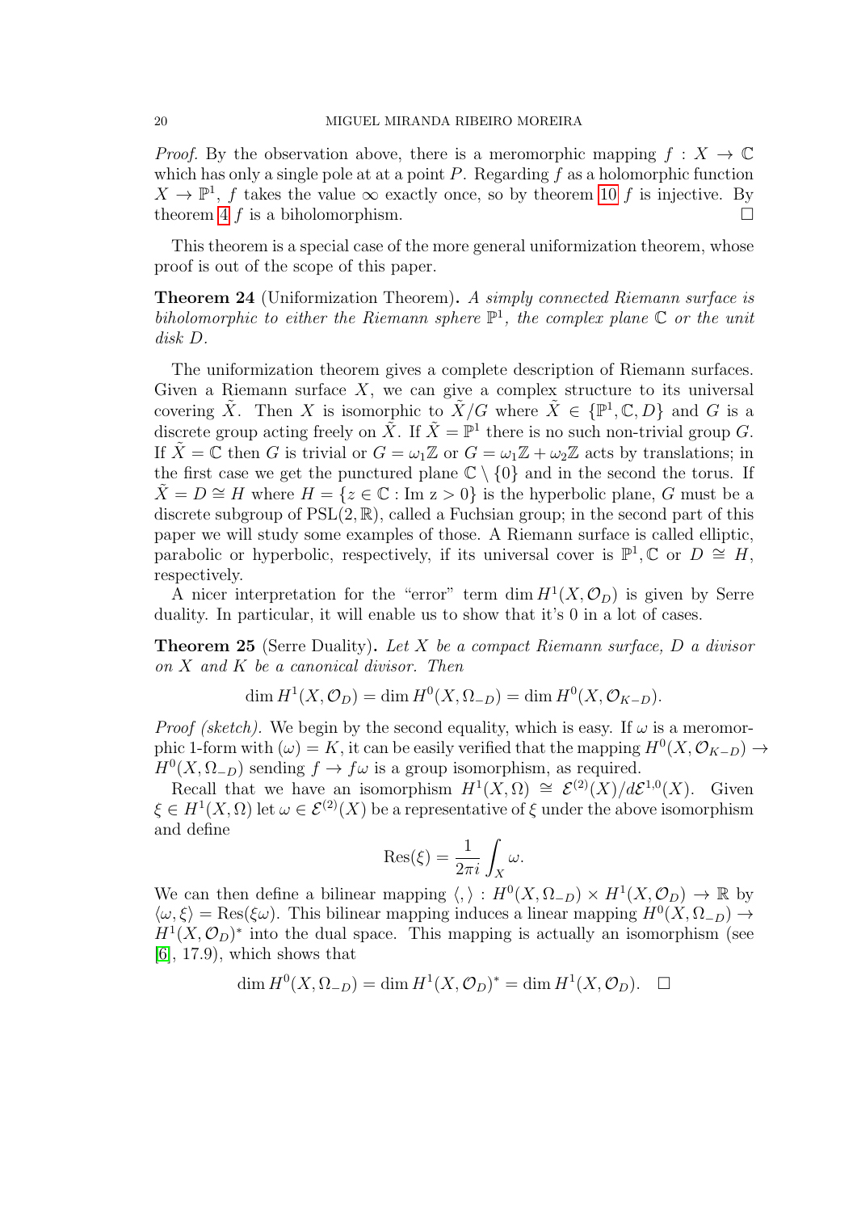*Proof.* By the observation above, there is a meromorphic mapping $f : X \to \mathbb{C}$ which has only a single pole at at a point $P$. Regarding $f$ as a holomorphic function $X \to \mathbb{P}^1$, $f$ takes the value $\infty$ exactly once, so by theorem 10 $f$ is injective. By theorem 4 $f$ is a biholomorphism. □

This theorem is a special case of the more general uniformization theorem, whose proof is out of the scope of this paper.

**Theorem 24** (Uniformization Theorem)**.** *A simply connected Riemann surface is biholomorphic to either the Riemann sphere $\mathbb{P}^1$, the complex plane $\mathbb{C}$ or the unit disk $D$.*

The uniformization theorem gives a complete description of Riemann surfaces. Given a Riemann surface $X$, we can give a complex structure to its universal covering $\tilde{X}$. Then $X$ is isomorphic to $\tilde{X}/G$ where $\tilde{X} \in \{\mathbb{P}^1, \mathbb{C}, D\}$ and $G$ is a discrete group acting freely on $\tilde{X}$. If $\tilde{X} = \mathbb{P}^1$ there is no such non-trivial group $G$. If $\tilde{X} = \mathbb{C}$ then $G$ is trivial or $G = \omega_1\mathbb{Z}$ or $G = \omega_1\mathbb{Z} + \omega_2\mathbb{Z}$ acts by translations; in the first case we get the punctured plane $\mathbb{C} \setminus \{0\}$ and in the second the torus. If $\tilde{X} = D \cong H$ where $H = \{z \in \mathbb{C} : \text{Im } z > 0\}$ is the hyperbolic plane, $G$ must be a discrete subgroup of $\text{PSL}(2, \mathbb{R})$, called a Fuchsian group; in the second part of this paper we will study some examples of those. A Riemann surface is called elliptic, parabolic or hyperbolic, respectively, if its universal cover is $\mathbb{P}^1, \mathbb{C}$ or $D \cong H$, respectively.

A nicer interpretation for the "error" term $\dim H^1(X, \mathcal{O}_D)$ is given by Serre duality. In particular, it will enable us to show that it's 0 in a lot of cases.

**Theorem 25** (Serre Duality)**.** *Let $X$ be a compact Riemann surface, $D$ a divisor on $X$ and $K$ be a canonical divisor. Then*

$$\dim H^1(X, \mathcal{O}_D) = \dim H^0(X, \Omega_{-D}) = \dim H^0(X, \mathcal{O}_{K-D}).$$

*Proof (sketch).* We begin by the second equality, which is easy. If $\omega$ is a meromorphic 1-form with $(\omega) = K$, it can be easily verified that the mapping $H^0(X, \mathcal{O}_{K-D}) \to H^0(X, \Omega_{-D})$ sending $f \to f\omega$ is a group isomorphism, as required.

Recall that we have an isomorphism $H^1(X, \Omega) \cong \mathcal{E}^{(2)}(X)/d\mathcal{E}^{1,0}(X)$. Given $\xi \in H^1(X, \Omega)$ let $\omega \in \mathcal{E}^{(2)}(X)$ be a representative of $\xi$ under the above isomorphism and define

$$\text{Res}(\xi) = \frac{1}{2\pi i}\int_X \omega.$$

We can then define a bilinear mapping $\langle , \rangle : H^0(X, \Omega_{-D}) \times H^1(X, \mathcal{O}_D) \to \mathbb{R}$ by $\langle \omega, \xi \rangle = \text{Res}(\xi\omega)$. This bilinear mapping induces a linear mapping $H^0(X, \Omega_{-D}) \to H^1(X, \mathcal{O}_D)^*$ into the dual space. This mapping is actually an isomorphism (see [6], 17.9), which shows that

$$\dim H^0(X, \Omega_{-D}) = \dim H^1(X, \mathcal{O}_D)^* = \dim H^1(X, \mathcal{O}_D). \quad \square$$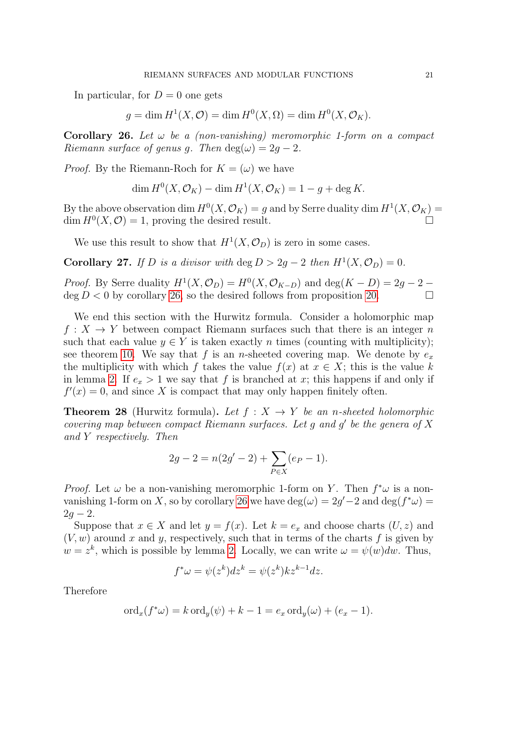In particular, for $D = 0$ one gets

$$g = \dim H^1(X, \mathcal{O}) = \dim H^0(X, \Omega) = \dim H^0(X, \mathcal{O}_K).$$

**Corollary 26.** *Let $\omega$ be a (non-vanishing) meromorphic 1-form on a compact Riemann surface of genus $g$. Then $\deg(\omega) = 2g - 2$.*

*Proof.* By the Riemann-Roch for $K = (\omega)$ we have

$$\dim H^0(X, \mathcal{O}_K) - \dim H^1(X, \mathcal{O}_K) = 1 - g + \deg K.$$

By the above observation $\dim H^0(X, \mathcal{O}_K) = g$ and by Serre duality $\dim H^1(X, \mathcal{O}_K) = \dim H^0(X, \mathcal{O}) = 1$, proving the desired result. □

We use this result to show that $H^1(X, \mathcal{O}_D)$ is zero in some cases.

**Corollary 27.** *If $D$ is a divisor with $\deg D > 2g - 2$ then $H^1(X, \mathcal{O}_D) = 0$.*

*Proof.* By Serre duality $H^1(X, \mathcal{O}_D) = H^0(X, \mathcal{O}_{K-D})$ and $\deg(K - D) = 2g - 2 - \deg D < 0$ by corollary 26, so the desired follows from proposition 20. □

We end this section with the Hurwitz formula. Consider a holomorphic map $f : X \to Y$ between compact Riemann surfaces such that there is an integer $n$ such that each value $y \in Y$ is taken exactly $n$ times (counting with multiplicity); see theorem 10. We say that $f$ is an $n$-sheeted covering map. We denote by $e_x$ the multiplicity with which $f$ takes the value $f(x)$ at $x \in X$; this is the value $k$ in lemma 2. If $e_x > 1$ we say that $f$ is branched at $x$; this happens if and only if $f'(x) = 0$, and since $X$ is compact that may only happen finitely often.

**Theorem 28** (Hurwitz formula)**.** *Let $f : X \to Y$ be an $n$-sheeted holomorphic covering map between compact Riemann surfaces. Let $g$ and $g'$ be the genera of $X$ and $Y$ respectively. Then*

$$2g - 2 = n(2g' - 2) + \sum_{P \in X} (e_P - 1).$$

*Proof.* Let $\omega$ be a non-vanishing meromorphic 1-form on $Y$. Then $f^*\omega$ is a non-vanishing 1-form on $X$, so by corollary 26 we have $\deg(\omega) = 2g' - 2$ and $\deg(f^*\omega) = 2g - 2$.

Suppose that $x \in X$ and let $y = f(x)$. Let $k = e_x$ and choose charts $(U, z)$ and $(V, w)$ around $x$ and $y$, respectively, such that in terms of the charts $f$ is given by $w = z^k$, which is possible by lemma 2. Locally, we can write $\omega = \psi(w)dw$. Thus,

$$f^*\omega = \psi(z^k)dz^k = \psi(z^k)kz^{k-1}dz.$$

Therefore

$$\operatorname{ord}_x(f^*\omega) = k \operatorname{ord}_y(\psi) + k - 1 = e_x \operatorname{ord}_y(\omega) + (e_x - 1).$$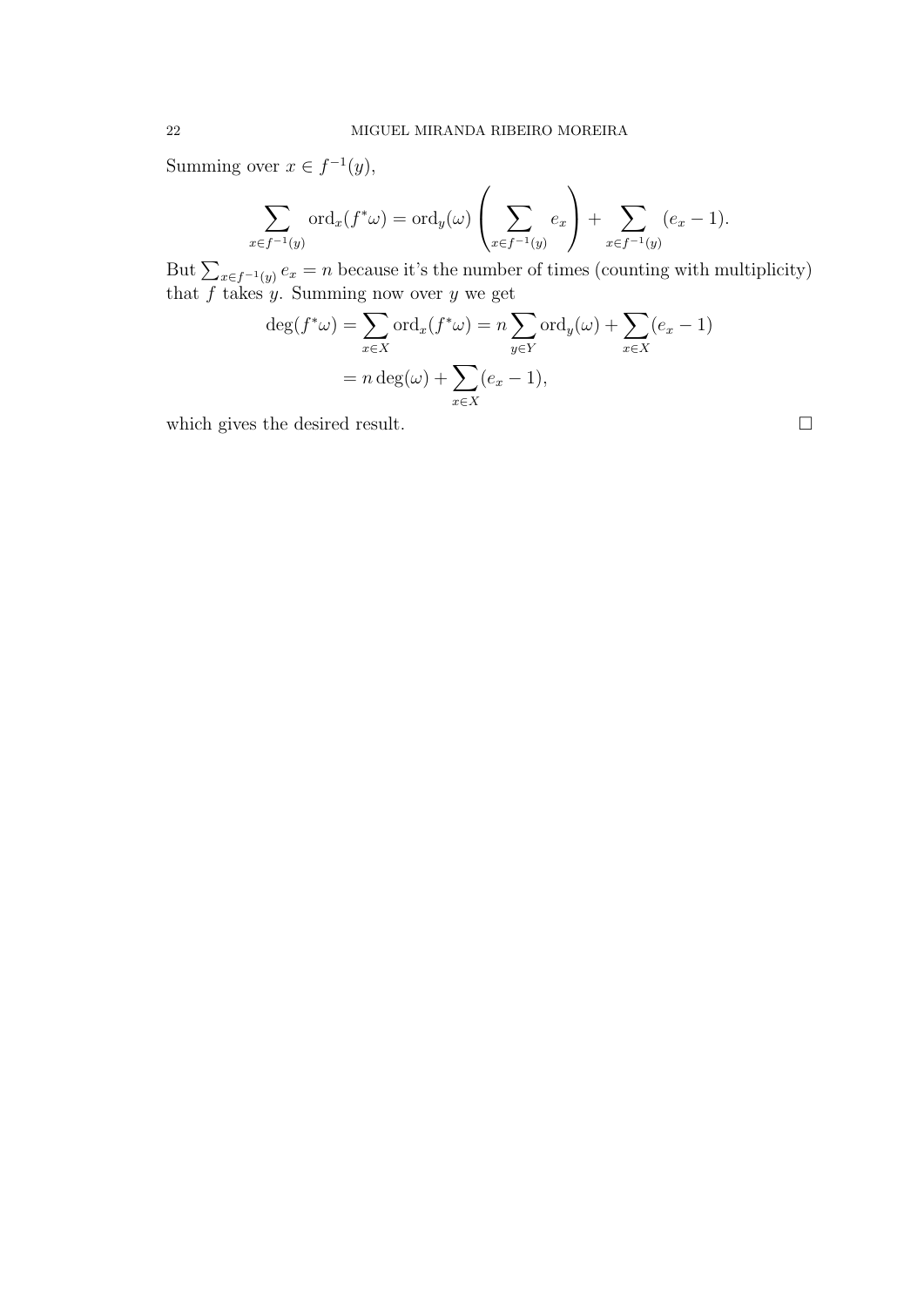Summing over $x \in f^{-1}(y)$,

$$\sum_{x\in f^{-1}(y)} \operatorname{ord}_x(f^*\omega) = \operatorname{ord}_y(\omega)\left(\sum_{x\in f^{-1}(y)} e_x\right) + \sum_{x\in f^{-1}(y)} (e_x - 1).$$

But $\sum_{x\in f^{-1}(y)} e_x = n$ because it's the number of times (counting with multiplicity) that $f$ takes $y$. Summing now over $y$ we get

$$\begin{aligned}\deg(f^*\omega) = \sum_{x\in X} \operatorname{ord}_x(f^*\omega) &= n\sum_{y\in Y}\operatorname{ord}_y(\omega) + \sum_{x\in X}(e_x - 1)\\ &= n\deg(\omega) + \sum_{x\in X}(e_x - 1),\end{aligned}$$

which gives the desired result. □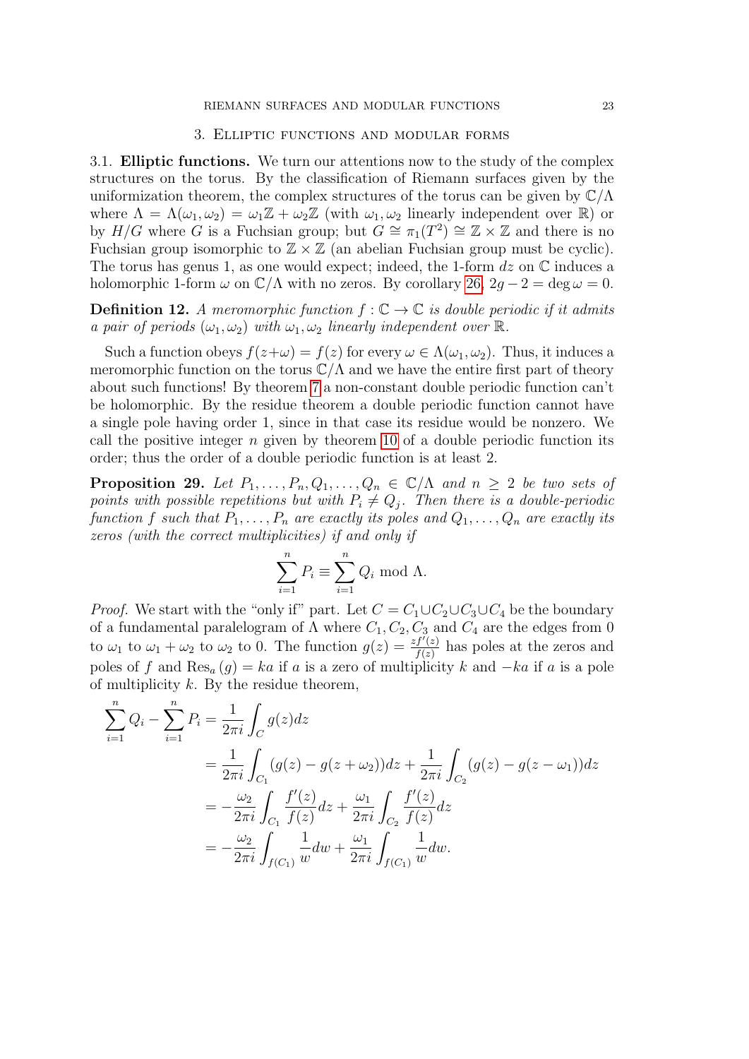## 3. Elliptic functions and modular forms

### 3.1. Elliptic functions.

We turn our attentions now to the study of the complex structures on the torus. By the classification of Riemann surfaces given by the uniformization theorem, the complex structures of the torus can be given by $\mathbb{C}/\Lambda$ where $\Lambda = \Lambda(\omega_1, \omega_2) = \omega_1\mathbb{Z} + \omega_2\mathbb{Z}$ (with $\omega_1, \omega_2$ linearly independent over $\mathbb{R}$) or by $H/G$ where $G$ is a Fuchsian group; but $G \cong \pi_1(T^2) \cong \mathbb{Z} \times \mathbb{Z}$ and there is no Fuchsian group isomorphic to $\mathbb{Z} \times \mathbb{Z}$ (an abelian Fuchsian group must be cyclic). The torus has genus 1, as one would expect; indeed, the 1-form $dz$ on $\mathbb{C}$ induces a holomorphic 1-form $\omega$ on $\mathbb{C}/\Lambda$ with no zeros. By corollary 26, $2g - 2 = \deg \omega = 0$.

**Definition 12.** *A meromorphic function $f : \mathbb{C} \to \mathbb{C}$ is double periodic if it admits a pair of periods $(\omega_1, \omega_2)$ with $\omega_1, \omega_2$ linearly independent over $\mathbb{R}$.*

Such a function obeys $f(z+\omega) = f(z)$ for every $\omega \in \Lambda(\omega_1, \omega_2)$. Thus, it induces a meromorphic function on the torus $\mathbb{C}/\Lambda$ and we have the entire first part of theory about such functions! By theorem 7 a non-constant double periodic function can't be holomorphic. By the residue theorem a double periodic function cannot have a single pole having order 1, since in that case its residue would be nonzero. We call the positive integer $n$ given by theorem 10 of a double periodic function its order; thus the order of a double periodic function is at least 2.

**Proposition 29.** *Let $P_1, \ldots, P_n, Q_1, \ldots, Q_n \in \mathbb{C}/\Lambda$ and $n \geq 2$ be two sets of points with possible repetitions but with $P_i \neq Q_j$. Then there is a double-periodic function $f$ such that $P_1, \ldots, P_n$ are exactly its poles and $Q_1, \ldots, Q_n$ are exactly its zeros (with the correct multiplicities) if and only if*

$$\sum_{i=1}^{n} P_i \equiv \sum_{i=1}^{n} Q_i \bmod \Lambda.$$

*Proof.* We start with the "only if" part. Let $C = C_1 \cup C_2 \cup C_3 \cup C_4$ be the boundary of a fundamental paralelogram of $\Lambda$ where $C_1, C_2, C_3$ and $C_4$ are the edges from 0 to $\omega_1$ to $\omega_1 + \omega_2$ to $\omega_2$ to 0. The function $g(z) = \frac{zf'(z)}{f(z)}$ has poles at the zeros and poles of $f$ and $\mathrm{Res}_a(g) = ka$ if $a$ is a zero of multiplicity $k$ and $-ka$ if $a$ is a pole of multiplicity $k$. By the residue theorem,

$$\begin{aligned}
\sum_{i=1}^{n} Q_i - \sum_{i=1}^{n} P_i &= \frac{1}{2\pi i}\int_C g(z)dz \\
&= \frac{1}{2\pi i}\int_{C_1} (g(z) - g(z+\omega_2))dz + \frac{1}{2\pi i}\int_{C_2} (g(z) - g(z-\omega_1))dz \\
&= -\frac{\omega_2}{2\pi i}\int_{C_1} \frac{f'(z)}{f(z)}dz + \frac{\omega_1}{2\pi i}\int_{C_2} \frac{f'(z)}{f(z)}dz \\
&= -\frac{\omega_2}{2\pi i}\int_{f(C_1)} \frac{1}{w}dw + \frac{\omega_1}{2\pi i}\int_{f(C_1)} \frac{1}{w}dw.
\end{aligned}$$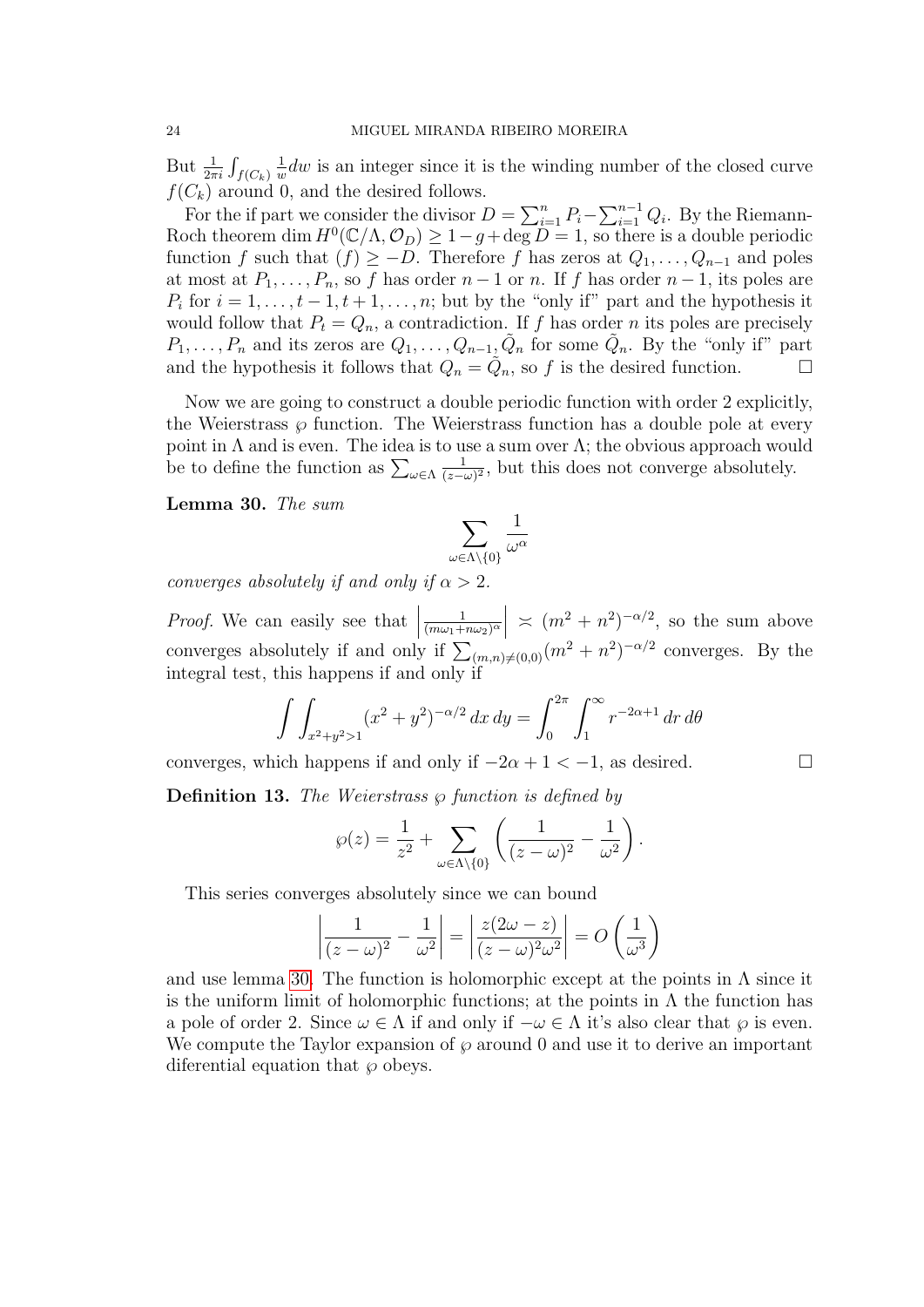But $\frac{1}{2\pi i}\int_{f(C_k)} \frac{1}{w}dw$ is an integer since it is the winding number of the closed curve $f(C_k)$ around 0, and the desired follows.

For the if part we consider the divisor $D = \sum_{i=1}^{n} P_i - \sum_{i=1}^{n-1} Q_i$. By the Riemann-Roch theorem $\dim H^0(\mathbb{C}/\Lambda, \mathcal{O}_D) \geq 1 - g + \deg D = 1$, so there is a double periodic function $f$ such that $(f) \geq -D$. Therefore $f$ has zeros at $Q_1, \ldots, Q_{n-1}$ and poles at most at $P_1, \ldots, P_n$, so $f$ has order $n-1$ or $n$. If $f$ has order $n-1$, its poles are $P_i$ for $i = 1, \ldots, t-1, t+1, \ldots, n$; but by the "only if" part and the hypothesis it would follow that $P_t = Q_n$, a contradiction. If $f$ has order $n$ its poles are precisely $P_1, \ldots, P_n$ and its zeros are $Q_1, \ldots, Q_{n-1}, \tilde{Q}_n$ for some $\tilde{Q}_n$. By the "only if" part and the hypothesis it follows that $Q_n = \tilde{Q}_n$, so $f$ is the desired function. $\square$

Now we are going to construct a double periodic function with order 2 explicitly, the Weierstrass $\wp$ function. The Weierstrass function has a double pole at every point in $\Lambda$ and is even. The idea is to use a sum over $\Lambda$; the obvious approach would be to define the function as $\sum_{\omega \in \Lambda} \frac{1}{(z-\omega)^2}$, but this does not converge absolutely.

**Lemma 30.** *The sum*

$$\sum_{\omega \in \Lambda \setminus \{0\}} \frac{1}{\omega^\alpha}$$

*converges absolutely if and only if $\alpha > 2$.*

*Proof.* We can easily see that $\left|\frac{1}{(m\omega_1 + n\omega_2)^\alpha}\right| \asymp (m^2 + n^2)^{-\alpha/2}$, so the sum above converges absolutely if and only if $\sum_{(m,n)\neq(0,0)} (m^2 + n^2)^{-\alpha/2}$ converges. By the integral test, this happens if and only if

$$\int\int_{x^2+y^2>1} (x^2 + y^2)^{-\alpha/2}\, dx\, dy = \int_0^{2\pi} \int_1^\infty r^{-2\alpha+1}\, dr\, d\theta$$

converges, which happens if and only if $-2\alpha + 1 < -1$, as desired. $\square$

**Definition 13.** *The Weierstrass $\wp$ function is defined by*

$$\wp(z) = \frac{1}{z^2} + \sum_{\omega \in \Lambda \setminus \{0\}} \left( \frac{1}{(z-\omega)^2} - \frac{1}{\omega^2} \right).$$

This series converges absolutely since we can bound

$$\left| \frac{1}{(z-\omega)^2} - \frac{1}{\omega^2} \right| = \left| \frac{z(2\omega - z)}{(z-\omega)^2 \omega^2} \right| = O\left(\frac{1}{\omega^3}\right)$$

and use lemma 30. The function is holomorphic except at the points in $\Lambda$ since it is the uniform limit of holomorphic functions; at the points in $\Lambda$ the function has a pole of order 2. Since $\omega \in \Lambda$ if and only if $-\omega \in \Lambda$ it's also clear that $\wp$ is even. We compute the Taylor expansion of $\wp$ around 0 and use it to derive an important diferential equation that $\wp$ obeys.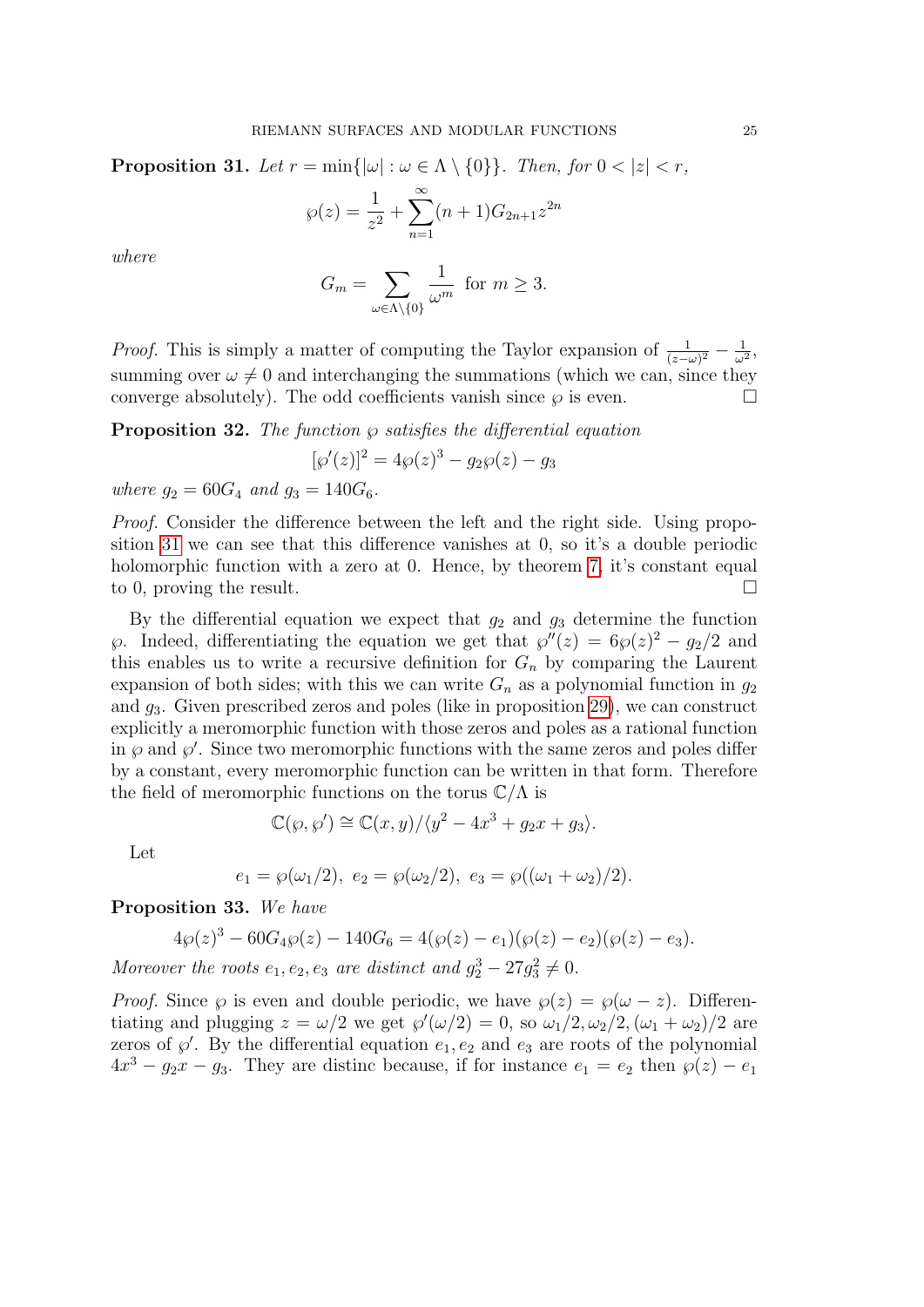**Proposition 31.** *Let $r = \min\{|\omega| : \omega \in \Lambda \setminus \{0\}\}$. Then, for $0 < |z| < r$,*

$$\wp(z) = \frac{1}{z^2} + \sum_{n=1}^{\infty} (n+1) G_{2n+1} z^{2n}$$

*where*

$$G_m = \sum_{\omega \in \Lambda \setminus \{0\}} \frac{1}{\omega^m} \text{ for } m \geq 3.$$

*Proof.* This is simply a matter of computing the Taylor expansion of $\frac{1}{(z-\omega)^2} - \frac{1}{\omega^2}$, summing over $\omega \neq 0$ and interchanging the summations (which we can, since they converge absolutely). The odd coefficients vanish since $\wp$ is even. $\square$

**Proposition 32.** *The function $\wp$ satisfies the differential equation*

$$[\wp'(z)]^2 = 4\wp(z)^3 - g_2 \wp(z) - g_3$$

*where $g_2 = 60G_4$ and $g_3 = 140G_6$.*

*Proof.* Consider the difference between the left and the right side. Using proposition 31 we can see that this difference vanishes at 0, so it's a double periodic holomorphic function with a zero at 0. Hence, by theorem 7, it's constant equal to 0, proving the result. $\square$

By the differential equation we expect that $g_2$ and $g_3$ determine the function $\wp$. Indeed, differentiating the equation we get that $\wp''(z) = 6\wp(z)^2 - g_2/2$ and this enables us to write a recursive definition for $G_n$ by comparing the Laurent expansion of both sides; with this we can write $G_n$ as a polynomial function in $g_2$ and $g_3$. Given prescribed zeros and poles (like in proposition 29), we can construct explicitly a meromorphic function with those zeros and poles as a rational function in $\wp$ and $\wp'$. Since two meromorphic functions with the same zeros and poles differ by a constant, every meromorphic function can be written in that form. Therefore the field of meromorphic functions on the torus $\mathbb{C}/\Lambda$ is

$$\mathbb{C}(\wp, \wp') \cong \mathbb{C}(x, y)/\langle y^2 - 4x^3 + g_2 x + g_3 \rangle.$$

Let

$$e_1 = \wp(\omega_1/2), \ e_2 = \wp(\omega_2/2), \ e_3 = \wp((\omega_1 + \omega_2)/2).$$

**Proposition 33.** *We have*

$$4\wp(z)^3 - 60G_4\wp(z) - 140G_6 = 4(\wp(z) - e_1)(\wp(z) - e_2)(\wp(z) - e_3).$$

*Moreover the roots $e_1, e_2, e_3$ are distinct and $g_2^3 - 27g_3^2 \neq 0$.*

*Proof.* Since $\wp$ is even and double periodic, we have $\wp(z) = \wp(\omega - z)$. Differentiating and plugging $z = \omega/2$ we get $\wp'(\omega/2) = 0$, so $\omega_1/2, \omega_2/2, (\omega_1 + \omega_2)/2$ are zeros of $\wp'$. By the differential equation $e_1, e_2$ and $e_3$ are roots of the polynomial $4x^3 - g_2 x - g_3$. They are distinc because, if for instance $e_1 = e_2$ then $\wp(z) - e_1$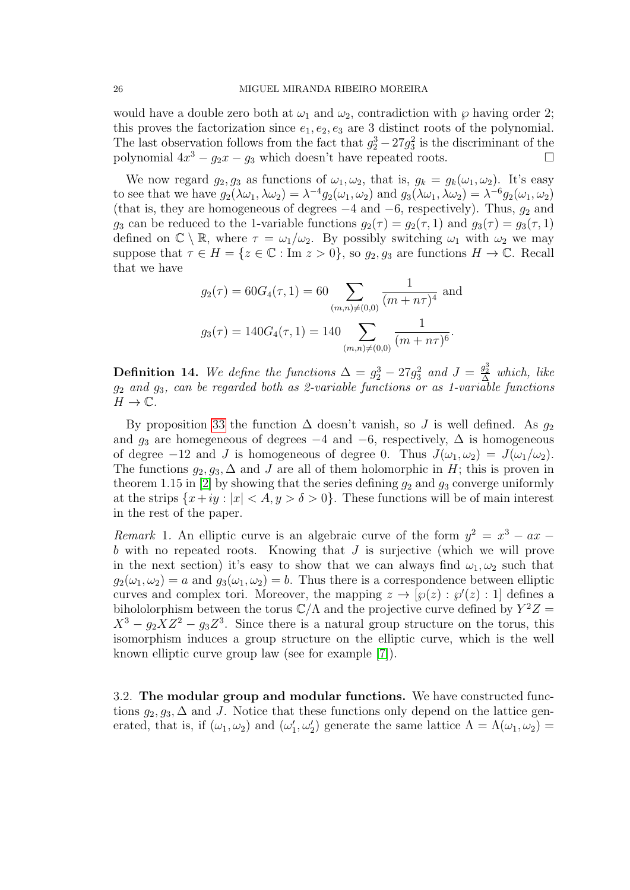would have a double zero both at $\omega_1$ and $\omega_2$, contradiction with $\wp$ having order 2; this proves the factorization since $e_1, e_2, e_3$ are 3 distinct roots of the polynomial. The last observation follows from the fact that $g_2^3 - 27g_3^2$ is the discriminant of the polynomial $4x^3 - g_2x - g_3$ which doesn't have repeated roots. $\square$

We now regard $g_2, g_3$ as functions of $\omega_1, \omega_2$, that is, $g_k = g_k(\omega_1, \omega_2)$. It's easy to see that we have $g_2(\lambda\omega_1, \lambda\omega_2) = \lambda^{-4}g_2(\omega_1, \omega_2)$ and $g_3(\lambda\omega_1, \lambda\omega_2) = \lambda^{-6}g_2(\omega_1, \omega_2)$ (that is, they are homogeneous of degrees $-4$ and $-6$, respectively). Thus, $g_2$ and $g_3$ can be reduced to the 1-variable functions $g_2(\tau) = g_2(\tau, 1)$ and $g_3(\tau) = g_3(\tau, 1)$ defined on $\mathbb{C} \setminus \mathbb{R}$, where $\tau = \omega_1/\omega_2$. By possibly switching $\omega_1$ with $\omega_2$ we may suppose that $\tau \in H = \{z \in \mathbb{C} : \text{Im } z > 0\}$, so $g_2, g_3$ are functions $H \to \mathbb{C}$. Recall that we have

$$g_2(\tau) = 60G_4(\tau, 1) = 60 \sum_{(m,n)\neq(0,0)} \frac{1}{(m + n\tau)^4} \text{ and}$$

$$g_3(\tau) = 140G_4(\tau, 1) = 140 \sum_{(m,n)\neq(0,0)} \frac{1}{(m + n\tau)^6}.$$

**Definition 14.** *We define the functions $\Delta = g_2^3 - 27g_3^2$ and $J = \frac{g_2^3}{\Delta}$ which, like $g_2$ and $g_3$, can be regarded both as 2-variable functions or as 1-variable functions $H \to \mathbb{C}$.*

By proposition 33 the function $\Delta$ doesn't vanish, so $J$ is well defined. As $g_2$ and $g_3$ are homegeneous of degrees $-4$ and $-6$, respectively, $\Delta$ is homogeneous of degree $-12$ and $J$ is homogeneous of degree 0. Thus $J(\omega_1, \omega_2) = J(\omega_1/\omega_2)$. The functions $g_2, g_3, \Delta$ and $J$ are all of them holomorphic in $H$; this is proven in theorem 1.15 in [2] by showing that the series defining $g_2$ and $g_3$ converge uniformly at the strips $\{x + iy : |x| < A, y > \delta > 0\}$. These functions will be of main interest in the rest of the paper.

*Remark* 1. An elliptic curve is an algebraic curve of the form $y^2 = x^3 - ax - b$ with no repeated roots. Knowing that $J$ is surjective (which we will prove in the next section) it's easy to show that we can always find $\omega_1, \omega_2$ such that $g_2(\omega_1, \omega_2) = a$ and $g_3(\omega_1, \omega_2) = b$. Thus there is a correspondence between elliptic curves and complex tori. Moreover, the mapping $z \to [\wp(z) : \wp'(z) : 1]$ defines a bihololorphism between the torus $\mathbb{C}/\Lambda$ and the projective curve defined by $Y^2Z = X^3 - g_2XZ^2 - g_3Z^3$. Since there is a natural group structure on the torus, this isomorphism induces a group structure on the elliptic curve, which is the well known elliptic curve group law (see for example [7]).

3.2. **The modular group and modular functions.** We have constructed functions $g_2, g_3, \Delta$ and $J$. Notice that these functions only depend on the lattice generated, that is, if $(\omega_1, \omega_2)$ and $(\omega_1', \omega_2')$ generate the same lattice $\Lambda = \Lambda(\omega_1, \omega_2) =$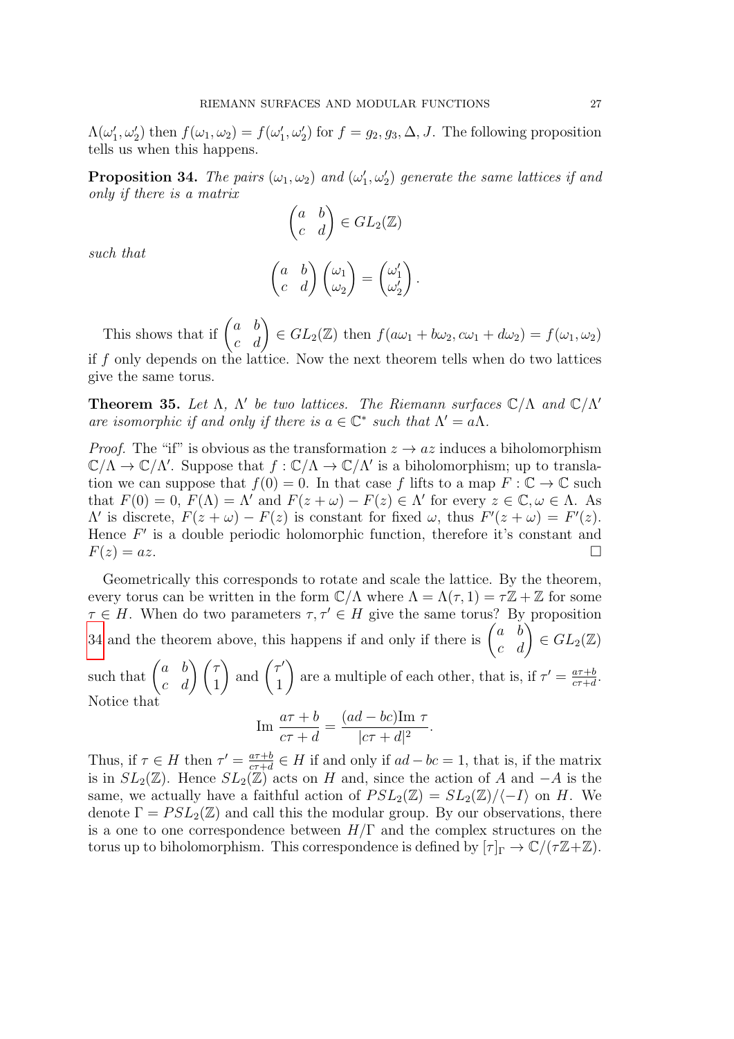$\Lambda(\omega_1', \omega_2')$ then $f(\omega_1, \omega_2) = f(\omega_1', \omega_2')$ for $f = g_2, g_3, \Delta, J$. The following proposition tells us when this happens.

**Proposition 34.** *The pairs $(\omega_1, \omega_2)$ and $(\omega_1', \omega_2')$ generate the same lattices if and only if there is a matrix*

$$\begin{pmatrix} a & b \\ c & d \end{pmatrix} \in GL_2(\mathbb{Z})$$

*such that*

$$\begin{pmatrix} a & b \\ c & d \end{pmatrix} \begin{pmatrix} \omega_1 \\ \omega_2 \end{pmatrix} = \begin{pmatrix} \omega_1' \\ \omega_2' \end{pmatrix}.$$

This shows that if $\begin{pmatrix} a & b \\ c & d \end{pmatrix} \in GL_2(\mathbb{Z})$ then $f(a\omega_1 + b\omega_2, c\omega_1 + d\omega_2) = f(\omega_1, \omega_2)$ if $f$ only depends on the lattice. Now the next theorem tells when do two lattices give the same torus.

**Theorem 35.** *Let $\Lambda$, $\Lambda'$ be two lattices. The Riemann surfaces $\mathbb{C}/\Lambda$ and $\mathbb{C}/\Lambda'$ are isomorphic if and only if there is $a \in \mathbb{C}^*$ such that $\Lambda' = a\Lambda$.*

*Proof.* The "if" is obvious as the transformation $z \to az$ induces a biholomorphism $\mathbb{C}/\Lambda \to \mathbb{C}/\Lambda'$. Suppose that $f : \mathbb{C}/\Lambda \to \mathbb{C}/\Lambda'$ is a biholomorphism; up to translation we can suppose that $f(0) = 0$. In that case $f$ lifts to a map $F : \mathbb{C} \to \mathbb{C}$ such that $F(0) = 0$, $F(\Lambda) = \Lambda'$ and $F(z + \omega) - F(z) \in \Lambda'$ for every $z \in \mathbb{C}, \omega \in \Lambda$. As $\Lambda'$ is discrete, $F(z + \omega) - F(z)$ is constant for fixed $\omega$, thus $F'(z + \omega) = F'(z)$. Hence $F'$ is a double periodic holomorphic function, therefore it's constant and $F(z) = az$. $\square$

Geometrically this corresponds to rotate and scale the lattice. By the theorem, every torus can be written in the form $\mathbb{C}/\Lambda$ where $\Lambda = \Lambda(\tau, 1) = \tau\mathbb{Z} + \mathbb{Z}$ for some $\tau \in H$. When do two parameters $\tau, \tau' \in H$ give the same torus? By proposition 34 and the theorem above, this happens if and only if there is $\begin{pmatrix} a & b \\ c & d \end{pmatrix} \in GL_2(\mathbb{Z})$ such that $\begin{pmatrix} a & b \\ c & d \end{pmatrix} \begin{pmatrix} \tau \\ 1 \end{pmatrix}$ and $\begin{pmatrix} \tau' \\ 1 \end{pmatrix}$ are a multiple of each other, that is, if $\tau' = \frac{a\tau + b}{c\tau + d}$. Notice that

$$\text{Im } \frac{a\tau + b}{c\tau + d} = \frac{(ad - bc)\text{Im } \tau}{|c\tau + d|^2}.$$

Thus, if $\tau \in H$ then $\tau' = \frac{a\tau+b}{c\tau+d} \in H$ if and only if $ad - bc = 1$, that is, if the matrix is in $SL_2(\mathbb{Z})$. Hence $SL_2(\mathbb{Z})$ acts on $H$ and, since the action of $A$ and $-A$ is the same, we actually have a faithful action of $PSL_2(\mathbb{Z}) = SL_2(\mathbb{Z})/\langle -I \rangle$ on $H$. We denote $\Gamma = PSL_2(\mathbb{Z})$ and call this the modular group. By our observations, there is a one to one correspondence between $H/\Gamma$ and the complex structures on the torus up to biholomorphism. This correspondence is defined by $[\tau]_\Gamma \to \mathbb{C}/(\tau\mathbb{Z}+\mathbb{Z})$.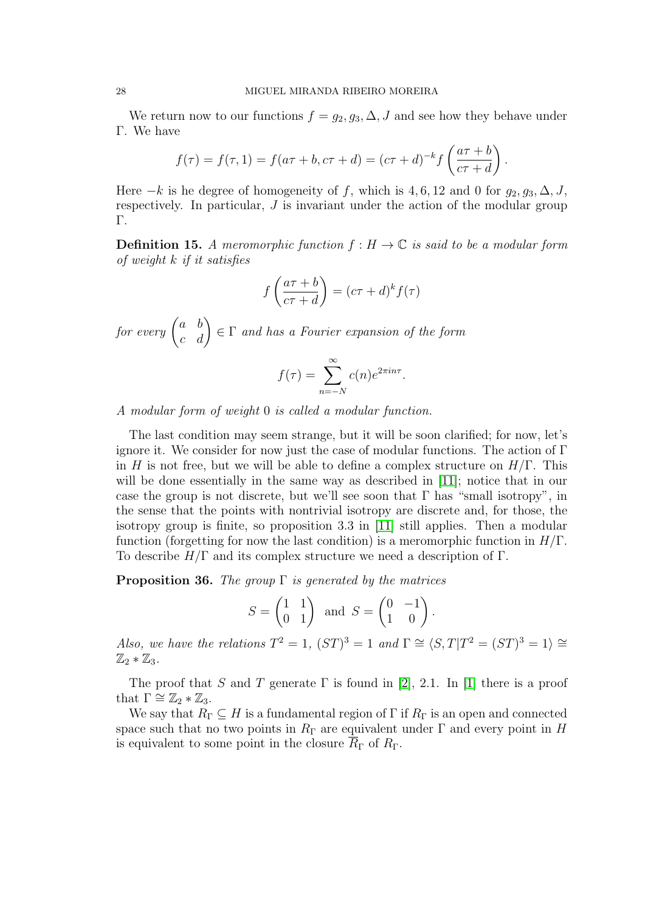We return now to our functions $f = g_2, g_3, \Delta, J$ and see how they behave under $\Gamma$. We have

$$f(\tau) = f(\tau, 1) = f(a\tau + b, c\tau + d) = (c\tau + d)^{-k} f\left(\frac{a\tau + b}{c\tau + d}\right).$$

Here $-k$ is he degree of homogeneity of $f$, which is $4, 6, 12$ and $0$ for $g_2, g_3, \Delta, J$, respectively. In particular, $J$ is invariant under the action of the modular group $\Gamma$.

**Definition 15.** *A meromorphic function $f : H \to \mathbb{C}$ is said to be a modular form of weight $k$ if it satisfies*

$$f\left(\frac{a\tau + b}{c\tau + d}\right) = (c\tau + d)^k f(\tau)$$

*for every $\begin{pmatrix} a & b \\ c & d \end{pmatrix} \in \Gamma$ and has a Fourier expansion of the form*

$$f(\tau) = \sum_{n=-N}^{\infty} c(n) e^{2\pi i n \tau}.$$

*A modular form of weight $0$ is called a modular function.*

The last condition may seem strange, but it will be soon clarified; for now, let's ignore it. We consider for now just the case of modular functions. The action of $\Gamma$ in $H$ is not free, but we will be able to define a complex structure on $H/\Gamma$. This will be done essentially in the same way as described in [11]; notice that in our case the group is not discrete, but we'll see soon that $\Gamma$ has "small isotropy", in the sense that the points with nontrivial isotropy are discrete and, for those, the isotropy group is finite, so proposition 3.3 in [11] still applies. Then a modular function (forgetting for now the last condition) is a meromorphic function in $H/\Gamma$. To describe $H/\Gamma$ and its complex structure we need a description of $\Gamma$.

**Proposition 36.** *The group $\Gamma$ is generated by the matrices*

$$S = \begin{pmatrix} 1 & 1 \\ 0 & 1 \end{pmatrix} \text{ and } S = \begin{pmatrix} 0 & -1 \\ 1 & 0 \end{pmatrix}.$$

*Also, we have the relations $T^2 = 1$, $(ST)^3 = 1$ and $\Gamma \cong \langle S, T | T^2 = (ST)^3 = 1 \rangle \cong \mathbb{Z}_2 * \mathbb{Z}_3$.*

The proof that $S$ and $T$ generate $\Gamma$ is found in [2], 2.1. In [1] there is a proof that $\Gamma \cong \mathbb{Z}_2 * \mathbb{Z}_3$.

We say that $R_\Gamma \subseteq H$ is a fundamental region of $\Gamma$ if $R_\Gamma$ is an open and connected space such that no two points in $R_\Gamma$ are equivalent under $\Gamma$ and every point in $H$ is equivalent to some point in the closure $\overline{R}_\Gamma$ of $R_\Gamma$.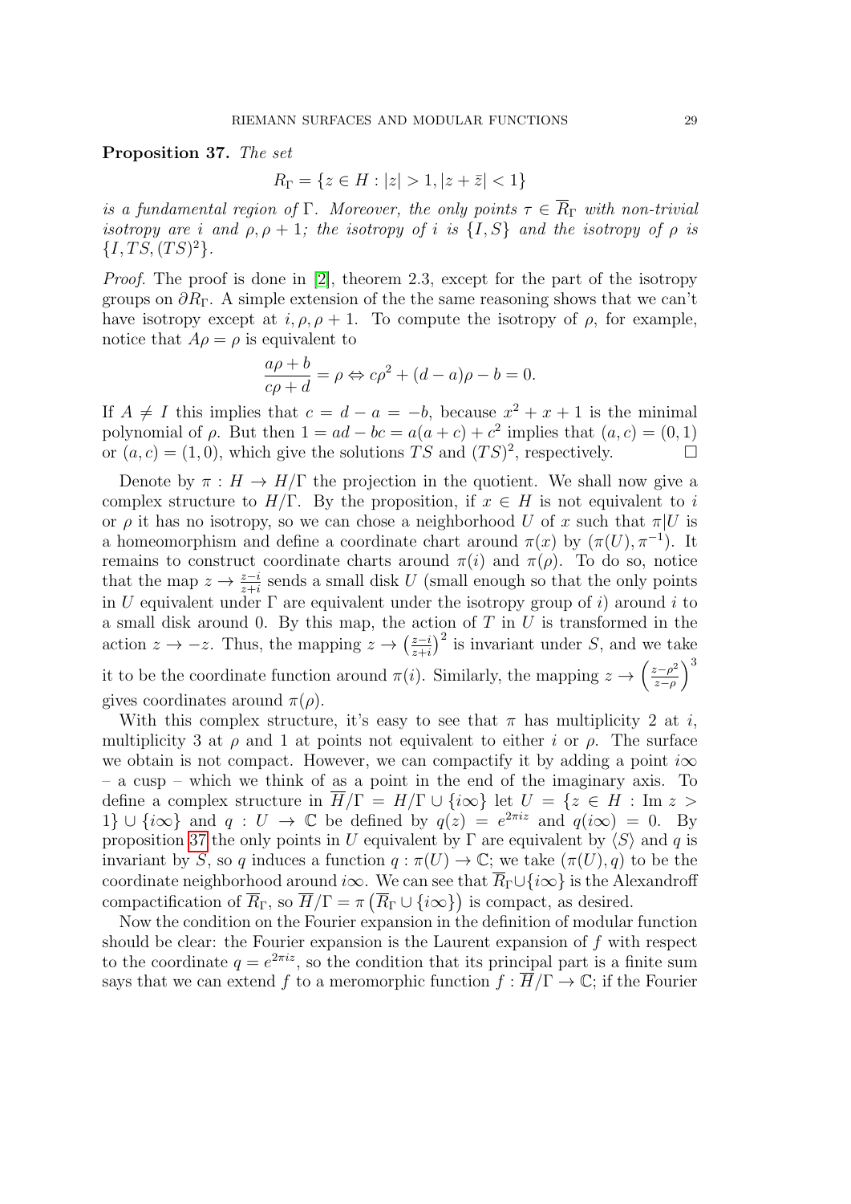**Proposition 37.** *The set*

$$R_\Gamma = \{z \in H : |z| > 1, |z + \bar{z}| < 1\}$$

*is a fundamental region of* $\Gamma$. *Moreover, the only points* $\tau \in \overline{R}_\Gamma$ *with non-trivial isotropy are* $i$ *and* $\rho, \rho + 1$*; the isotropy of* $i$ *is* $\{I, S\}$ *and the isotropy of* $\rho$ *is* $\{I, TS, (TS)^2\}$.

*Proof.* The proof is done in [2], theorem 2.3, except for the part of the isotropy groups on $\partial R_\Gamma$. A simple extension of the the same reasoning shows that we can't have isotropy except at $i, \rho, \rho + 1$. To compute the isotropy of $\rho$, for example, notice that $A\rho = \rho$ is equivalent to

$$\frac{a\rho + b}{c\rho + d} = \rho \Leftrightarrow c\rho^2 + (d - a)\rho - b = 0.$$

If $A \neq I$ this implies that $c = d - a = -b$, because $x^2 + x + 1$ is the minimal polynomial of $\rho$. But then $1 = ad - bc = a(a + c) + c^2$ implies that $(a, c) = (0, 1)$ or $(a, c) = (1, 0)$, which give the solutions $TS$ and $(TS)^2$, respectively. $\square$

Denote by $\pi : H \to H/\Gamma$ the projection in the quotient. We shall now give a complex structure to $H/\Gamma$. By the proposition, if $x \in H$ is not equivalent to $i$ or $\rho$ it has no isotropy, so we can chose a neighborhood $U$ of $x$ such that $\pi|U$ is a homeomorphism and define a coordinate chart around $\pi(x)$ by $(\pi(U), \pi^{-1})$. It remains to construct coordinate charts around $\pi(i)$ and $\pi(\rho)$. To do so, notice that the map $z \to \frac{z-i}{z+i}$ sends a small disk $U$ (small enough so that the only points in $U$ equivalent under $\Gamma$ are equivalent under the isotropy group of $i$) around $i$ to a small disk around 0. By this map, the action of $T$ in $U$ is transformed in the action $z \to -z$. Thus, the mapping $z \to \left(\frac{z-i}{z+i}\right)^2$ is invariant under $S$, and we take it to be the coordinate function around $\pi(i)$. Similarly, the mapping $z \to \left(\frac{z-\rho^2}{z-\rho}\right)^3$ gives coordinates around $\pi(\rho)$.

With this complex structure, it's easy to see that $\pi$ has multiplicity 2 at $i$, multiplicity 3 at $\rho$ and 1 at points not equivalent to either $i$ or $\rho$. The surface we obtain is not compact. However, we can compactify it by adding a point $i\infty$ – a cusp – which we think of as a point in the end of the imaginary axis. To define a complex structure in $\overline{H}/\Gamma = H/\Gamma \cup \{i\infty\}$ let $U = \{z \in H : \text{Im } z > 1\} \cup \{i\infty\}$ and $q : U \to \mathbb{C}$ be defined by $q(z) = e^{2\pi i z}$ and $q(i\infty) = 0$. By proposition 37 the only points in $U$ equivalent by $\Gamma$ are equivalent by $\langle S \rangle$ and $q$ is invariant by $S$, so $q$ induces a function $q : \pi(U) \to \mathbb{C}$; we take $(\pi(U), q)$ to be the coordinate neighborhood around $i\infty$. We can see that $\overline{R}_\Gamma \cup \{i\infty\}$ is the Alexandroff compactification of $\overline{R}_\Gamma$, so $\overline{H}/\Gamma = \pi\left(\overline{R}_\Gamma \cup \{i\infty\}\right)$ is compact, as desired.

Now the condition on the Fourier expansion in the definition of modular function should be clear: the Fourier expansion is the Laurent expansion of $f$ with respect to the coordinate $q = e^{2\pi i z}$, so the condition that its principal part is a finite sum says that we can extend $f$ to a meromorphic function $f : \overline{H}/\Gamma \to \mathbb{C}$; if the Fourier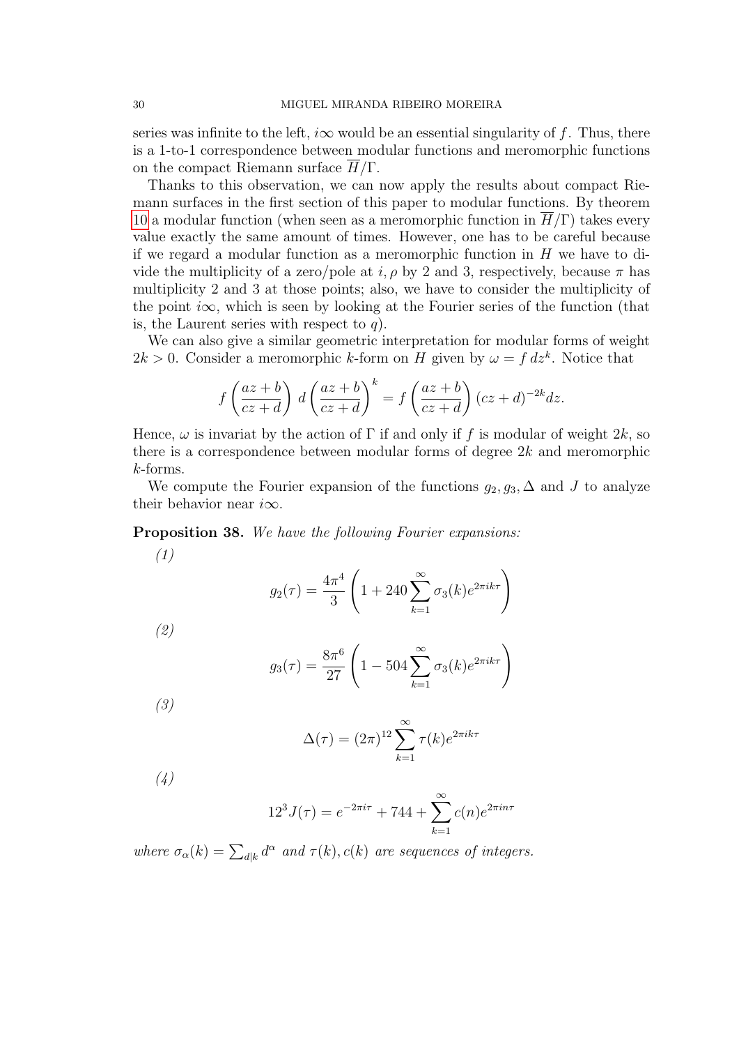series was infinite to the left, $i\infty$ would be an essential singularity of $f$. Thus, there is a 1-to-1 correspondence between modular functions and meromorphic functions on the compact Riemann surface $\overline{H}/\Gamma$.

Thanks to this observation, we can now apply the results about compact Riemann surfaces in the first section of this paper to modular functions. By theorem 10 a modular function (when seen as a meromorphic function in $\overline{H}/\Gamma$) takes every value exactly the same amount of times. However, one has to be careful because if we regard a modular function as a meromorphic function in $H$ we have to divide the multiplicity of a zero/pole at $i, \rho$ by 2 and 3, respectively, because $\pi$ has multiplicity 2 and 3 at those points; also, we have to consider the multiplicity of the point $i\infty$, which is seen by looking at the Fourier series of the function (that is, the Laurent series with respect to $q$).

We can also give a similar geometric interpretation for modular forms of weight $2k > 0$. Consider a meromorphic $k$-form on $H$ given by $\omega = f\, dz^k$. Notice that

$$f\left(\frac{az+b}{cz+d}\right)\, d\left(\frac{az+b}{cz+d}\right)^k = f\left(\frac{az+b}{cz+d}\right)(cz+d)^{-2k}dz.$$

Hence, $\omega$ is invariat by the action of $\Gamma$ if and only if $f$ is modular of weight $2k$, so there is a correspondence between modular forms of degree $2k$ and meromorphic $k$-forms.

We compute the Fourier expansion of the functions $g_2, g_3, \Delta$ and $J$ to analyze their behavior near $i\infty$.

**Proposition 38.** *We have the following Fourier expansions:*

*(1)*

$$g_2(\tau) = \frac{4\pi^4}{3}\left(1 + 240\sum_{k=1}^{\infty}\sigma_3(k)e^{2\pi i k\tau}\right)$$

*(2)*

$$g_3(\tau) = \frac{8\pi^6}{27}\left(1 - 504\sum_{k=1}^{\infty}\sigma_3(k)e^{2\pi i k\tau}\right)$$

*(3)*

$$\Delta(\tau) = (2\pi)^{12}\sum_{k=1}^{\infty}\tau(k)e^{2\pi i k\tau}$$

*(4)*

$$12^3 J(\tau) = e^{-2\pi i\tau} + 744 + \sum_{k=1}^{\infty}c(n)e^{2\pi i n\tau}$$

*where* $\sigma_\alpha(k) = \sum_{d|k} d^\alpha$ *and* $\tau(k), c(k)$ *are sequences of integers.*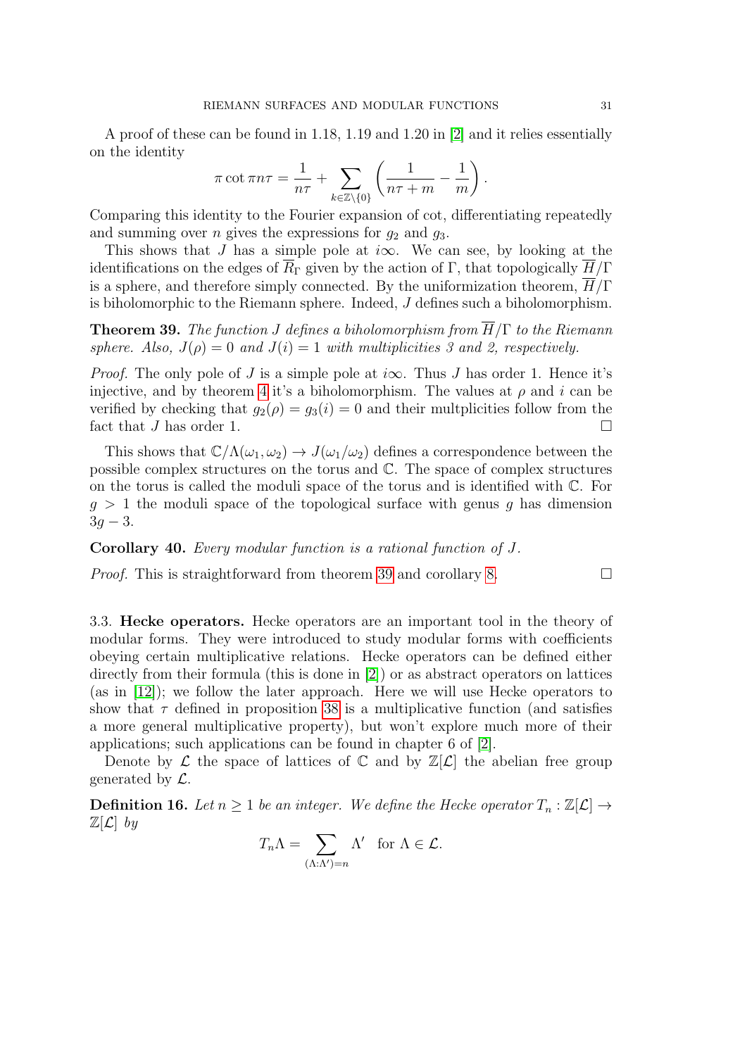A proof of these can be found in 1.18, 1.19 and 1.20 in [2] and it relies essentially on the identity

$$\pi \cot \pi n\tau = \frac{1}{n\tau} + \sum_{k \in \mathbb{Z}\setminus\{0\}} \left( \frac{1}{n\tau + m} - \frac{1}{m} \right).$$

Comparing this identity to the Fourier expansion of cot, differentiating repeatedly and summing over $n$ gives the expressions for $g_2$ and $g_3$.

This shows that $J$ has a simple pole at $i\infty$. We can see, by looking at the identifications on the edges of $\overline{R}_\Gamma$ given by the action of $\Gamma$, that topologically $\overline{H}/\Gamma$ is a sphere, and therefore simply connected. By the uniformization theorem, $\overline{H}/\Gamma$ is biholomorphic to the Riemann sphere. Indeed, $J$ defines such a biholomorphism.

**Theorem 39.** *The function $J$ defines a biholomorphism from $\overline{H}/\Gamma$ to the Riemann sphere. Also, $J(\rho) = 0$ and $J(i) = 1$ with multiplicities 3 and 2, respectively.*

*Proof.* The only pole of $J$ is a simple pole at $i\infty$. Thus $J$ has order 1. Hence it's injective, and by theorem 4 it's a biholomorphism. The values at $\rho$ and $i$ can be verified by checking that $g_2(\rho) = g_3(i) = 0$ and their multplicities follow from the fact that $J$ has order 1. □

This shows that $\mathbb{C}/\Lambda(\omega_1, \omega_2) \to J(\omega_1/\omega_2)$ defines a correspondence between the possible complex structures on the torus and $\mathbb{C}$. The space of complex structures on the torus is called the moduli space of the torus and is identified with $\mathbb{C}$. For $g > 1$ the moduli space of the topological surface with genus $g$ has dimension $3g - 3$.

**Corollary 40.** *Every modular function is a rational function of $J$.*

*Proof.* This is straightforward from theorem 39 and corollary 8. □

### 3.3. Hecke operators.

Hecke operators are an important tool in the theory of modular forms. They were introduced to study modular forms with coefficients obeying certain multiplicative relations. Hecke operators can be defined either directly from their formula (this is done in [2]) or as abstract operators on lattices (as in [12]); we follow the later approach. Here we will use Hecke operators to show that $\tau$ defined in proposition 38 is a multiplicative function (and satisfies a more general multiplicative property), but won't explore much more of their applications; such applications can be found in chapter 6 of [2].

Denote by $\mathcal{L}$ the space of lattices of $\mathbb{C}$ and by $\mathbb{Z}[\mathcal{L}]$ the abelian free group generated by $\mathcal{L}$.

**Definition 16.** *Let $n \geq 1$ be an integer. We define the Hecke operator $T_n : \mathbb{Z}[\mathcal{L}] \to \mathbb{Z}[\mathcal{L}]$ by*

$$T_n\Lambda = \sum_{(\Lambda:\Lambda')=n} \Lambda' \quad \text{for } \Lambda \in \mathcal{L}.$$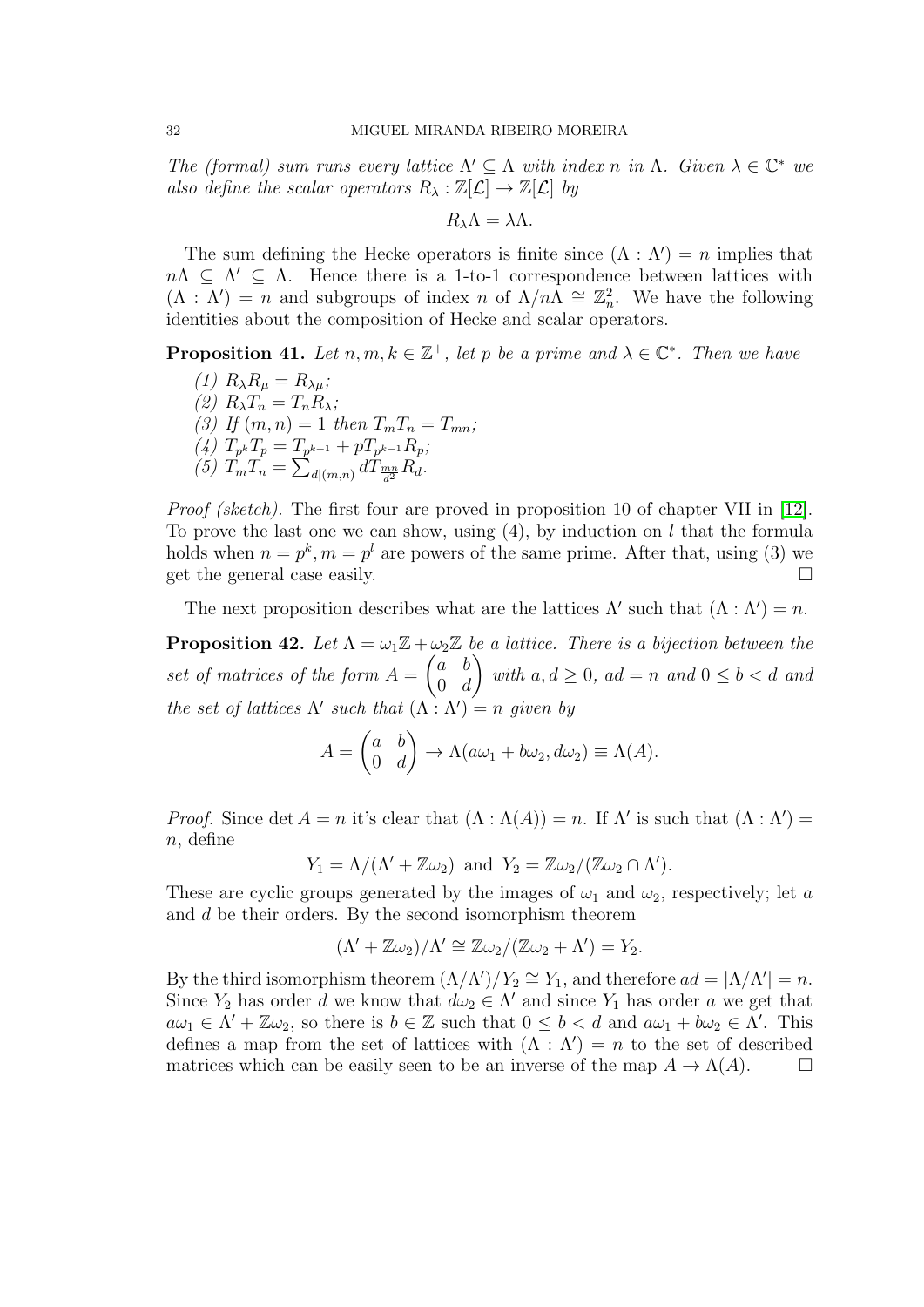*The (formal) sum runs every lattice $\Lambda' \subseteq \Lambda$ with index $n$ in $\Lambda$. Given $\lambda \in \mathbb{C}^*$ we also define the scalar operators $R_\lambda : \mathbb{Z}[\mathcal{L}] \to \mathbb{Z}[\mathcal{L}]$ by*

$$R_\lambda \Lambda = \lambda \Lambda.$$

The sum defining the Hecke operators is finite since $(\Lambda : \Lambda') = n$ implies that $n\Lambda \subseteq \Lambda' \subseteq \Lambda$. Hence there is a 1-to-1 correspondence between lattices with $(\Lambda : \Lambda') = n$ and subgroups of index $n$ of $\Lambda/n\Lambda \cong \mathbb{Z}_n^2$. We have the following identities about the composition of Hecke and scalar operators.

**Proposition 41.** *Let $n, m, k \in \mathbb{Z}^+$, let $p$ be a prime and $\lambda \in \mathbb{C}^*$. Then we have*

*(1) $R_\lambda R_\mu = R_{\lambda\mu}$;*
*(2) $R_\lambda T_n = T_n R_\lambda$;*
*(3) If $(m, n) = 1$ then $T_m T_n = T_{mn}$;*
*(4) $T_{p^k} T_p = T_{p^{k+1}} + p T_{p^{k-1}} R_p$;*
*(5) $T_m T_n = \sum_{d|(m,n)} d T_{\frac{mn}{d^2}} R_d$.*

*Proof (sketch).* The first four are proved in proposition 10 of chapter VII in [12]. To prove the last one we can show, using (4), by induction on $l$ that the formula holds when $n = p^k, m = p^l$ are powers of the same prime. After that, using (3) we get the general case easily. □

The next proposition describes what are the lattices $\Lambda'$ such that $(\Lambda : \Lambda') = n$.

**Proposition 42.** *Let $\Lambda = \omega_1\mathbb{Z} + \omega_2\mathbb{Z}$ be a lattice. There is a bijection between the set of matrices of the form $A = \begin{pmatrix} a & b \\ 0 & d \end{pmatrix}$ with $a, d \geq 0$, $ad = n$ and $0 \leq b < d$ and the set of lattices $\Lambda'$ such that $(\Lambda : \Lambda') = n$ given by*

$$A = \begin{pmatrix} a & b \\ 0 & d \end{pmatrix} \to \Lambda(a\omega_1 + b\omega_2, d\omega_2) \equiv \Lambda(A).$$

*Proof.* Since $\det A = n$ it's clear that $(\Lambda : \Lambda(A)) = n$. If $\Lambda'$ is such that $(\Lambda : \Lambda') = n$, define

$$Y_1 = \Lambda/(\Lambda' + \mathbb{Z}\omega_2) \text{ and } Y_2 = \mathbb{Z}\omega_2/(\mathbb{Z}\omega_2 \cap \Lambda').$$

These are cyclic groups generated by the images of $\omega_1$ and $\omega_2$, respectively; let $a$ and $d$ be their orders. By the second isomorphism theorem

$$(\Lambda' + \mathbb{Z}\omega_2)/\Lambda' \cong \mathbb{Z}\omega_2/(\mathbb{Z}\omega_2 + \Lambda') = Y_2.$$

By the third isomorphism theorem $(\Lambda/\Lambda')/Y_2 \cong Y_1$, and therefore $ad = |\Lambda/\Lambda'| = n$. Since $Y_2$ has order $d$ we know that $d\omega_2 \in \Lambda'$ and since $Y_1$ has order $a$ we get that $a\omega_1 \in \Lambda' + \mathbb{Z}\omega_2$, so there is $b \in \mathbb{Z}$ such that $0 \leq b < d$ and $a\omega_1 + b\omega_2 \in \Lambda'$. This defines a map from the set of lattices with $(\Lambda : \Lambda') = n$ to the set of described matrices which can be easily seen to be an inverse of the map $A \to \Lambda(A)$. □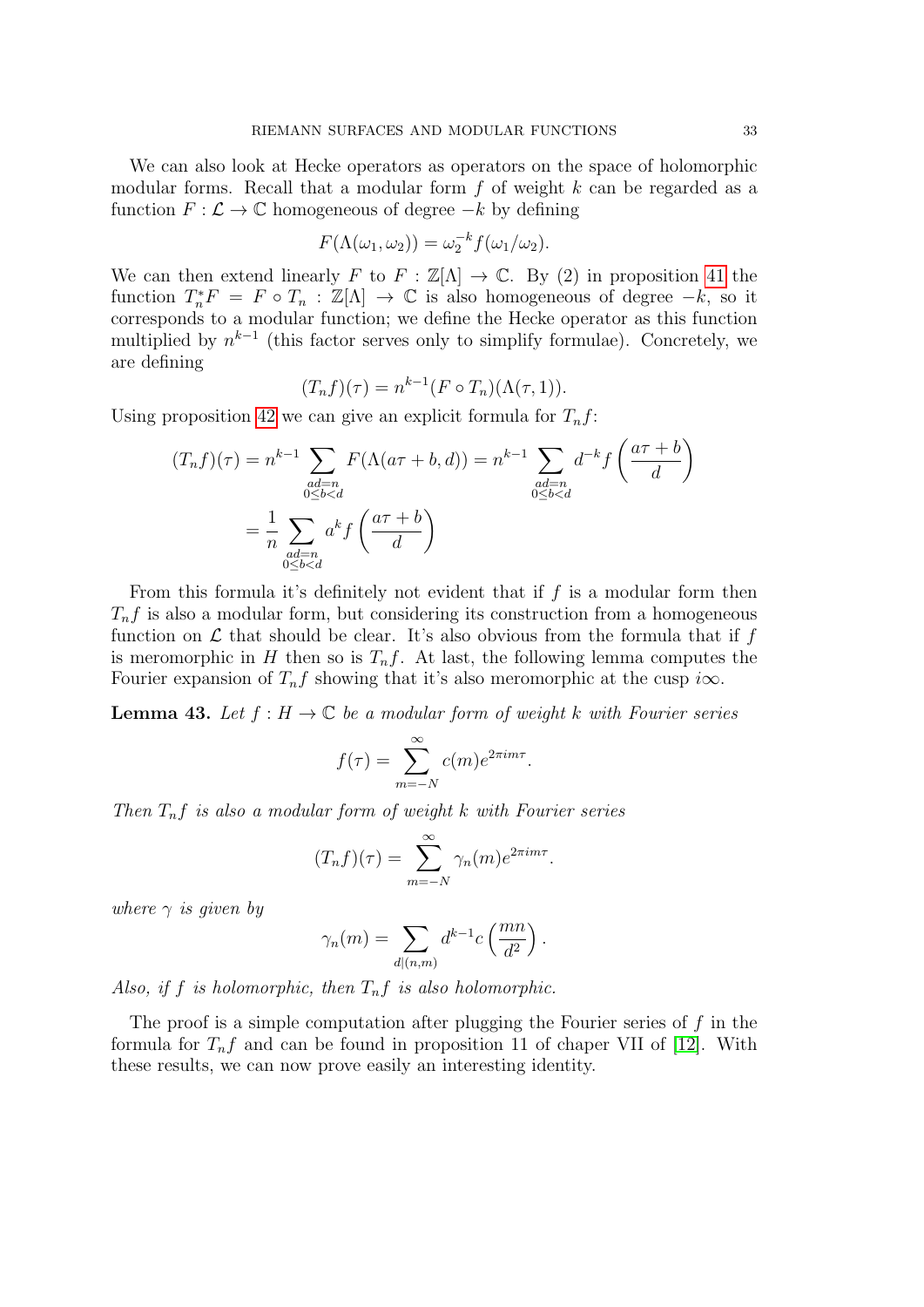We can also look at Hecke operators as operators on the space of holomorphic modular forms. Recall that a modular form $f$ of weight $k$ can be regarded as a function $F : \mathcal{L} \to \mathbb{C}$ homogeneous of degree $-k$ by defining

$$F(\Lambda(\omega_1, \omega_2)) = \omega_2^{-k} f(\omega_1/\omega_2).$$

We can then extend linearly $F$ to $F : \mathbb{Z}[\Lambda] \to \mathbb{C}$. By (2) in proposition 41 the function $T_n^* F = F \circ T_n : \mathbb{Z}[\Lambda] \to \mathbb{C}$ is also homogeneous of degree $-k$, so it corresponds to a modular function; we define the Hecke operator as this function multiplied by $n^{k-1}$ (this factor serves only to simplify formulae). Concretely, we are defining

$$(T_n f)(\tau) = n^{k-1}(F \circ T_n)(\Lambda(\tau, 1)).$$

Using proposition 42 we can give an explicit formula for $T_n f$:

$$\begin{aligned}
(T_n f)(\tau) &= n^{k-1} \sum_{\substack{ad=n \\ 0 \leq b < d}} F(\Lambda(a\tau + b, d)) = n^{k-1} \sum_{\substack{ad=n \\ 0 \leq b < d}} d^{-k} f\left(\frac{a\tau + b}{d}\right) \\
&= \frac{1}{n} \sum_{\substack{ad=n \\ 0 \leq b < d}} a^k f\left(\frac{a\tau + b}{d}\right)
\end{aligned}$$

From this formula it's definitely not evident that if $f$ is a modular form then $T_n f$ is also a modular form, but considering its construction from a homogeneous function on $\mathcal{L}$ that should be clear. It's also obvious from the formula that if $f$ is meromorphic in $H$ then so is $T_n f$. At last, the following lemma computes the Fourier expansion of $T_n f$ showing that it's also meromorphic at the cusp $i\infty$.

**Lemma 43.** *Let $f : H \to \mathbb{C}$ be a modular form of weight $k$ with Fourier series*

$$f(\tau) = \sum_{m=-N}^{\infty} c(m) e^{2\pi i m \tau}.$$

*Then $T_n f$ is also a modular form of weight $k$ with Fourier series*

$$(T_n f)(\tau) = \sum_{m=-N}^{\infty} \gamma_n(m) e^{2\pi i m \tau}.$$

*where $\gamma$ is given by*

$$\gamma_n(m) = \sum_{d|(n,m)} d^{k-1} c\left(\frac{mn}{d^2}\right).$$

*Also, if $f$ is holomorphic, then $T_n f$ is also holomorphic.*

The proof is a simple computation after plugging the Fourier series of $f$ in the formula for $T_n f$ and can be found in proposition 11 of chaper VII of [12]. With these results, we can now prove easily an interesting identity.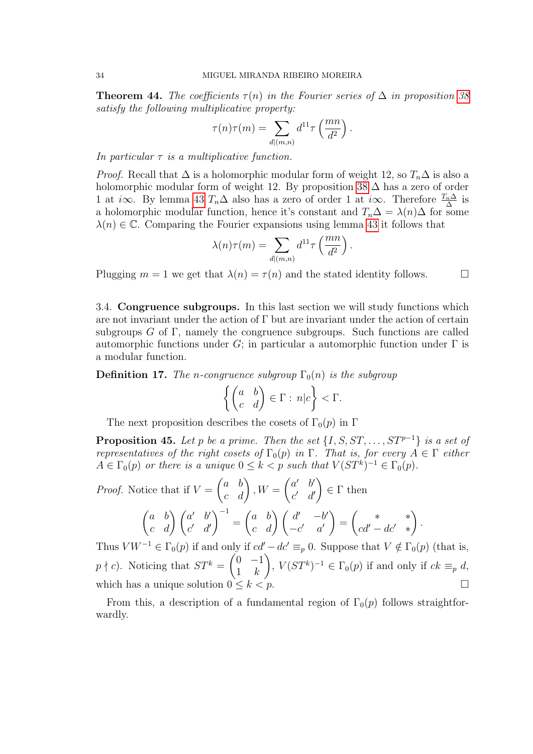**Theorem 44.** *The coefficients $\tau(n)$ in the Fourier series of $\Delta$ in proposition 38 satisfy the following multiplicative property:*

$$\tau(n)\tau(m) = \sum_{d|(m,n)} d^{11} \tau\left(\frac{mn}{d^2}\right).$$

*In particular $\tau$ is a multiplicative function.*

*Proof.* Recall that $\Delta$ is a holomorphic modular form of weight 12, so $T_n\Delta$ is also a holomorphic modular form of weight 12. By proposition 38 $\Delta$ has a zero of order 1 at $i\infty$. By lemma 43 $T_n\Delta$ also has a zero of order 1 at $i\infty$. Therefore $\frac{T_n\Delta}{\Delta}$ is a holomorphic modular function, hence it's constant and $T_n\Delta = \lambda(n)\Delta$ for some $\lambda(n) \in \mathbb{C}$. Comparing the Fourier expansions using lemma 43 it follows that

$$\lambda(n)\tau(m) = \sum_{d|(m,n)} d^{11} \tau\left(\frac{mn}{d^2}\right).$$

Plugging $m = 1$ we get that $\lambda(n) = \tau(n)$ and the stated identity follows. $\square$

3.4. **Congruence subgroups.** In this last section we will study functions which are not invariant under the action of $\Gamma$ but are invariant under the action of certain subgroups $G$ of $\Gamma$, namely the congruence subgroups. Such functions are called automorphic functions under $G$; in particular a automorphic function under $\Gamma$ is a modular function.

**Definition 17.** *The $n$-congruence subgroup $\Gamma_0(n)$ is the subgroup*

$$\left\{ \begin{pmatrix} a & b \\ c & d \end{pmatrix} \in \Gamma : \, n|c \right\} < \Gamma.$$

The next proposition describes the cosets of $\Gamma_0(p)$ in $\Gamma$

**Proposition 45.** *Let $p$ be a prime. Then the set $\{I, S, ST, \ldots, ST^{p-1}\}$ is a set of representatives of the right cosets of $\Gamma_0(p)$ in $\Gamma$. That is, for every $A \in \Gamma$ either $A \in \Gamma_0(p)$ or there is a unique $0 \leq k < p$ such that $V(ST^k)^{-1} \in \Gamma_0(p)$.*

*Proof.* Notice that if $V = \begin{pmatrix} a & b \\ c & d \end{pmatrix}, W = \begin{pmatrix} a' & b' \\ c' & d' \end{pmatrix} \in \Gamma$ then

$$\begin{pmatrix} a & b \\ c & d \end{pmatrix} \begin{pmatrix} a' & b' \\ c' & d' \end{pmatrix}^{-1} = \begin{pmatrix} a & b \\ c & d \end{pmatrix} \begin{pmatrix} d' & -b' \\ -c' & a' \end{pmatrix} = \begin{pmatrix} * & * \\ cd' - dc' & * \end{pmatrix}.$$

Thus $VW^{-1} \in \Gamma_0(p)$ if and only if $cd' - dc' \equiv_p 0$. Suppose that $V \notin \Gamma_0(p)$ (that is, $p \nmid c$). Noticing that $ST^k = \begin{pmatrix} 0 & -1 \\ 1 & k \end{pmatrix}$, $V(ST^k)^{-1} \in \Gamma_0(p)$ if and only if $ck \equiv_p d$, which has a unique solution $0 \leq k < p$. $\square$

From this, a description of a fundamental region of $\Gamma_0(p)$ follows straightforwardly.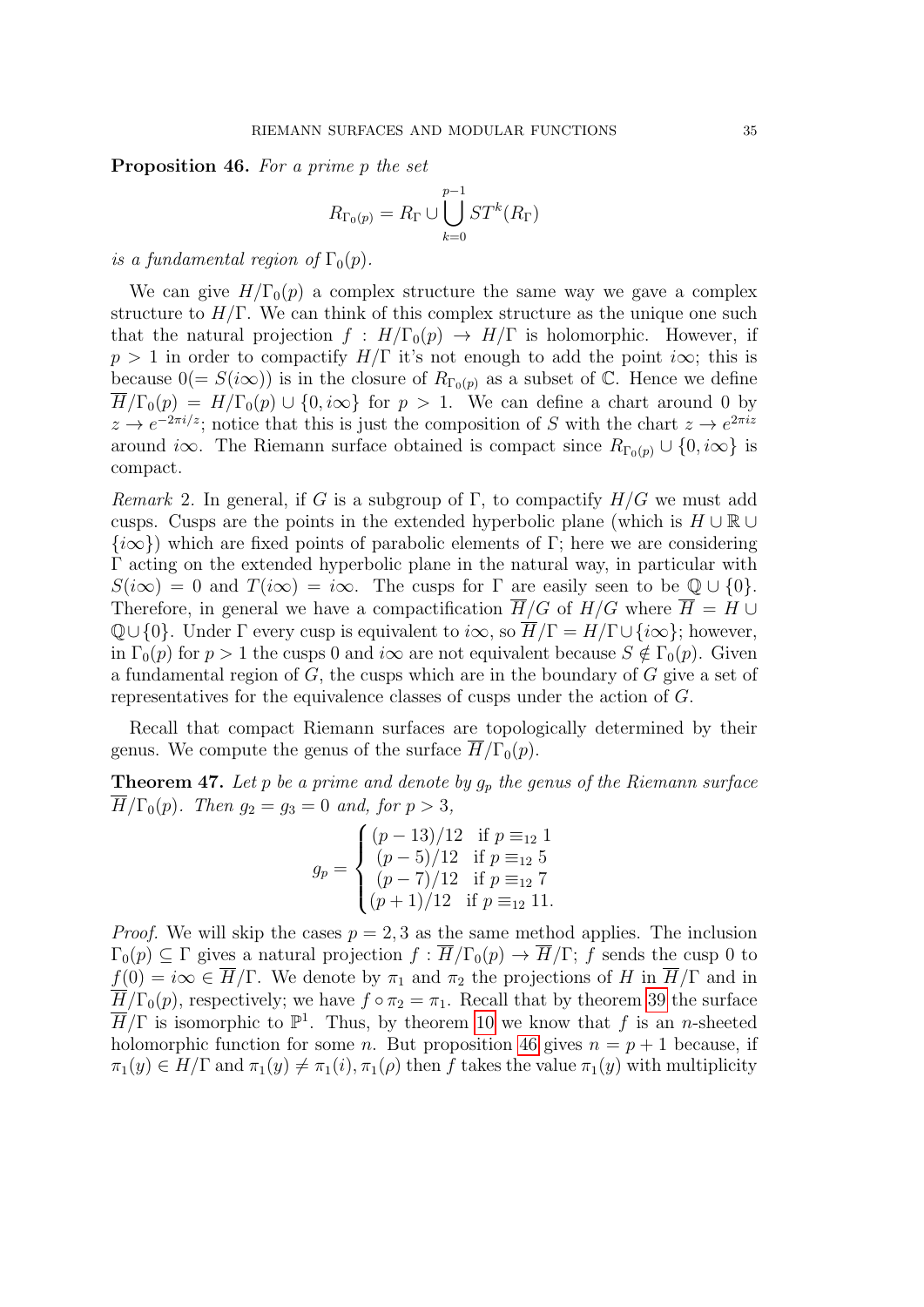**Proposition 46.** *For a prime $p$ the set*

$$R_{\Gamma_0(p)} = R_\Gamma \cup \bigcup_{k=0}^{p-1} ST^k(R_\Gamma)$$

*is a fundamental region of $\Gamma_0(p)$.*

We can give $H/\Gamma_0(p)$ a complex structure the same way we gave a complex structure to $H/\Gamma$. We can think of this complex structure as the unique one such that the natural projection $f : H/\Gamma_0(p) \to H/\Gamma$ is holomorphic. However, if $p > 1$ in order to compactify $H/\Gamma$ it's not enough to add the point $i\infty$; this is because $0 (= S(i\infty))$ is in the closure of $R_{\Gamma_0(p)}$ as a subset of $\mathbb{C}$. Hence we define $\overline{H}/\Gamma_0(p) = H/\Gamma_0(p) \cup \{0, i\infty\}$ for $p > 1$. We can define a chart around 0 by $z \to e^{-2\pi i/z}$; notice that this is just the composition of $S$ with the chart $z \to e^{2\pi i z}$ around $i\infty$. The Riemann surface obtained is compact since $R_{\Gamma_0(p)} \cup \{0, i\infty\}$ is compact.

*Remark* 2. In general, if $G$ is a subgroup of $\Gamma$, to compactify $H/G$ we must add cusps. Cusps are the points in the extended hyperbolic plane (which is $H \cup \mathbb{R} \cup \{i\infty\}$) which are fixed points of parabolic elements of $\Gamma$; here we are considering $\Gamma$ acting on the extended hyperbolic plane in the natural way, in particular with $S(i\infty) = 0$ and $T(i\infty) = i\infty$. The cusps for $\Gamma$ are easily seen to be $\mathbb{Q} \cup \{0\}$. Therefore, in general we have a compactification $\overline{H}/G$ of $H/G$ where $\overline{H} = H \cup \mathbb{Q} \cup \{0\}$. Under $\Gamma$ every cusp is equivalent to $i\infty$, so $\overline{H}/\Gamma = H/\Gamma \cup \{i\infty\}$; however, in $\Gamma_0(p)$ for $p > 1$ the cusps 0 and $i\infty$ are not equivalent because $S \notin \Gamma_0(p)$. Given a fundamental region of $G$, the cusps which are in the boundary of $G$ give a set of representatives for the equivalence classes of cusps under the action of $G$.

Recall that compact Riemann surfaces are topologically determined by their genus. We compute the genus of the surface $\overline{H}/\Gamma_0(p)$.

**Theorem 47.** *Let $p$ be a prime and denote by $g_p$ the genus of the Riemann surface $\overline{H}/\Gamma_0(p)$. Then $g_2 = g_3 = 0$ and, for $p > 3$,*

$$g_p = \begin{cases} (p-13)/12 & \text{if } p \equiv_{12} 1 \\ (p-5)/12 & \text{if } p \equiv_{12} 5 \\ (p-7)/12 & \text{if } p \equiv_{12} 7 \\ (p+1)/12 & \text{if } p \equiv_{12} 11. \end{cases}$$

*Proof.* We will skip the cases $p = 2, 3$ as the same method applies. The inclusion $\Gamma_0(p) \subseteq \Gamma$ gives a natural projection $f : \overline{H}/\Gamma_0(p) \to \overline{H}/\Gamma$; $f$ sends the cusp 0 to $f(0) = i\infty \in \overline{H}/\Gamma$. We denote by $\pi_1$ and $\pi_2$ the projections of $H$ in $\overline{H}/\Gamma$ and in $\overline{H}/\Gamma_0(p)$, respectively; we have $f \circ \pi_2 = \pi_1$. Recall that by theorem 39 the surface $\overline{H}/\Gamma$ is isomorphic to $\mathbb{P}^1$. Thus, by theorem 10 we know that $f$ is an $n$-sheeted holomorphic function for some $n$. But proposition 46 gives $n = p + 1$ because, if $\pi_1(y) \in H/\Gamma$ and $\pi_1(y) \neq \pi_1(i), \pi_1(\rho)$ then $f$ takes the value $\pi_1(y)$ with multiplicity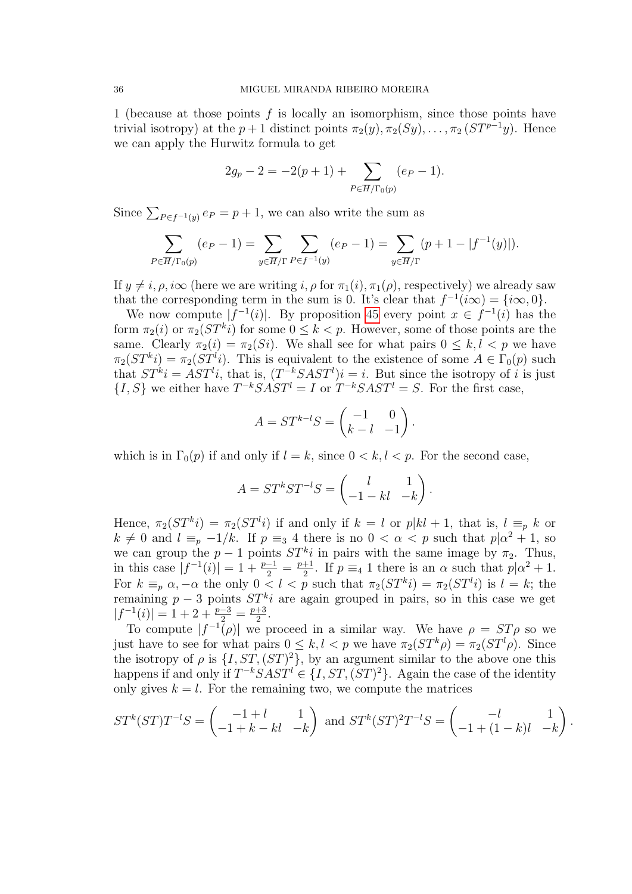1 (because at those points $f$ is locally an isomorphism, since those points have trivial isotropy) at the $p+1$ distinct points $\pi_2(y), \pi_2(Sy), \dots, \pi_2(ST^{p-1}y)$. Hence we can apply the Hurwitz formula to get

$$2g_p - 2 = -2(p+1) + \sum_{P \in \overline{\mathcal{H}}/\Gamma_0(p)} (e_P - 1).$$

Since $\sum_{P \in f^{-1}(y)} e_P = p+1$, we can also write the sum as

$$\sum_{P \in \overline{\mathcal{H}}/\Gamma_0(p)} (e_P - 1) = \sum_{y \in \overline{\mathcal{H}}/\Gamma} \sum_{P \in f^{-1}(y)} (e_P - 1) = \sum_{y \in \overline{\mathcal{H}}/\Gamma} (p + 1 - |f^{-1}(y)|).$$

If $y \neq i, \rho, i\infty$ (here we are writing $i, \rho$ for $\pi_1(i), \pi_1(\rho)$, respectively) we already saw that the corresponding term in the sum is 0. It's clear that $f^{-1}(i\infty) = \{i\infty, 0\}$.

We now compute $|f^{-1}(i)|$. By proposition 45 every point $x \in f^{-1}(i)$ has the form $\pi_2(i)$ or $\pi_2(ST^k i)$ for some $0 \leq k < p$. However, some of those points are the same. Clearly $\pi_2(i) = \pi_2(Si)$. We shall see for what pairs $0 \leq k, l < p$ we have $\pi_2(ST^k i) = \pi_2(ST^l i)$. This is equivalent to the existence of some $A \in \Gamma_0(p)$ such that $ST^k i = AST^l i$, that is, $(T^{-k}SAST^l)i = i$. But since the isotropy of $i$ is just $\{I, S\}$ we either have $T^{-k}SAST^l = I$ or $T^{-k}SAST^l = S$. For the first case,

$$A = ST^{k-l}S = \begin{pmatrix} -1 & 0 \\ k-l & -1 \end{pmatrix}.$$

which is in $\Gamma_0(p)$ if and only if $l = k$, since $0 < k, l < p$. For the second case,

$$A = ST^k ST^{-l} S = \begin{pmatrix} l & 1 \\ -1-kl & -k \end{pmatrix}.$$

Hence, $\pi_2(ST^k i) = \pi_2(ST^l i)$ if and only if $k = l$ or $p | kl + 1$, that is, $l \equiv_p k$ or $k \neq 0$ and $l \equiv_p -1/k$. If $p \equiv_3 4$ there is no $0 < \alpha < p$ such that $p | \alpha^2 + 1$, so we can group the $p-1$ points $ST^k i$ in pairs with the same image by $\pi_2$. Thus, in this case $|f^{-1}(i)| = 1 + \frac{p-1}{2} = \frac{p+1}{2}$. If $p \equiv_4 1$ there is an $\alpha$ such that $p | \alpha^2 + 1$. For $k \equiv_p \alpha, -\alpha$ the only $0 < l < p$ such that $\pi_2(ST^k i) = \pi_2(ST^l i)$ is $l = k$; the remaining $p-3$ points $ST^k i$ are again grouped in pairs, so in this case we get $|f^{-1}(i)| = 1 + 2 + \frac{p-3}{2} = \frac{p+3}{2}$.

To compute $|f^{-1}(\rho)|$ we proceed in a similar way. We have $\rho = ST\rho$ so we just have to see for what pairs $0 \leq k, l < p$ we have $\pi_2(ST^k \rho) = \pi_2(ST^l \rho)$. Since the isotropy of $\rho$ is $\{I, ST, (ST)^2\}$, by an argument similar to the above one this happens if and only if $T^{-k}SAST^l \in \{I, ST, (ST)^2\}$. Again the case of the identity only gives $k = l$. For the remaining two, we compute the matrices

$$ST^k(ST)T^{-l}S = \begin{pmatrix} -1+l & 1 \\ -1+k-kl & -k \end{pmatrix} \text{ and } ST^k(ST)^2T^{-l}S = \begin{pmatrix} -l & 1 \\ -1+(1-k)l & -k \end{pmatrix}.$$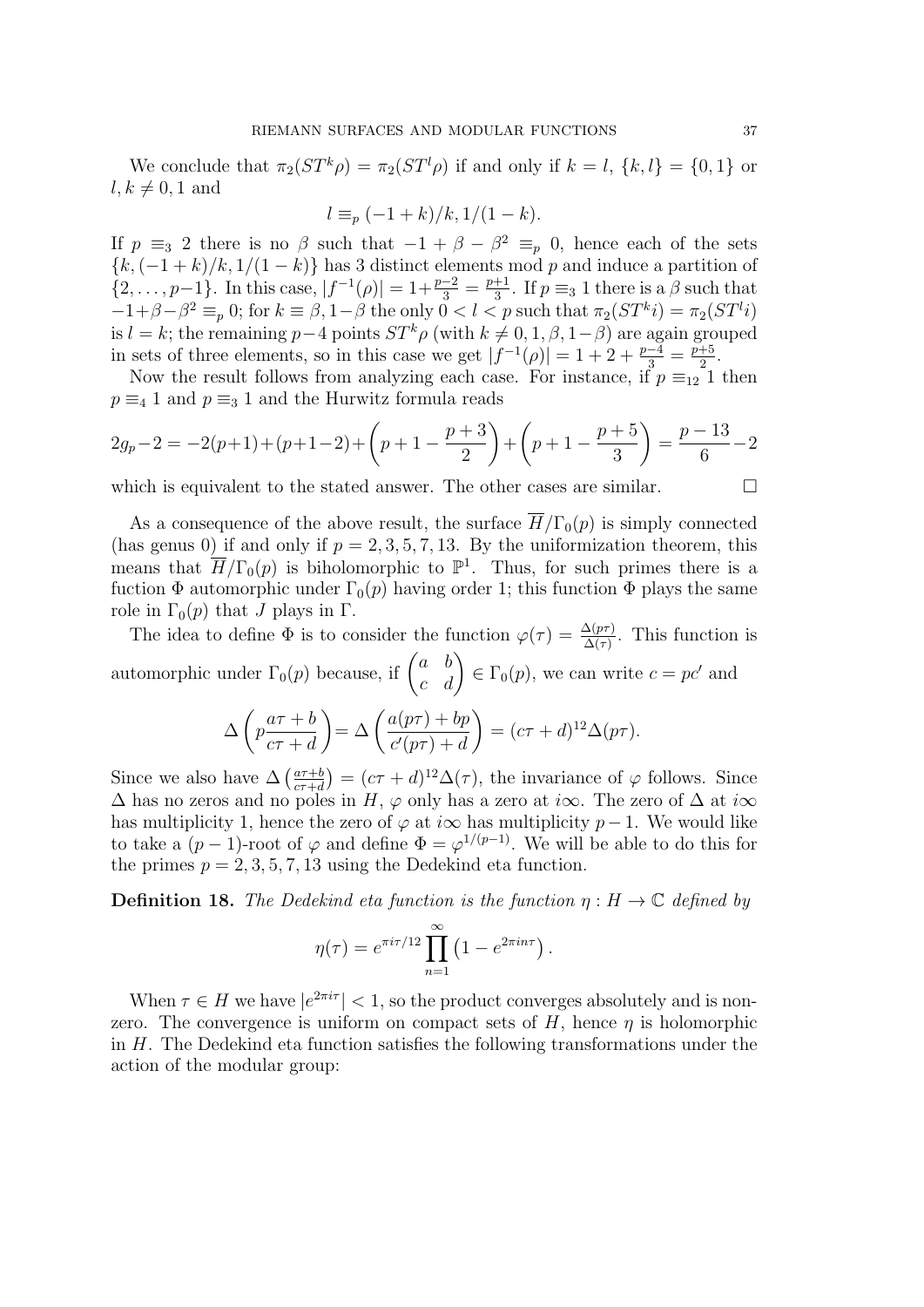We conclude that $\pi_2(ST^k\rho) = \pi_2(ST^l\rho)$ if and only if $k = l$, $\{k, l\} = \{0, 1\}$ or $l, k \neq 0, 1$ and

$$l \equiv_p (-1+k)/k, 1/(1-k).$$

If $p \equiv_3 2$ there is no $\beta$ such that $-1 + \beta - \beta^2 \equiv_p 0$, hence each of the sets $\{k, (-1+k)/k, 1/(1-k)\}$ has 3 distinct elements mod $p$ and induce a partition of $\{2, \ldots, p-1\}$. In this case, $|f^{-1}(\rho)| = 1 + \frac{p-2}{3} = \frac{p+1}{3}$. If $p \equiv_3 1$ there is a $\beta$ such that $-1+\beta-\beta^2 \equiv_p 0$; for $k \equiv \beta, 1-\beta$ the only $0 < l < p$ such that $\pi_2(ST^k i) = \pi_2(ST^l i)$ is $l = k$; the remaining $p-4$ points $ST^k\rho$ (with $k \neq 0, 1, \beta, 1-\beta$) are again grouped in sets of three elements, so in this case we get $|f^{-1}(\rho)| = 1 + 2 + \frac{p-4}{3} = \frac{p+5}{2}$.

Now the result follows from analyzing each case. For instance, if $p \equiv_{12} 1$ then $p \equiv_4 1$ and $p \equiv_3 1$ and the Hurwitz formula reads

$$2g_p - 2 = -2(p+1) + (p+1-2) + \left(p + 1 - \frac{p+3}{2}\right) + \left(p + 1 - \frac{p+5}{3}\right) = \frac{p-13}{6} - 2$$

which is equivalent to the stated answer. The other cases are similar. $\square$

As a consequence of the above result, the surface $\overline{H}/\Gamma_0(p)$ is simply connected (has genus 0) if and only if $p = 2, 3, 5, 7, 13$. By the uniformization theorem, this means that $\overline{H}/\Gamma_0(p)$ is biholomorphic to $\mathbb{P}^1$. Thus, for such primes there is a fuction $\Phi$ automorphic under $\Gamma_0(p)$ having order 1; this function $\Phi$ plays the same role in $\Gamma_0(p)$ that $J$ plays in $\Gamma$.

The idea to define $\Phi$ is to consider the function $\varphi(\tau) = \frac{\Delta(p\tau)}{\Delta(\tau)}$. This function is automorphic under $\Gamma_0(p)$ because, if $\begin{pmatrix} a & b \\ c & d \end{pmatrix} \in \Gamma_0(p)$, we can write $c = pc'$ and

$$\Delta\left(p\frac{a\tau + b}{c\tau + d}\right) = \Delta\left(\frac{a(p\tau) + bp}{c'(p\tau) + d}\right) = (c\tau + d)^{12}\Delta(p\tau).$$

Since we also have $\Delta\left(\frac{a\tau+b}{c\tau+d}\right) = (c\tau + d)^{12}\Delta(\tau)$, the invariance of $\varphi$ follows. Since $\Delta$ has no zeros and no poles in $H$, $\varphi$ only has a zero at $i\infty$. The zero of $\Delta$ at $i\infty$ has multiplicity 1, hence the zero of $\varphi$ at $i\infty$ has multiplicity $p-1$. We would like to take a $(p-1)$-root of $\varphi$ and define $\Phi = \varphi^{1/(p-1)}$. We will be able to do this for the primes $p = 2, 3, 5, 7, 13$ using the Dedekind eta function.

**Definition 18.** *The Dedekind eta function is the function $\eta : H \to \mathbb{C}$ defined by*

$$\eta(\tau) = e^{\pi i \tau/12} \prod_{n=1}^{\infty} \left(1 - e^{2\pi i n \tau}\right).$$

When $\tau \in H$ we have $|e^{2\pi i \tau}| < 1$, so the product converges absolutely and is nonzero. The convergence is uniform on compact sets of $H$, hence $\eta$ is holomorphic in $H$. The Dedekind eta function satisfies the following transformations under the action of the modular group: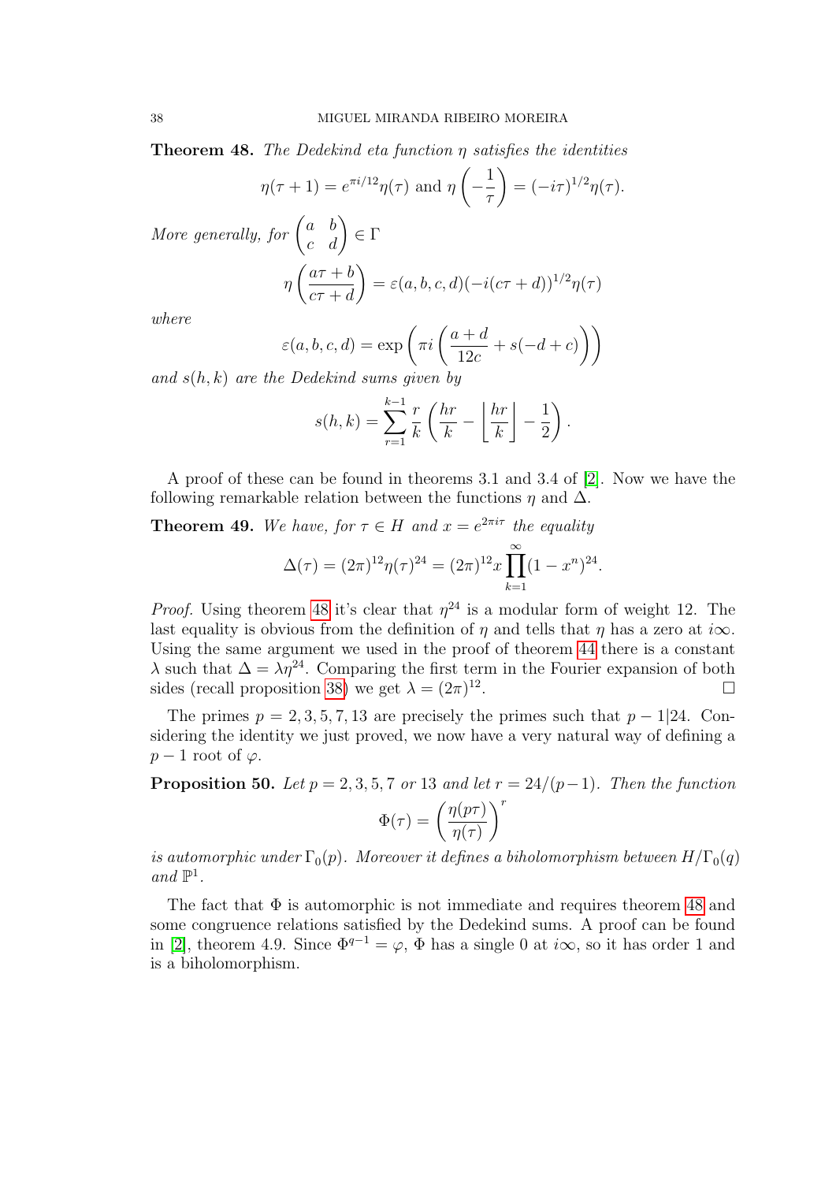**Theorem 48.** *The Dedekind eta function $\eta$ satisfies the identities*

$$\eta(\tau+1) = e^{\pi i/12}\eta(\tau) \text{ and } \eta\left(-\frac{1}{\tau}\right) = (-i\tau)^{1/2}\eta(\tau).$$

*More generally, for* $\begin{pmatrix} a & b \\ c & d \end{pmatrix} \in \Gamma$

$$\eta\left(\frac{a\tau+b}{c\tau+d}\right) = \varepsilon(a,b,c,d)(-i(c\tau+d))^{1/2}\eta(\tau)$$

*where*

$$\varepsilon(a,b,c,d) = \exp\left(\pi i\left(\frac{a+d}{12c} + s(-d+c)\right)\right)$$

*and $s(h,k)$ are the Dedekind sums given by*

$$s(h,k) = \sum_{r=1}^{k-1} \frac{r}{k}\left(\frac{hr}{k} - \left\lfloor \frac{hr}{k} \right\rfloor - \frac{1}{2}\right).$$

A proof of these can be found in theorems 3.1 and 3.4 of [2]. Now we have the following remarkable relation between the functions $\eta$ and $\Delta$.

**Theorem 49.** *We have, for $\tau \in H$ and $x = e^{2\pi i\tau}$ the equality*

$$\Delta(\tau) = (2\pi)^{12}\eta(\tau)^{24} = (2\pi)^{12}x\prod_{k=1}^{\infty}(1-x^n)^{24}.$$

*Proof.* Using theorem 48 it's clear that $\eta^{24}$ is a modular form of weight 12. The last equality is obvious from the definition of $\eta$ and tells that $\eta$ has a zero at $i\infty$. Using the same argument we used in the proof of theorem 44 there is a constant $\lambda$ such that $\Delta = \lambda\eta^{24}$. Comparing the first term in the Fourier expansion of both sides (recall proposition 38) we get $\lambda = (2\pi)^{12}$. □

The primes $p = 2, 3, 5, 7, 13$ are precisely the primes such that $p - 1|24$. Considering the identity we just proved, we now have a very natural way of defining a $p - 1$ root of $\varphi$.

**Proposition 50.** *Let $p = 2, 3, 5, 7$ or 13 and let $r = 24/(p-1)$. Then the function*

$$\Phi(\tau) = \left(\frac{\eta(p\tau)}{\eta(\tau)}\right)^r$$

*is automorphic under $\Gamma_0(p)$. Moreover it defines a biholomorphism between $H/\Gamma_0(q)$ and $\mathbb{P}^1$.*

The fact that $\Phi$ is automorphic is not immediate and requires theorem 48 and some congruence relations satisfied by the Dedekind sums. A proof can be found in [2], theorem 4.9. Since $\Phi^{q-1} = \varphi$, $\Phi$ has a single 0 at $i\infty$, so it has order 1 and is a biholomorphism.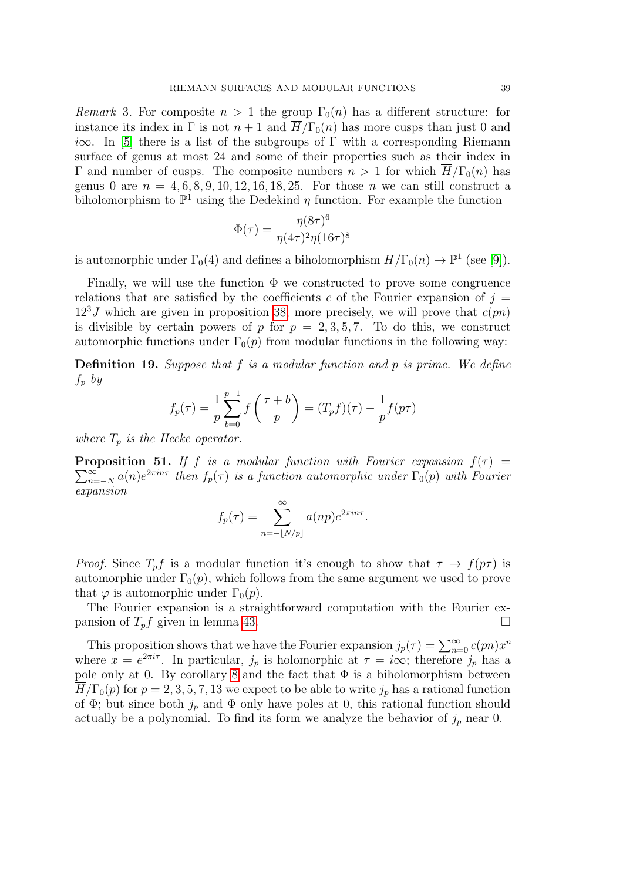*Remark* 3. For composite $n > 1$ the group $\Gamma_0(n)$ has a different structure: for instance its index in $\Gamma$ is not $n+1$ and $\overline{H}/\Gamma_0(n)$ has more cusps than just 0 and $i\infty$. In [5] there is a list of the subgroups of $\Gamma$ with a corresponding Riemann surface of genus at most 24 and some of their properties such as their index in $\Gamma$ and number of cusps. The composite numbers $n > 1$ for which $\overline{H}/\Gamma_0(n)$ has genus 0 are $n = 4, 6, 8, 9, 10, 12, 16, 18, 25$. For those $n$ we can still construct a biholomorphism to $\mathbb{P}^1$ using the Dedekind $\eta$ function. For example the function

$$\Phi(\tau) = \frac{\eta(8\tau)^6}{\eta(4\tau)^2\eta(16\tau)^8}$$

is automorphic under $\Gamma_0(4)$ and defines a biholomorphism $\overline{H}/\Gamma_0(n) \to \mathbb{P}^1$ (see [9]).

Finally, we will use the function $\Phi$ we constructed to prove some congruence relations that are satisfied by the coefficients $c$ of the Fourier expansion of $j = 12^3 J$ which are given in proposition 38; more precisely, we will prove that $c(pn)$ is divisible by certain powers of $p$ for $p = 2, 3, 5, 7$. To do this, we construct automorphic functions under $\Gamma_0(p)$ from modular functions in the following way:

**Definition 19.** *Suppose that $f$ is a modular function and $p$ is prime. We define $f_p$ by*

$$f_p(\tau) = \frac{1}{p}\sum_{b=0}^{p-1} f\left(\frac{\tau+b}{p}\right) = (T_pf)(\tau) - \frac{1}{p}f(p\tau)$$

*where $T_p$ is the Hecke operator.*

**Proposition 51.** *If $f$ is a modular function with Fourier expansion $f(\tau) = \sum_{n=-N}^{\infty} a(n)e^{2\pi i n\tau}$ then $f_p(\tau)$ is a function automorphic under $\Gamma_0(p)$ with Fourier expansion*

$$f_p(\tau) = \sum_{n=-\lfloor N/p \rfloor}^{\infty} a(np)e^{2\pi i n\tau}.$$

*Proof.* Since $T_pf$ is a modular function it's enough to show that $\tau \to f(p\tau)$ is automorphic under $\Gamma_0(p)$, which follows from the same argument we used to prove that $\varphi$ is automorphic under $\Gamma_0(p)$.

The Fourier expansion is a straightforward computation with the Fourier expansion of $T_pf$ given in lemma 43. $\square$

This proposition shows that we have the Fourier expansion $j_p(\tau) = \sum_{n=0}^{\infty} c(pn)x^n$ where $x = e^{2\pi i\tau}$. In particular, $j_p$ is holomorphic at $\tau = i\infty$; therefore $j_p$ has a pole only at 0. By corollary 8 and the fact that $\Phi$ is a biholomorphism between $\overline{H}/\Gamma_0(p)$ for $p = 2, 3, 5, 7, 13$ we expect to be able to write $j_p$ has a rational function of $\Phi$; but since both $j_p$ and $\Phi$ only have poles at 0, this rational function should actually be a polynomial. To find its form we analyze the behavior of $j_p$ near 0.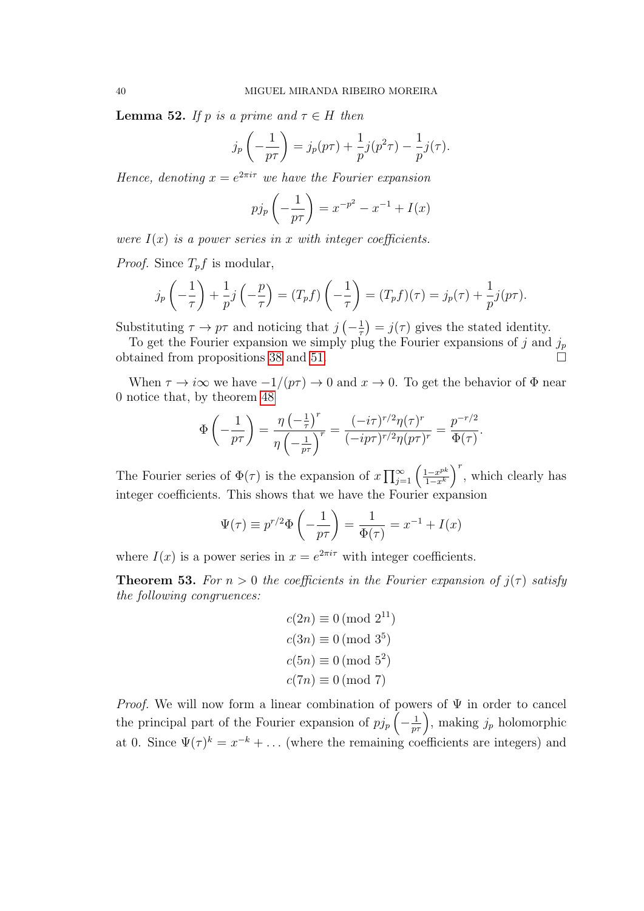**Lemma 52.** *If $p$ is a prime and $\tau \in H$ then*

$$j_p\left(-\frac{1}{p\tau}\right) = j_p(p\tau) + \frac{1}{p}j(p^2\tau) - \frac{1}{p}j(\tau).$$

*Hence, denoting $x = e^{2\pi i\tau}$ we have the Fourier expansion*

$$pj_p\left(-\frac{1}{p\tau}\right) = x^{-p^2} - x^{-1} + I(x)$$

*were $I(x)$ is a power series in $x$ with integer coefficients.*

*Proof.* Since $T_pf$ is modular,

$$j_p\left(-\frac{1}{\tau}\right) + \frac{1}{p}j\left(-\frac{p}{\tau}\right) = (T_pf)\left(-\frac{1}{\tau}\right) = (T_pf)(\tau) = j_p(\tau) + \frac{1}{p}j(p\tau).$$

Substituting $\tau \to p\tau$ and noticing that $j\left(-\frac{1}{\tau}\right) = j(\tau)$ gives the stated identity.

To get the Fourier expansion we simply plug the Fourier expansions of $j$ and $j_p$ obtained from propositions 38 and 51. $\square$

When $\tau \to i\infty$ we have $-1/(p\tau) \to 0$ and $x \to 0$. To get the behavior of $\Phi$ near 0 notice that, by theorem 48

$$\Phi\left(-\frac{1}{p\tau}\right) = \frac{\eta\left(-\frac{1}{\tau}\right)^r}{\eta\left(-\frac{1}{p\tau}\right)^r} = \frac{(-i\tau)^{r/2}\eta(\tau)^r}{(-ip\tau)^{r/2}\eta(p\tau)^r} = \frac{p^{-r/2}}{\Phi(\tau)}.$$

The Fourier series of $\Phi(\tau)$ is the expansion of $x\prod_{j=1}^{\infty}\left(\frac{1-x^{pk}}{1-x^k}\right)^r$, which clearly has integer coefficients. This shows that we have the Fourier expansion

$$\Psi(\tau) \equiv p^{r/2}\Phi\left(-\frac{1}{p\tau}\right) = \frac{1}{\Phi(\tau)} = x^{-1} + I(x)$$

where $I(x)$ is a power series in $x = e^{2\pi i\tau}$ with integer coefficients.

**Theorem 53.** *For $n > 0$ the coefficients in the Fourier expansion of $j(\tau)$ satisfy the following congruences:*

$$c(2n) \equiv 0 \pmod{2^{11}}$$
$$c(3n) \equiv 0 \pmod{3^5}$$
$$c(5n) \equiv 0 \pmod{5^2}$$
$$c(7n) \equiv 0 \pmod{7}$$

*Proof.* We will now form a linear combination of powers of $\Psi$ in order to cancel the principal part of the Fourier expansion of $pj_p\left(-\frac{1}{p\tau}\right)$, making $j_p$ holomorphic at 0. Since $\Psi(\tau)^k = x^{-k} + \ldots$ (where the remaining coefficients are integers) and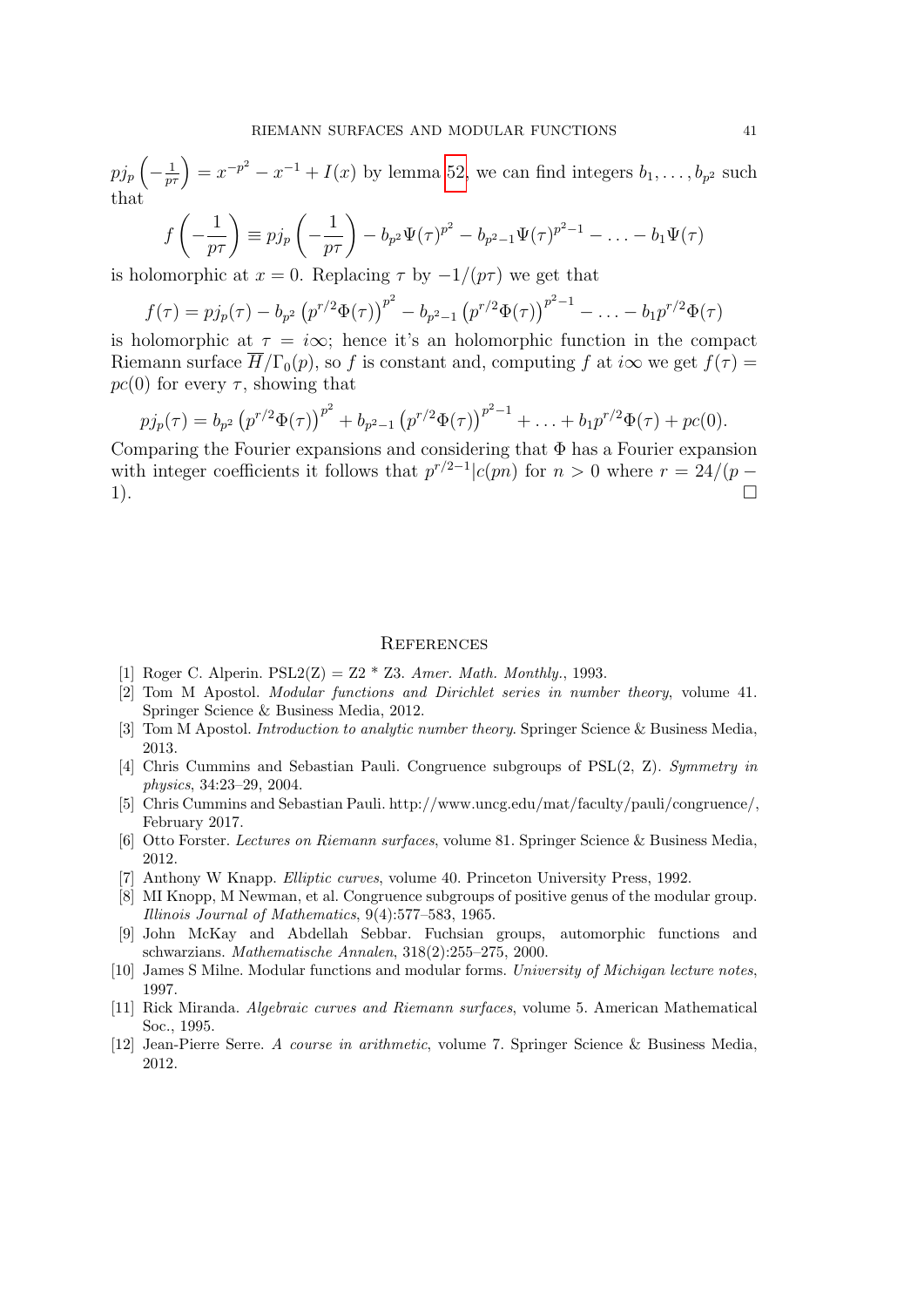$pj_p\left(-\frac{1}{p\tau}\right) = x^{-p^2} - x^{-1} + I(x)$ by lemma 52, we can find integers $b_1, \ldots, b_{p^2}$ such that

$$f\left(-\frac{1}{p\tau}\right) \equiv pj_p\left(-\frac{1}{p\tau}\right) - b_{p^2}\Psi(\tau)^{p^2} - b_{p^2-1}\Psi(\tau)^{p^2-1} - \ldots - b_1\Psi(\tau)$$

is holomorphic at $x = 0$. Replacing $\tau$ by $-1/(p\tau)$ we get that

$$f(\tau) = pj_p(\tau) - b_{p^2}\left(p^{r/2}\Phi(\tau)\right)^{p^2} - b_{p^2-1}\left(p^{r/2}\Phi(\tau)\right)^{p^2-1} - \ldots - b_1 p^{r/2}\Phi(\tau)$$

is holomorphic at $\tau = i\infty$; hence it's an holomorphic function in the compact Riemann surface $\overline{H}/\Gamma_0(p)$, so $f$ is constant and, computing $f$ at $i\infty$ we get $f(\tau) = pc(0)$ for every $\tau$, showing that

$$pj_p(\tau) = b_{p^2}\left(p^{r/2}\Phi(\tau)\right)^{p^2} + b_{p^2-1}\left(p^{r/2}\Phi(\tau)\right)^{p^2-1} + \ldots + b_1 p^{r/2}\Phi(\tau) + pc(0).$$

Comparing the Fourier expansions and considering that $\Phi$ has a Fourier expansion with integer coefficients it follows that $p^{r/2-1}|c(pn)$ for $n > 0$ where $r = 24/(p-1)$. $\square$

## References

[1] Roger C. Alperin. PSL2(Z) = Z2 * Z3. *Amer. Math. Monthly.*, 1993.

[2] Tom M Apostol. *Modular functions and Dirichlet series in number theory*, volume 41. Springer Science & Business Media, 2012.

[3] Tom M Apostol. *Introduction to analytic number theory*. Springer Science & Business Media, 2013.

[4] Chris Cummins and Sebastian Pauli. Congruence subgroups of PSL(2, Z). *Symmetry in physics*, 34:23–29, 2004.

[5] Chris Cummins and Sebastian Pauli. http://www.uncg.edu/mat/faculty/pauli/congruence/, February 2017.

[6] Otto Forster. *Lectures on Riemann surfaces*, volume 81. Springer Science & Business Media, 2012.

[7] Anthony W Knapp. *Elliptic curves*, volume 40. Princeton University Press, 1992.

[8] MI Knopp, M Newman, et al. Congruence subgroups of positive genus of the modular group. *Illinois Journal of Mathematics*, 9(4):577–583, 1965.

[9] John McKay and Abdellah Sebbar. Fuchsian groups, automorphic functions and schwarzians. *Mathematische Annalen*, 318(2):255–275, 2000.

[10] James S Milne. Modular functions and modular forms. *University of Michigan lecture notes*, 1997.

[11] Rick Miranda. *Algebraic curves and Riemann surfaces*, volume 5. American Mathematical Soc., 1995.

[12] Jean-Pierre Serre. *A course in arithmetic*, volume 7. Springer Science & Business Media, 2012.